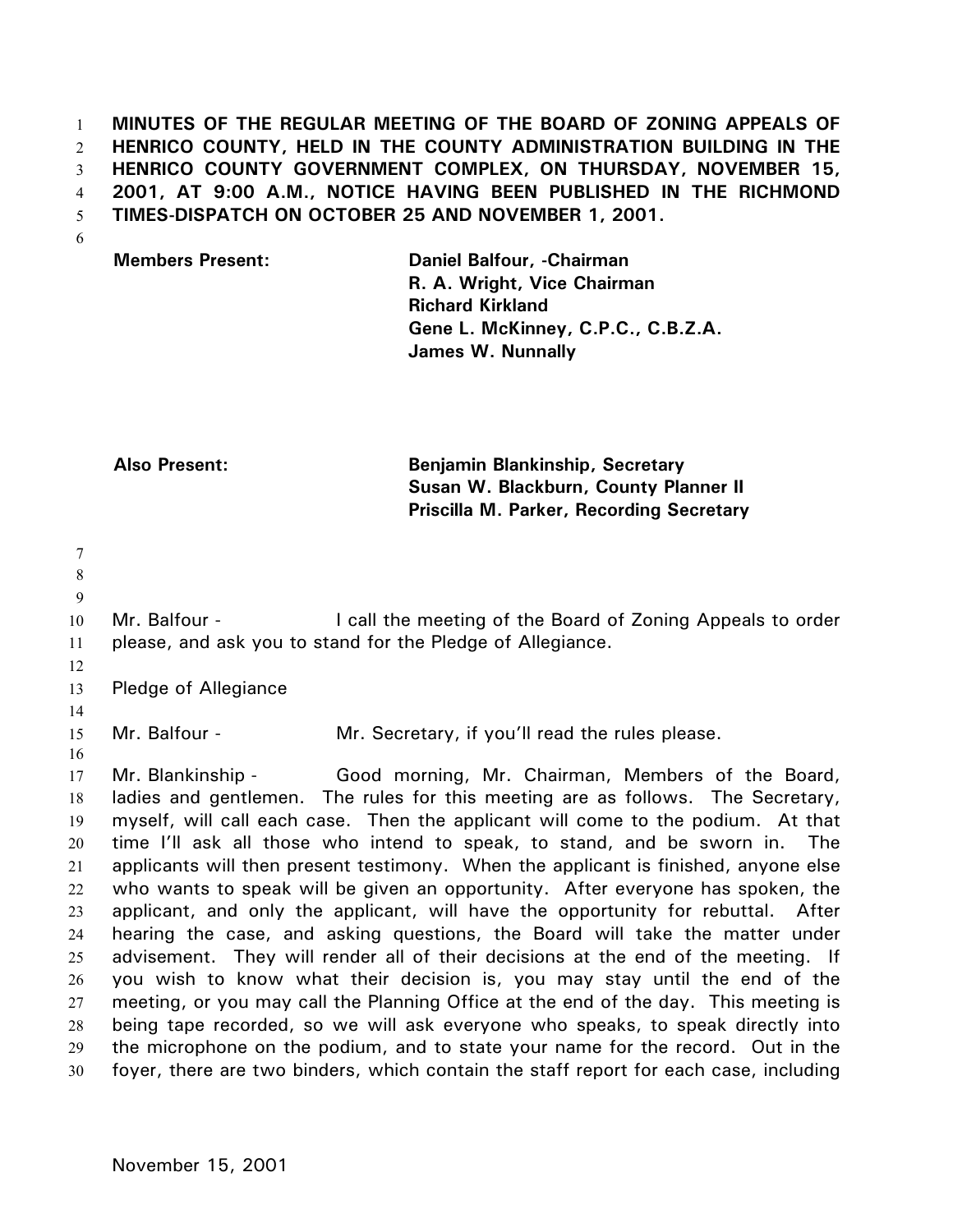**MINUTES OF THE REGULAR MEETING OF THE BOARD OF ZONING APPEALS OF HENRICO COUNTY, HELD IN THE COUNTY ADMINISTRATION BUILDING IN THE HENRICO COUNTY GOVERNMENT COMPLEX, ON THURSDAY, NOVEMBER 15, 2001, AT 9:00 A.M., NOTICE HAVING BEEN PUBLISHED IN THE RICHMOND TIMES-DISPATCH ON OCTOBER 25 AND NOVEMBER 1, 2001.**

| | |
|---|---|
| **Members Present:** | **Daniel Balfour, -Chairman** |
| | **R. A. Wright, Vice Chairman** |
| | **Richard Kirkland** |
| | **Gene L. McKinney, C.P.C., C.B.Z.A.** |
| | **James W. Nunnally** |
| **Also Present:** | **Benjamin Blankinship, Secretary** |
| | **Susan W. Blackburn, County Planner II** |
| | **Priscilla M. Parker, Recording Secretary** |

Mr. Balfour - I call the meeting of the Board of Zoning Appeals to order please, and ask you to stand for the Pledge of Allegiance.

Pledge of Allegiance

Mr. Balfour - Mr. Secretary, if you'll read the rules please.

Mr. Blankinship - Good morning, Mr. Chairman, Members of the Board, ladies and gentlemen. The rules for this meeting are as follows. The Secretary, myself, will call each case. Then the applicant will come to the podium. At that time I'll ask all those who intend to speak, to stand, and be sworn in. The applicants will then present testimony. When the applicant is finished, anyone else who wants to speak will be given an opportunity. After everyone has spoken, the applicant, and only the applicant, will have the opportunity for rebuttal. After hearing the case, and asking questions, the Board will take the matter under advisement. They will render all of their decisions at the end of the meeting. If you wish to know what their decision is, you may stay until the end of the meeting, or you may call the Planning Office at the end of the day. This meeting is being tape recorded, so we will ask everyone who speaks, to speak directly into the microphone on the podium, and to state your name for the record. Out in the foyer, there are two binders, which contain the staff report for each case, including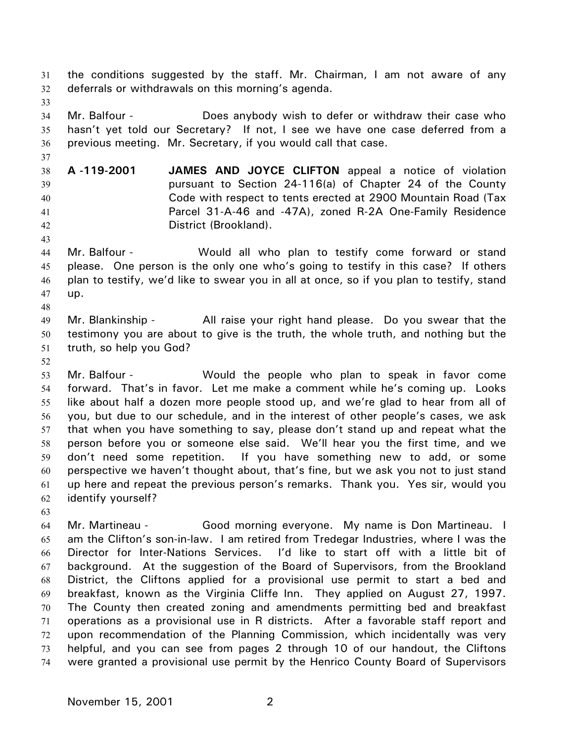the conditions suggested by the staff. Mr. Chairman, I am not aware of any deferrals or withdrawals on this morning's agenda.

Mr. Balfour - Does anybody wish to defer or withdraw their case who hasn't yet told our Secretary? If not, I see we have one case deferred from a previous meeting. Mr. Secretary, if you would call that case.

**A -119-2001** **JAMES AND JOYCE CLIFTON** appeal a notice of violation pursuant to Section 24-116(a) of Chapter 24 of the County Code with respect to tents erected at 2900 Mountain Road (Tax Parcel 31-A-46 and -47A), zoned R-2A One-Family Residence District (Brookland).

Mr. Balfour - Would all who plan to testify come forward or stand please. One person is the only one who's going to testify in this case? If others plan to testify, we'd like to swear you in all at once, so if you plan to testify, stand up.

Mr. Blankinship - All raise your right hand please. Do you swear that the testimony you are about to give is the truth, the whole truth, and nothing but the truth, so help you God?

Mr. Balfour - Would the people who plan to speak in favor come forward. That's in favor. Let me make a comment while he's coming up. Looks like about half a dozen more people stood up, and we're glad to hear from all of you, but due to our schedule, and in the interest of other people's cases, we ask that when you have something to say, please don't stand up and repeat what the person before you or someone else said. We'll hear you the first time, and we don't need some repetition. If you have something new to add, or some perspective we haven't thought about, that's fine, but we ask you not to just stand up here and repeat the previous person's remarks. Thank you. Yes sir, would you identify yourself?

Mr. Martineau - Good morning everyone. My name is Don Martineau. I am the Clifton's son-in-law. I am retired from Tredegar Industries, where I was the Director for Inter-Nations Services. I'd like to start off with a little bit of background. At the suggestion of the Board of Supervisors, from the Brookland District, the Cliftons applied for a provisional use permit to start a bed and breakfast, known as the Virginia Cliffe Inn. They applied on August 27, 1997. The County then created zoning and amendments permitting bed and breakfast operations as a provisional use in R districts. After a favorable staff report and upon recommendation of the Planning Commission, which incidentally was very helpful, and you can see from pages 2 through 10 of our handout, the Cliftons were granted a provisional use permit by the Henrico County Board of Supervisors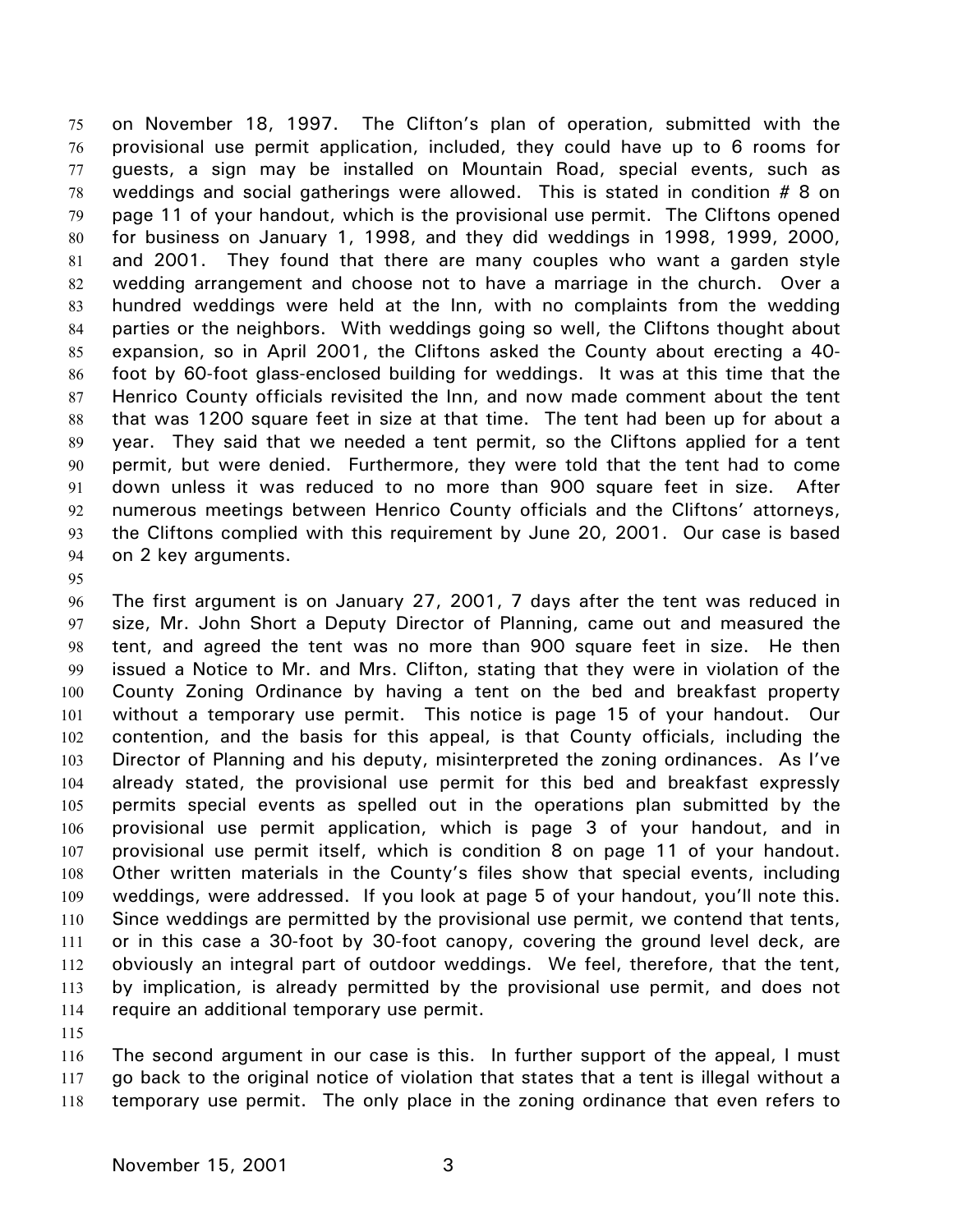on November 18, 1997. The Clifton's plan of operation, submitted with the provisional use permit application, included, they could have up to 6 rooms for guests, a sign may be installed on Mountain Road, special events, such as weddings and social gatherings were allowed. This is stated in condition # 8 on page 11 of your handout, which is the provisional use permit. The Cliftons opened for business on January 1, 1998, and they did weddings in 1998, 1999, 2000, and 2001. They found that there are many couples who want a garden style wedding arrangement and choose not to have a marriage in the church. Over a hundred weddings were held at the Inn, with no complaints from the wedding parties or the neighbors. With weddings going so well, the Cliftons thought about expansion, so in April 2001, the Cliftons asked the County about erecting a 40-foot by 60-foot glass-enclosed building for weddings. It was at this time that the Henrico County officials revisited the Inn, and now made comment about the tent that was 1200 square feet in size at that time. The tent had been up for about a year. They said that we needed a tent permit, so the Cliftons applied for a tent permit, but were denied. Furthermore, they were told that the tent had to come down unless it was reduced to no more than 900 square feet in size. After numerous meetings between Henrico County officials and the Cliftons' attorneys, the Cliftons complied with this requirement by June 20, 2001. Our case is based on 2 key arguments.

The first argument is on January 27, 2001, 7 days after the tent was reduced in size, Mr. John Short a Deputy Director of Planning, came out and measured the tent, and agreed the tent was no more than 900 square feet in size. He then issued a Notice to Mr. and Mrs. Clifton, stating that they were in violation of the County Zoning Ordinance by having a tent on the bed and breakfast property without a temporary use permit. This notice is page 15 of your handout. Our contention, and the basis for this appeal, is that County officials, including the Director of Planning and his deputy, misinterpreted the zoning ordinances. As I've already stated, the provisional use permit for this bed and breakfast expressly permits special events as spelled out in the operations plan submitted by the provisional use permit application, which is page 3 of your handout, and in provisional use permit itself, which is condition 8 on page 11 of your handout. Other written materials in the County's files show that special events, including weddings, were addressed. If you look at page 5 of your handout, you'll note this. Since weddings are permitted by the provisional use permit, we contend that tents, or in this case a 30-foot by 30-foot canopy, covering the ground level deck, are obviously an integral part of outdoor weddings. We feel, therefore, that the tent, by implication, is already permitted by the provisional use permit, and does not require an additional temporary use permit.

The second argument in our case is this. In further support of the appeal, I must go back to the original notice of violation that states that a tent is illegal without a temporary use permit. The only place in the zoning ordinance that even refers to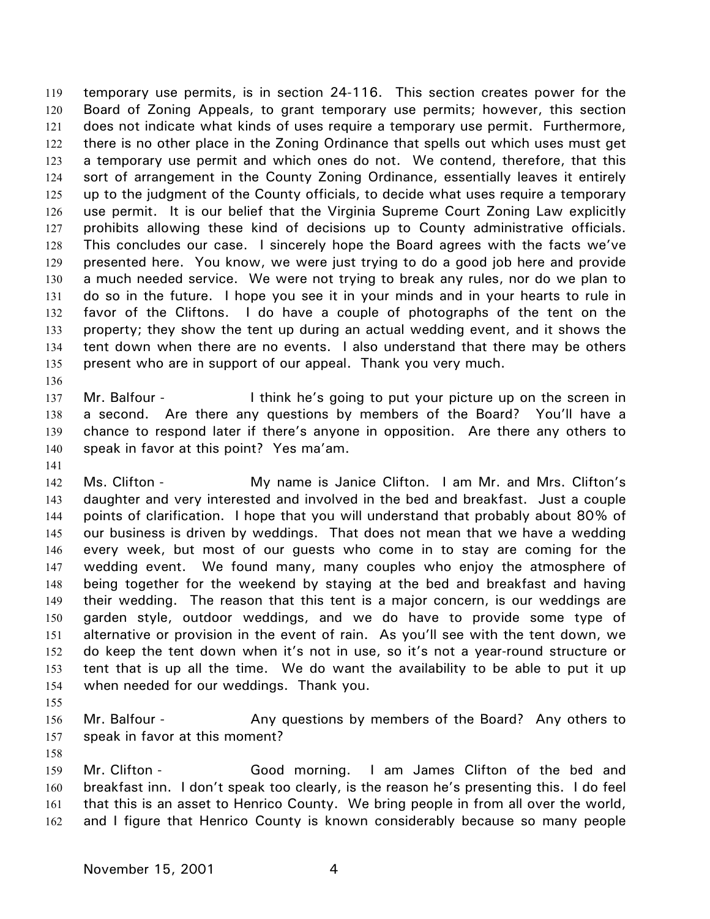temporary use permits, is in section 24-116. This section creates power for the Board of Zoning Appeals, to grant temporary use permits; however, this section does not indicate what kinds of uses require a temporary use permit. Furthermore, there is no other place in the Zoning Ordinance that spells out which uses must get a temporary use permit and which ones do not. We contend, therefore, that this sort of arrangement in the County Zoning Ordinance, essentially leaves it entirely up to the judgment of the County officials, to decide what uses require a temporary use permit. It is our belief that the Virginia Supreme Court Zoning Law explicitly prohibits allowing these kind of decisions up to County administrative officials. This concludes our case. I sincerely hope the Board agrees with the facts we've presented here. You know, we were just trying to do a good job here and provide a much needed service. We were not trying to break any rules, nor do we plan to do so in the future. I hope you see it in your minds and in your hearts to rule in favor of the Cliftons. I do have a couple of photographs of the tent on the property; they show the tent up during an actual wedding event, and it shows the tent down when there are no events. I also understand that there may be others present who are in support of our appeal. Thank you very much.

Mr. Balfour - I think he's going to put your picture up on the screen in a second. Are there any questions by members of the Board? You'll have a chance to respond later if there's anyone in opposition. Are there any others to speak in favor at this point? Yes ma'am.

Ms. Clifton - My name is Janice Clifton. I am Mr. and Mrs. Clifton's daughter and very interested and involved in the bed and breakfast. Just a couple points of clarification. I hope that you will understand that probably about 80% of our business is driven by weddings. That does not mean that we have a wedding every week, but most of our guests who come in to stay are coming for the wedding event. We found many, many couples who enjoy the atmosphere of being together for the weekend by staying at the bed and breakfast and having their wedding. The reason that this tent is a major concern, is our weddings are garden style, outdoor weddings, and we do have to provide some type of alternative or provision in the event of rain. As you'll see with the tent down, we do keep the tent down when it's not in use, so it's not a year-round structure or tent that is up all the time. We do want the availability to be able to put it up when needed for our weddings. Thank you.

Mr. Balfour - Any questions by members of the Board? Any others to speak in favor at this moment?

Mr. Clifton - Good morning. I am James Clifton of the bed and breakfast inn. I don't speak too clearly, is the reason he's presenting this. I do feel that this is an asset to Henrico County. We bring people in from all over the world, and I figure that Henrico County is known considerably because so many people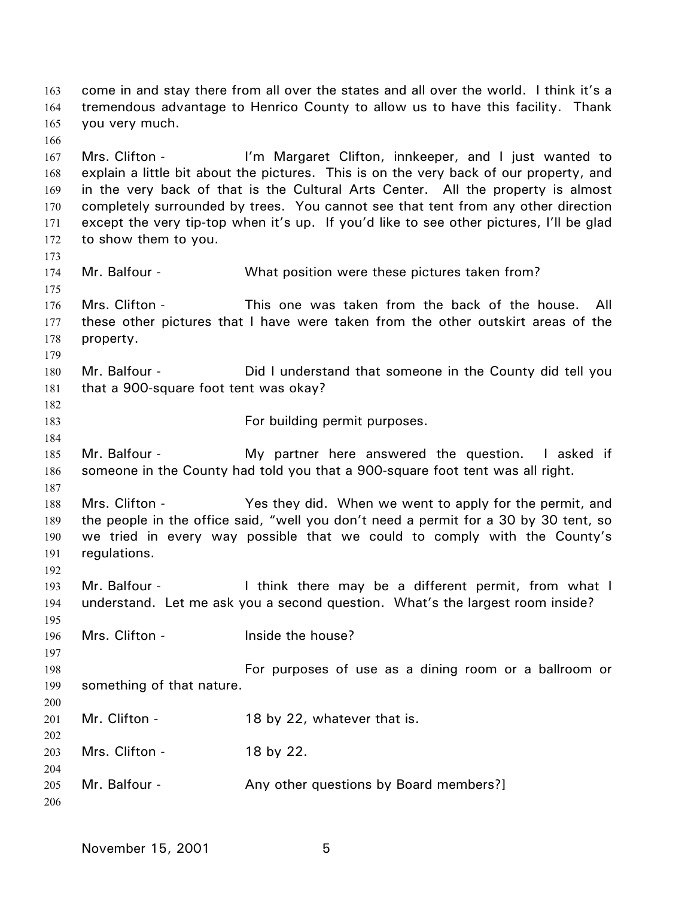come in and stay there from all over the states and all over the world. I think it's a tremendous advantage to Henrico County to allow us to have this facility. Thank you very much.

Mrs. Clifton - I'm Margaret Clifton, innkeeper, and I just wanted to explain a little bit about the pictures. This is on the very back of our property, and in the very back of that is the Cultural Arts Center. All the property is almost completely surrounded by trees. You cannot see that tent from any other direction except the very tip-top when it's up. If you'd like to see other pictures, I'll be glad to show them to you.

Mr. Balfour - What position were these pictures taken from?

Mrs. Clifton - This one was taken from the back of the house. All these other pictures that I have were taken from the other outskirt areas of the property.

Mr. Balfour - Did I understand that someone in the County did tell you that a 900-square foot tent was okay?

For building permit purposes.

Mr. Balfour - My partner here answered the question. I asked if someone in the County had told you that a 900-square foot tent was all right.

Mrs. Clifton - Yes they did. When we went to apply for the permit, and the people in the office said, "well you don't need a permit for a 30 by 30 tent, so we tried in every way possible that we could to comply with the County's regulations.

Mr. Balfour - I think there may be a different permit, from what I understand. Let me ask you a second question. What's the largest room inside?

Mrs. Clifton - Inside the house?

For purposes of use as a dining room or a ballroom or something of that nature.

Mr. Clifton - 18 by 22, whatever that is.

Mrs. Clifton - 18 by 22.

Mr. Balfour - Any other questions by Board members?]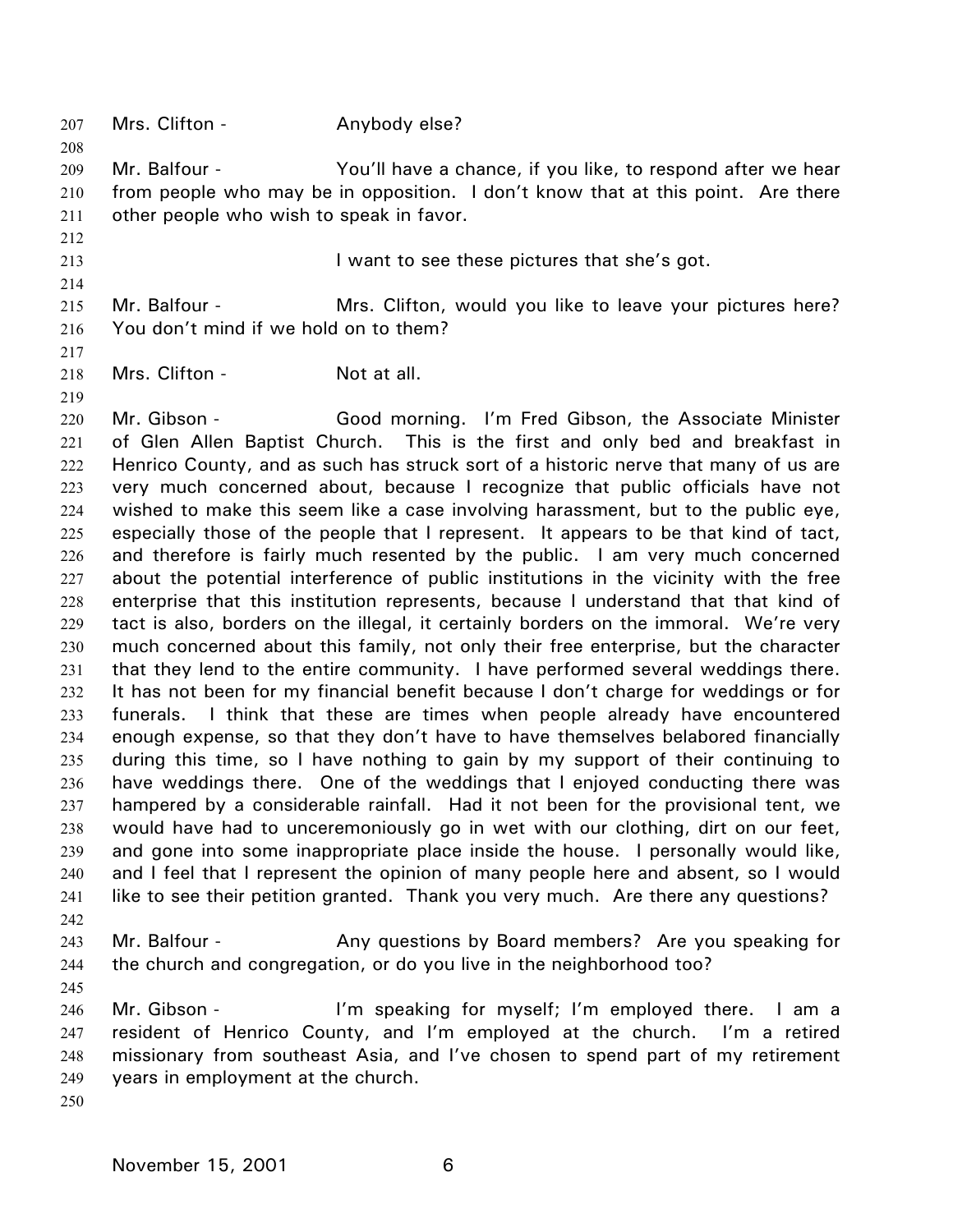Mrs. Clifton - Anybody else?

Mr. Balfour - You'll have a chance, if you like, to respond after we hear from people who may be in opposition. I don't know that at this point. Are there other people who wish to speak in favor.

I want to see these pictures that she's got.

Mr. Balfour - Mrs. Clifton, would you like to leave your pictures here? You don't mind if we hold on to them?

Mrs. Clifton - Not at all.

Mr. Gibson - Good morning. I'm Fred Gibson, the Associate Minister of Glen Allen Baptist Church. This is the first and only bed and breakfast in Henrico County, and as such has struck sort of a historic nerve that many of us are very much concerned about, because I recognize that public officials have not wished to make this seem like a case involving harassment, but to the public eye, especially those of the people that I represent. It appears to be that kind of tact, and therefore is fairly much resented by the public. I am very much concerned about the potential interference of public institutions in the vicinity with the free enterprise that this institution represents, because I understand that that kind of tact is also, borders on the illegal, it certainly borders on the immoral. We're very much concerned about this family, not only their free enterprise, but the character that they lend to the entire community. I have performed several weddings there. It has not been for my financial benefit because I don't charge for weddings or for funerals. I think that these are times when people already have encountered enough expense, so that they don't have to have themselves belabored financially during this time, so I have nothing to gain by my support of their continuing to have weddings there. One of the weddings that I enjoyed conducting there was hampered by a considerable rainfall. Had it not been for the provisional tent, we would have had to unceremoniously go in wet with our clothing, dirt on our feet, and gone into some inappropriate place inside the house. I personally would like, and I feel that I represent the opinion of many people here and absent, so I would like to see their petition granted. Thank you very much. Are there any questions?

Mr. Balfour - Any questions by Board members? Are you speaking for the church and congregation, or do you live in the neighborhood too?

Mr. Gibson - I'm speaking for myself; I'm employed there. I am a resident of Henrico County, and I'm employed at the church. I'm a retired missionary from southeast Asia, and I've chosen to spend part of my retirement years in employment at the church.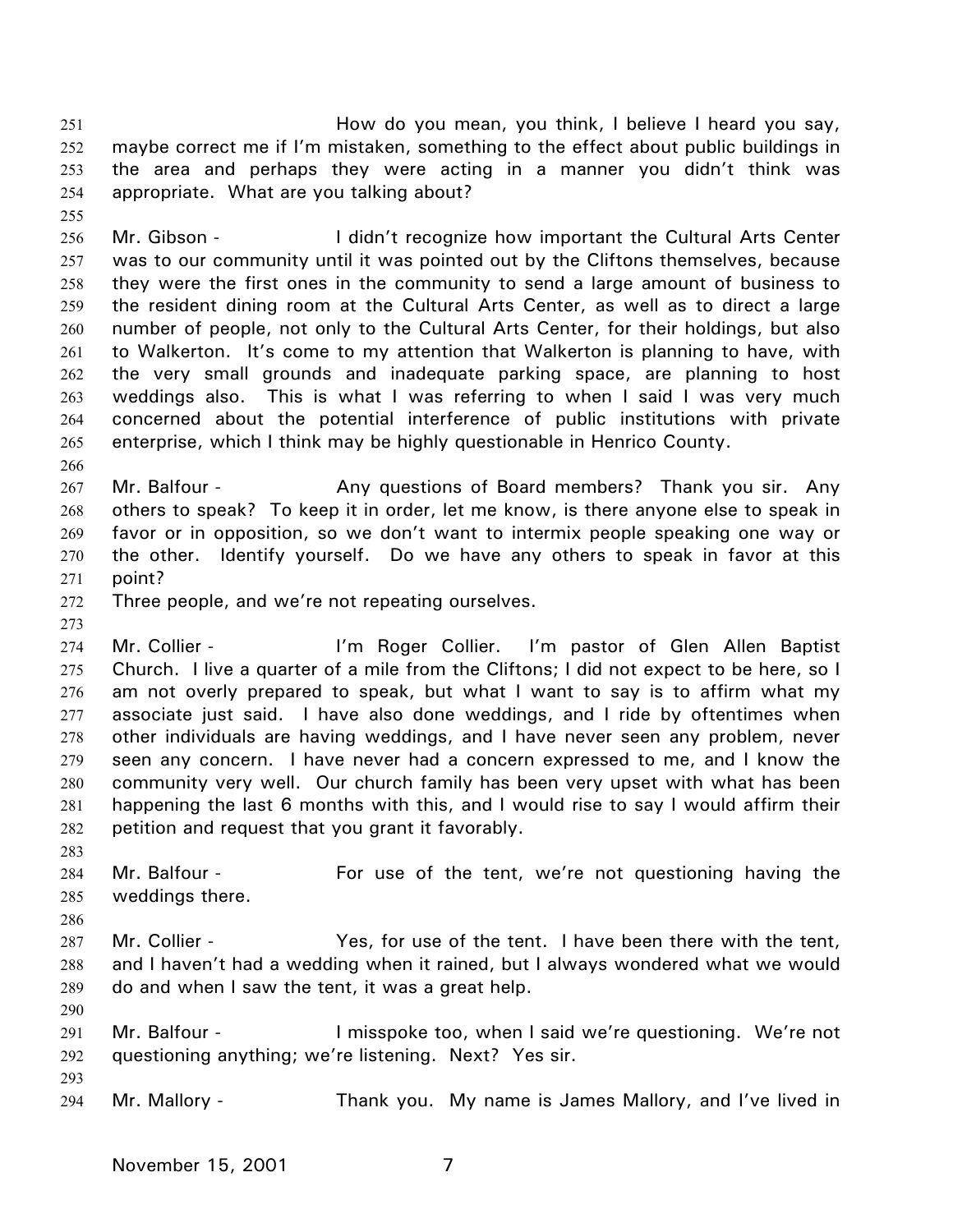How do you mean, you think, I believe I heard you say, maybe correct me if I'm mistaken, something to the effect about public buildings in the area and perhaps they were acting in a manner you didn't think was appropriate. What are you talking about?

Mr. Gibson - I didn't recognize how important the Cultural Arts Center was to our community until it was pointed out by the Cliftons themselves, because they were the first ones in the community to send a large amount of business to the resident dining room at the Cultural Arts Center, as well as to direct a large number of people, not only to the Cultural Arts Center, for their holdings, but also to Walkerton. It's come to my attention that Walkerton is planning to have, with the very small grounds and inadequate parking space, are planning to host weddings also. This is what I was referring to when I said I was very much concerned about the potential interference of public institutions with private enterprise, which I think may be highly questionable in Henrico County.

Mr. Balfour - Any questions of Board members? Thank you sir. Any others to speak? To keep it in order, let me know, is there anyone else to speak in favor or in opposition, so we don't want to intermix people speaking one way or the other. Identify yourself. Do we have any others to speak in favor at this point?

Three people, and we're not repeating ourselves.

Mr. Collier - I'm Roger Collier. I'm pastor of Glen Allen Baptist Church. I live a quarter of a mile from the Cliftons; I did not expect to be here, so I am not overly prepared to speak, but what I want to say is to affirm what my associate just said. I have also done weddings, and I ride by oftentimes when other individuals are having weddings, and I have never seen any problem, never seen any concern. I have never had a concern expressed to me, and I know the community very well. Our church family has been very upset with what has been happening the last 6 months with this, and I would rise to say I would affirm their petition and request that you grant it favorably.

Mr. Balfour - For use of the tent, we're not questioning having the weddings there.

Mr. Collier - Yes, for use of the tent. I have been there with the tent, and I haven't had a wedding when it rained, but I always wondered what we would do and when I saw the tent, it was a great help.

Mr. Balfour - I misspoke too, when I said we're questioning. We're not questioning anything; we're listening. Next? Yes sir.

Mr. Mallory - Thank you. My name is James Mallory, and I've lived in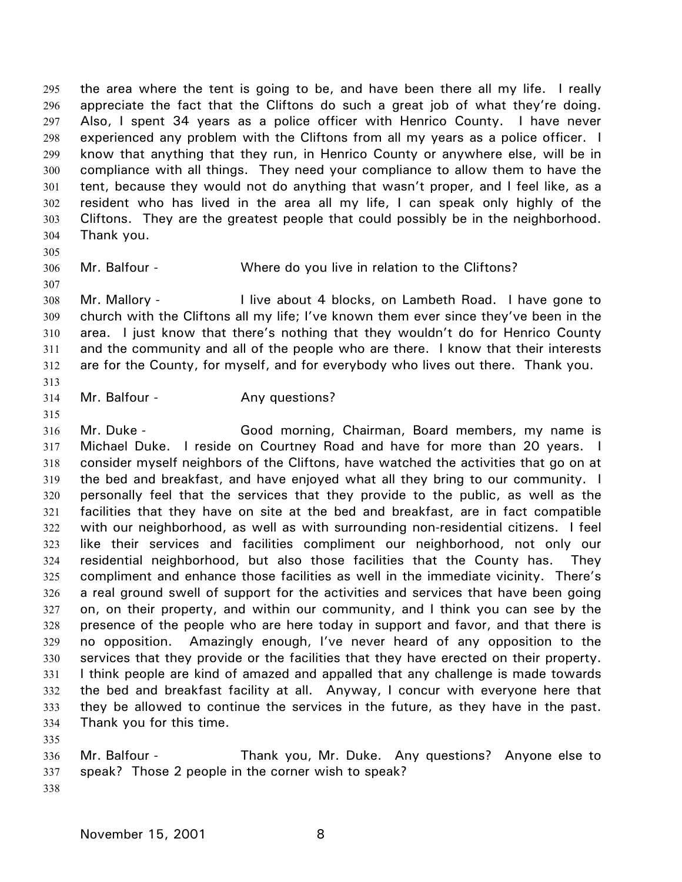the area where the tent is going to be, and have been there all my life. I really appreciate the fact that the Cliftons do such a great job of what they're doing. Also, I spent 34 years as a police officer with Henrico County. I have never experienced any problem with the Cliftons from all my years as a police officer. I know that anything that they run, in Henrico County or anywhere else, will be in compliance with all things. They need your compliance to allow them to have the tent, because they would not do anything that wasn't proper, and I feel like, as a resident who has lived in the area all my life, I can speak only highly of the Cliftons. They are the greatest people that could possibly be in the neighborhood. Thank you.

Mr. Balfour - Where do you live in relation to the Cliftons?

Mr. Mallory - I live about 4 blocks, on Lambeth Road. I have gone to church with the Cliftons all my life; I've known them ever since they've been in the area. I just know that there's nothing that they wouldn't do for Henrico County and the community and all of the people who are there. I know that their interests are for the County, for myself, and for everybody who lives out there. Thank you.

Mr. Balfour - Any questions?

Mr. Duke - Good morning, Chairman, Board members, my name is Michael Duke. I reside on Courtney Road and have for more than 20 years. I consider myself neighbors of the Cliftons, have watched the activities that go on at the bed and breakfast, and have enjoyed what all they bring to our community. I personally feel that the services that they provide to the public, as well as the facilities that they have on site at the bed and breakfast, are in fact compatible with our neighborhood, as well as with surrounding non-residential citizens. I feel like their services and facilities compliment our neighborhood, not only our residential neighborhood, but also those facilities that the County has. They compliment and enhance those facilities as well in the immediate vicinity. There's a real ground swell of support for the activities and services that have been going on, on their property, and within our community, and I think you can see by the presence of the people who are here today in support and favor, and that there is no opposition. Amazingly enough, I've never heard of any opposition to the services that they provide or the facilities that they have erected on their property. I think people are kind of amazed and appalled that any challenge is made towards the bed and breakfast facility at all. Anyway, I concur with everyone here that they be allowed to continue the services in the future, as they have in the past. Thank you for this time.

Mr. Balfour - Thank you, Mr. Duke. Any questions? Anyone else to speak? Those 2 people in the corner wish to speak?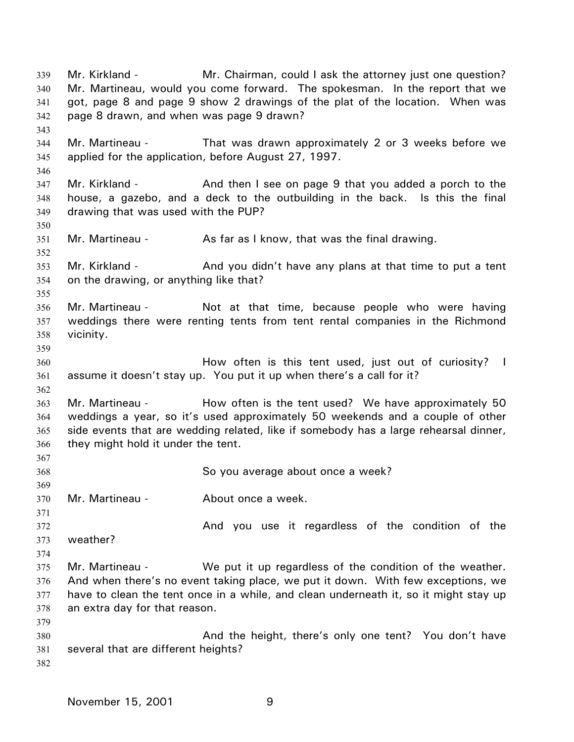Mr. Kirkland - Mr. Chairman, could I ask the attorney just one question? Mr. Martineau, would you come forward. The spokesman. In the report that we got, page 8 and page 9 show 2 drawings of the plat of the location. When was page 8 drawn, and when was page 9 drawn?

Mr. Martineau - That was drawn approximately 2 or 3 weeks before we applied for the application, before August 27, 1997.

Mr. Kirkland - And then I see on page 9 that you added a porch to the house, a gazebo, and a deck to the outbuilding in the back. Is this the final drawing that was used with the PUP?

Mr. Martineau - As far as I know, that was the final drawing.

Mr. Kirkland - And you didn't have any plans at that time to put a tent on the drawing, or anything like that?

Mr. Martineau - Not at that time, because people who were having weddings there were renting tents from tent rental companies in the Richmond vicinity.

How often is this tent used, just out of curiosity? I assume it doesn't stay up. You put it up when there's a call for it?

Mr. Martineau - How often is the tent used? We have approximately 50 weddings a year, so it's used approximately 50 weekends and a couple of other side events that are wedding related, like if somebody has a large rehearsal dinner, they might hold it under the tent.

So you average about once a week?

Mr. Martineau - About once a week.

And you use it regardless of the condition of the weather?

Mr. Martineau - We put it up regardless of the condition of the weather. And when there's no event taking place, we put it down. With few exceptions, we have to clean the tent once in a while, and clean underneath it, so it might stay up an extra day for that reason.

And the height, there's only one tent? You don't have several that are different heights?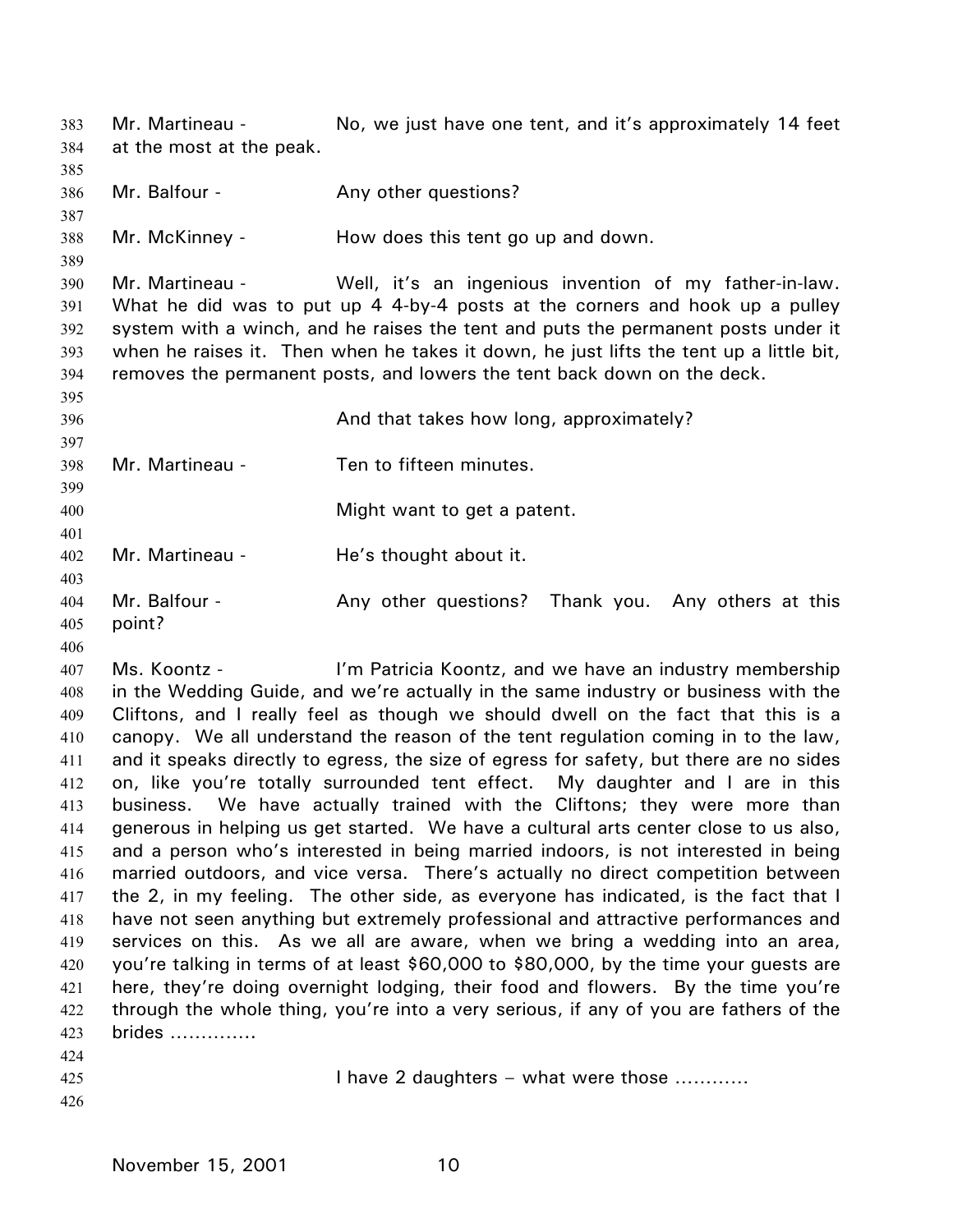Mr. Martineau - No, we just have one tent, and it's approximately 14 feet at the most at the peak.

Mr. Balfour - Any other questions?

Mr. McKinney - How does this tent go up and down.

Mr. Martineau - Well, it's an ingenious invention of my father-in-law. What he did was to put up 4 4-by-4 posts at the corners and hook up a pulley system with a winch, and he raises the tent and puts the permanent posts under it when he raises it. Then when he takes it down, he just lifts the tent up a little bit, removes the permanent posts, and lowers the tent back down on the deck.

And that takes how long, approximately?

Mr. Martineau - Ten to fifteen minutes.

Might want to get a patent.

Mr. Martineau - He's thought about it.

Mr. Balfour - Any other questions? Thank you. Any others at this point?

Ms. Koontz - I'm Patricia Koontz, and we have an industry membership in the Wedding Guide, and we're actually in the same industry or business with the Cliftons, and I really feel as though we should dwell on the fact that this is a canopy. We all understand the reason of the tent regulation coming in to the law, and it speaks directly to egress, the size of egress for safety, but there are no sides on, like you're totally surrounded tent effect. My daughter and I are in this business. We have actually trained with the Cliftons; they were more than generous in helping us get started. We have a cultural arts center close to us also, and a person who's interested in being married indoors, is not interested in being married outdoors, and vice versa. There's actually no direct competition between the 2, in my feeling. The other side, as everyone has indicated, is the fact that I have not seen anything but extremely professional and attractive performances and services on this. As we all are aware, when we bring a wedding into an area, you're talking in terms of at least $60,000 to $80,000, by the time your guests are here, they're doing overnight lodging, their food and flowers. By the time you're through the whole thing, you're into a very serious, if any of you are fathers of the brides ..............

I have 2 daughters – what were those ............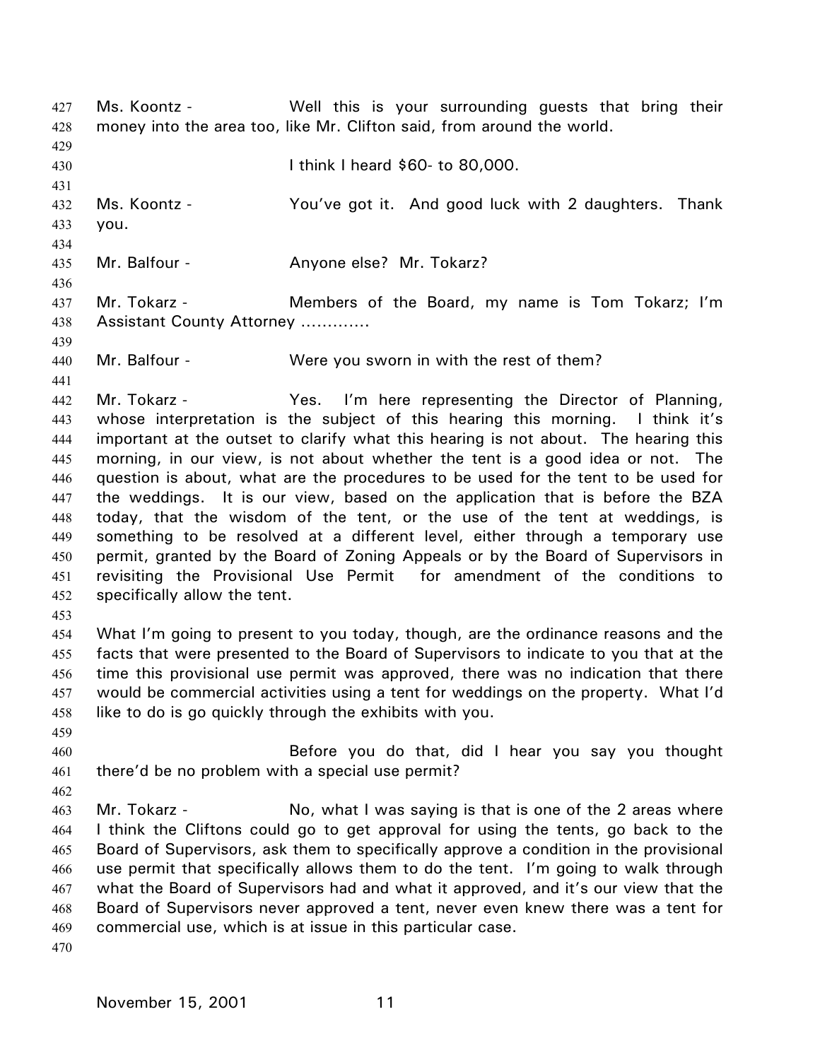Ms. Koontz - Well this is your surrounding guests that bring their money into the area too, like Mr. Clifton said, from around the world.

I think I heard $60- to 80,000.

Ms. Koontz - You've got it. And good luck with 2 daughters. Thank you.

Mr. Balfour - Anyone else? Mr. Tokarz?

Mr. Tokarz - Members of the Board, my name is Tom Tokarz; I'm Assistant County Attorney .............

Mr. Balfour - Were you sworn in with the rest of them?

Mr. Tokarz - Yes. I'm here representing the Director of Planning, whose interpretation is the subject of this hearing this morning. I think it's important at the outset to clarify what this hearing is not about. The hearing this morning, in our view, is not about whether the tent is a good idea or not. The question is about, what are the procedures to be used for the tent to be used for the weddings. It is our view, based on the application that is before the BZA today, that the wisdom of the tent, or the use of the tent at weddings, is something to be resolved at a different level, either through a temporary use permit, granted by the Board of Zoning Appeals or by the Board of Supervisors in revisiting the Provisional Use Permit for amendment of the conditions to specifically allow the tent.

What I'm going to present to you today, though, are the ordinance reasons and the facts that were presented to the Board of Supervisors to indicate to you that at the time this provisional use permit was approved, there was no indication that there would be commercial activities using a tent for weddings on the property. What I'd like to do is go quickly through the exhibits with you.

Before you do that, did I hear you say you thought there'd be no problem with a special use permit?

Mr. Tokarz - No, what I was saying is that is one of the 2 areas where I think the Cliftons could go to get approval for using the tents, go back to the Board of Supervisors, ask them to specifically approve a condition in the provisional use permit that specifically allows them to do the tent. I'm going to walk through what the Board of Supervisors had and what it approved, and it's our view that the Board of Supervisors never approved a tent, never even knew there was a tent for commercial use, which is at issue in this particular case.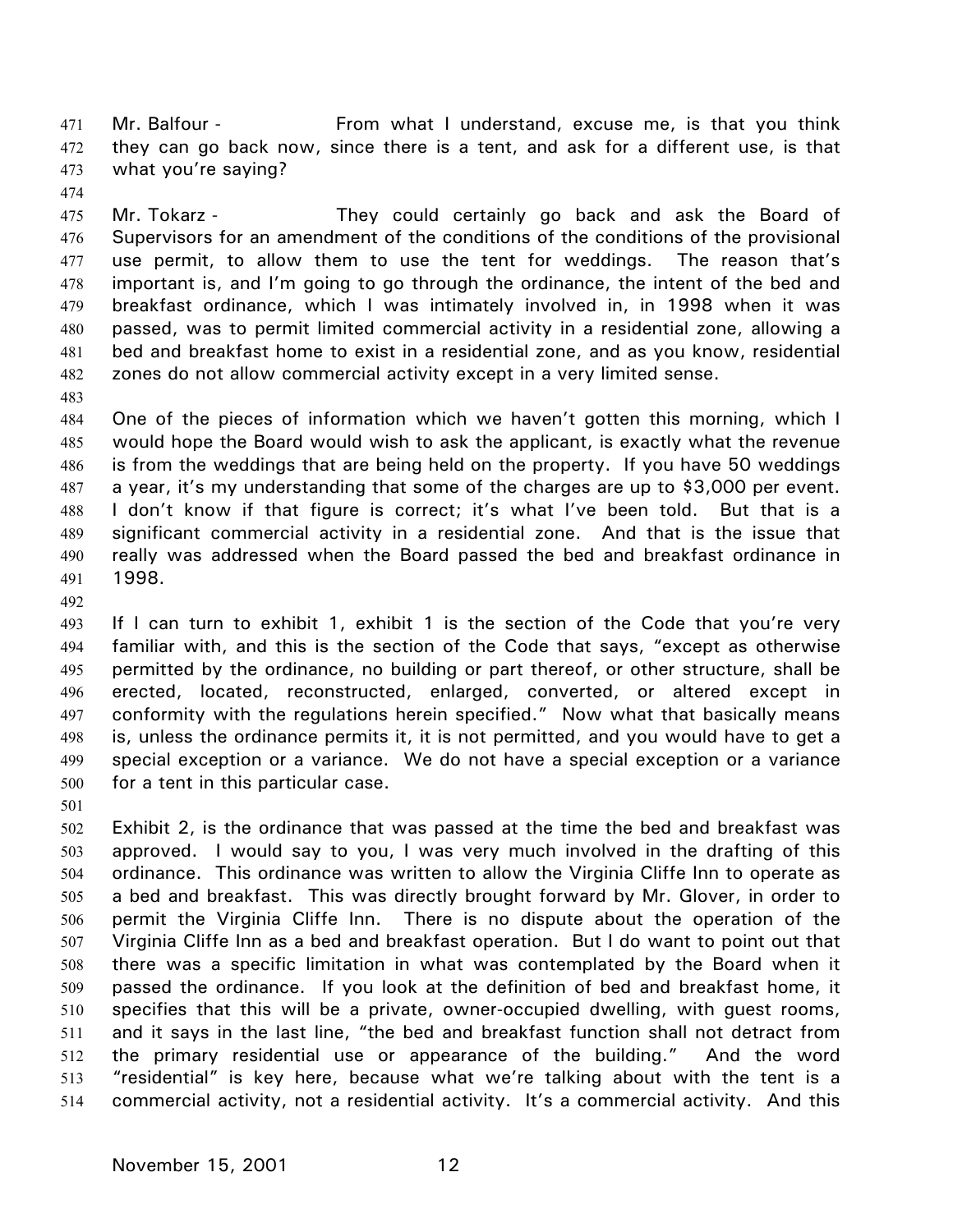Mr. Balfour - From what I understand, excuse me, is that you think they can go back now, since there is a tent, and ask for a different use, is that what you're saying?

Mr. Tokarz - They could certainly go back and ask the Board of Supervisors for an amendment of the conditions of the conditions of the provisional use permit, to allow them to use the tent for weddings. The reason that's important is, and I'm going to go through the ordinance, the intent of the bed and breakfast ordinance, which I was intimately involved in, in 1998 when it was passed, was to permit limited commercial activity in a residential zone, allowing a bed and breakfast home to exist in a residential zone, and as you know, residential zones do not allow commercial activity except in a very limited sense.

One of the pieces of information which we haven't gotten this morning, which I would hope the Board would wish to ask the applicant, is exactly what the revenue is from the weddings that are being held on the property. If you have 50 weddings a year, it's my understanding that some of the charges are up to $3,000 per event. I don't know if that figure is correct; it's what I've been told. But that is a significant commercial activity in a residential zone. And that is the issue that really was addressed when the Board passed the bed and breakfast ordinance in 1998.

If I can turn to exhibit 1, exhibit 1 is the section of the Code that you're very familiar with, and this is the section of the Code that says, "except as otherwise permitted by the ordinance, no building or part thereof, or other structure, shall be erected, located, reconstructed, enlarged, converted, or altered except in conformity with the regulations herein specified." Now what that basically means is, unless the ordinance permits it, it is not permitted, and you would have to get a special exception or a variance. We do not have a special exception or a variance for a tent in this particular case.

Exhibit 2, is the ordinance that was passed at the time the bed and breakfast was approved. I would say to you, I was very much involved in the drafting of this ordinance. This ordinance was written to allow the Virginia Cliffe Inn to operate as a bed and breakfast. This was directly brought forward by Mr. Glover, in order to permit the Virginia Cliffe Inn. There is no dispute about the operation of the Virginia Cliffe Inn as a bed and breakfast operation. But I do want to point out that there was a specific limitation in what was contemplated by the Board when it passed the ordinance. If you look at the definition of bed and breakfast home, it specifies that this will be a private, owner-occupied dwelling, with guest rooms, and it says in the last line, "the bed and breakfast function shall not detract from the primary residential use or appearance of the building." And the word "residential" is key here, because what we're talking about with the tent is a commercial activity, not a residential activity. It's a commercial activity. And this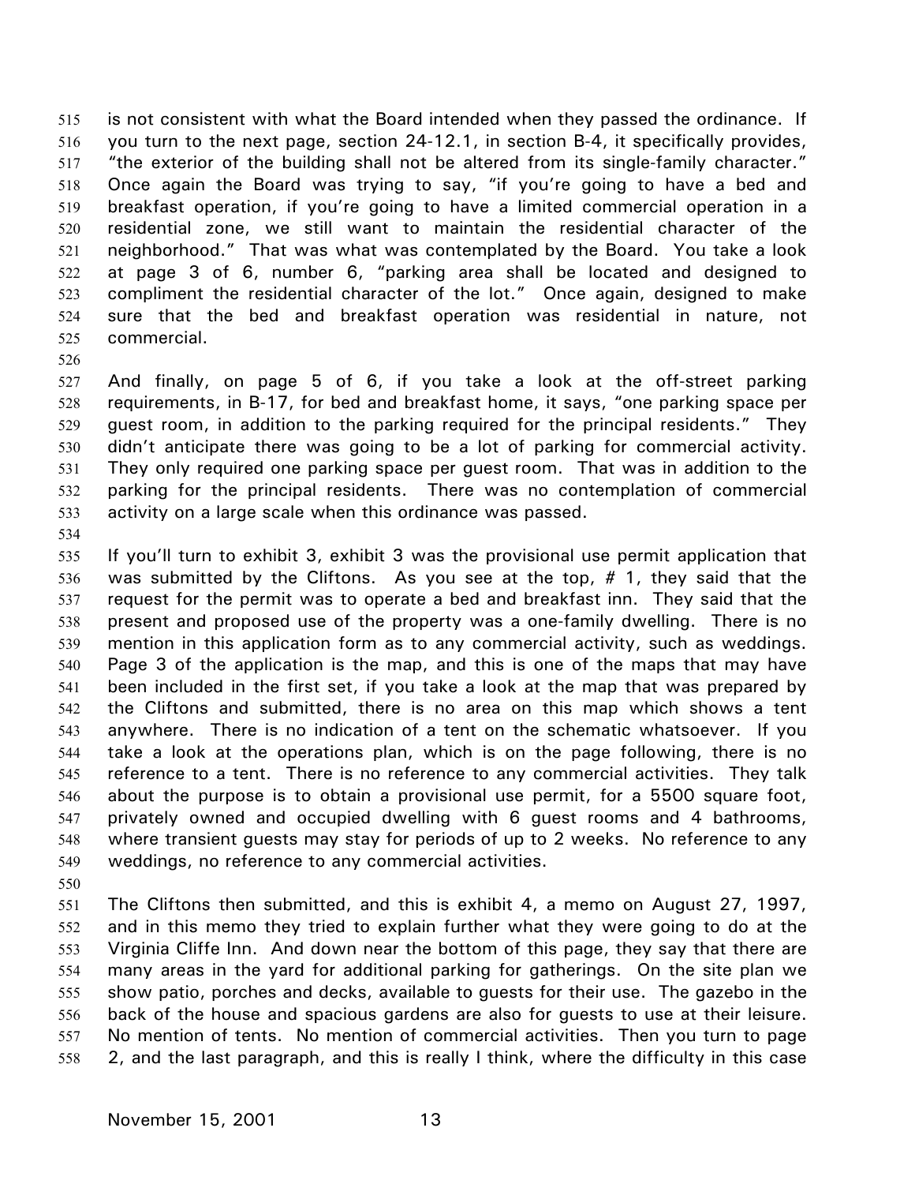is not consistent with what the Board intended when they passed the ordinance. If you turn to the next page, section 24-12.1, in section B-4, it specifically provides, "the exterior of the building shall not be altered from its single-family character." Once again the Board was trying to say, "if you're going to have a bed and breakfast operation, if you're going to have a limited commercial operation in a residential zone, we still want to maintain the residential character of the neighborhood." That was what was contemplated by the Board. You take a look at page 3 of 6, number 6, "parking area shall be located and designed to compliment the residential character of the lot." Once again, designed to make sure that the bed and breakfast operation was residential in nature, not commercial.

And finally, on page 5 of 6, if you take a look at the off-street parking requirements, in B-17, for bed and breakfast home, it says, "one parking space per guest room, in addition to the parking required for the principal residents." They didn't anticipate there was going to be a lot of parking for commercial activity. They only required one parking space per guest room. That was in addition to the parking for the principal residents. There was no contemplation of commercial activity on a large scale when this ordinance was passed.

If you'll turn to exhibit 3, exhibit 3 was the provisional use permit application that was submitted by the Cliftons. As you see at the top, # 1, they said that the request for the permit was to operate a bed and breakfast inn. They said that the present and proposed use of the property was a one-family dwelling. There is no mention in this application form as to any commercial activity, such as weddings. Page 3 of the application is the map, and this is one of the maps that may have been included in the first set, if you take a look at the map that was prepared by the Cliftons and submitted, there is no area on this map which shows a tent anywhere. There is no indication of a tent on the schematic whatsoever. If you take a look at the operations plan, which is on the page following, there is no reference to a tent. There is no reference to any commercial activities. They talk about the purpose is to obtain a provisional use permit, for a 5500 square foot, privately owned and occupied dwelling with 6 guest rooms and 4 bathrooms, where transient guests may stay for periods of up to 2 weeks. No reference to any weddings, no reference to any commercial activities.

The Cliftons then submitted, and this is exhibit 4, a memo on August 27, 1997, and in this memo they tried to explain further what they were going to do at the Virginia Cliffe Inn. And down near the bottom of this page, they say that there are many areas in the yard for additional parking for gatherings. On the site plan we show patio, porches and decks, available to guests for their use. The gazebo in the back of the house and spacious gardens are also for guests to use at their leisure. No mention of tents. No mention of commercial activities. Then you turn to page 2, and the last paragraph, and this is really I think, where the difficulty in this case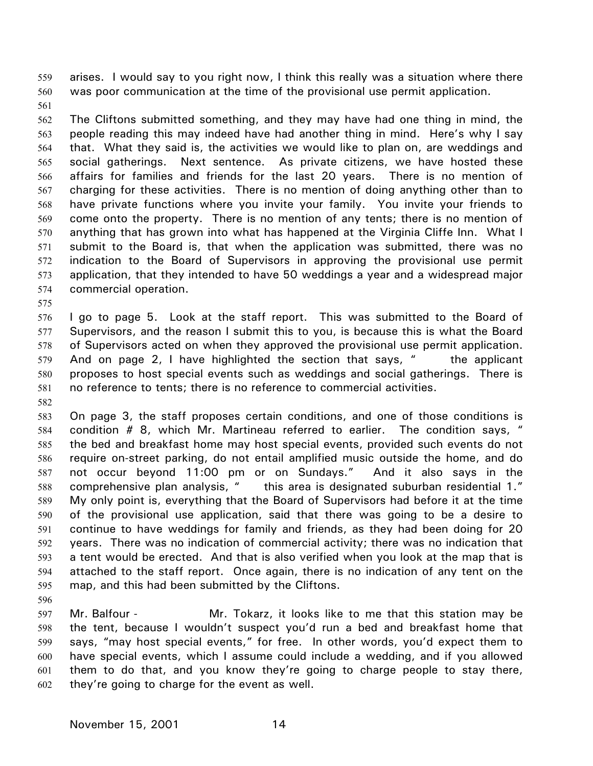arises. I would say to you right now, I think this really was a situation where there was poor communication at the time of the provisional use permit application.

The Cliftons submitted something, and they may have had one thing in mind, the people reading this may indeed have had another thing in mind. Here's why I say that. What they said is, the activities we would like to plan on, are weddings and social gatherings. Next sentence. As private citizens, we have hosted these affairs for families and friends for the last 20 years. There is no mention of charging for these activities. There is no mention of doing anything other than to have private functions where you invite your family. You invite your friends to come onto the property. There is no mention of any tents; there is no mention of anything that has grown into what has happened at the Virginia Cliffe Inn. What I submit to the Board is, that when the application was submitted, there was no indication to the Board of Supervisors in approving the provisional use permit application, that they intended to have 50 weddings a year and a widespread major commercial operation.

I go to page 5. Look at the staff report. This was submitted to the Board of Supervisors, and the reason I submit this to you, is because this is what the Board of Supervisors acted on when they approved the provisional use permit application. And on page 2, I have highlighted the section that says, " the applicant proposes to host special events such as weddings and social gatherings. There is no reference to tents; there is no reference to commercial activities.

On page 3, the staff proposes certain conditions, and one of those conditions is condition # 8, which Mr. Martineau referred to earlier. The condition says, " the bed and breakfast home may host special events, provided such events do not require on-street parking, do not entail amplified music outside the home, and do not occur beyond 11:00 pm or on Sundays." And it also says in the comprehensive plan analysis, " this area is designated suburban residential 1." My only point is, everything that the Board of Supervisors had before it at the time of the provisional use application, said that there was going to be a desire to continue to have weddings for family and friends, as they had been doing for 20 years. There was no indication of commercial activity; there was no indication that a tent would be erected. And that is also verified when you look at the map that is attached to the staff report. Once again, there is no indication of any tent on the map, and this had been submitted by the Cliftons.

Mr. Balfour - Mr. Tokarz, it looks like to me that this station may be the tent, because I wouldn't suspect you'd run a bed and breakfast home that says, "may host special events," for free. In other words, you'd expect them to have special events, which I assume could include a wedding, and if you allowed them to do that, and you know they're going to charge people to stay there, they're going to charge for the event as well.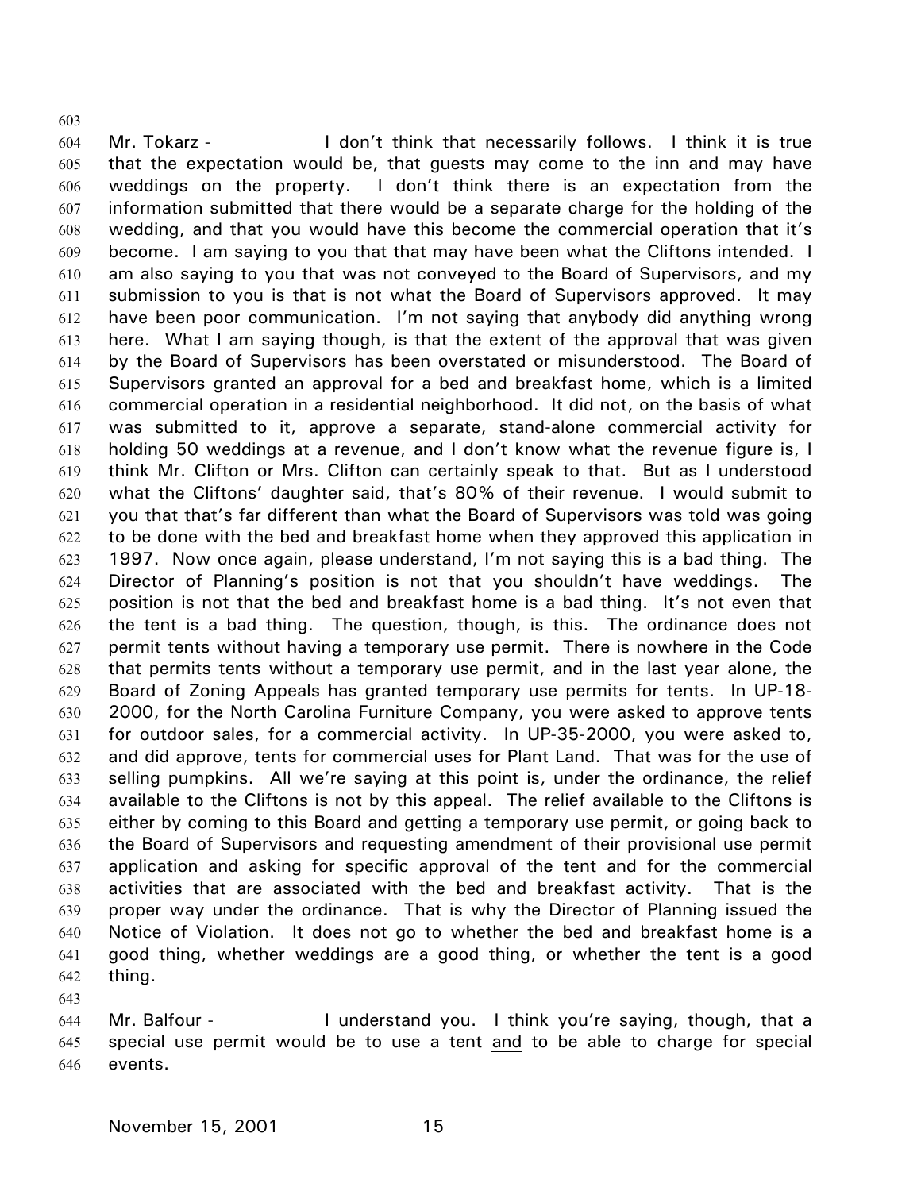Mr. Tokarz - I don't think that necessarily follows. I think it is true that the expectation would be, that guests may come to the inn and may have weddings on the property. I don't think there is an expectation from the information submitted that there would be a separate charge for the holding of the wedding, and that you would have this become the commercial operation that it's become. I am saying to you that that may have been what the Cliftons intended. I am also saying to you that was not conveyed to the Board of Supervisors, and my submission to you is that is not what the Board of Supervisors approved. It may have been poor communication. I'm not saying that anybody did anything wrong here. What I am saying though, is that the extent of the approval that was given by the Board of Supervisors has been overstated or misunderstood. The Board of Supervisors granted an approval for a bed and breakfast home, which is a limited commercial operation in a residential neighborhood. It did not, on the basis of what was submitted to it, approve a separate, stand-alone commercial activity for holding 50 weddings at a revenue, and I don't know what the revenue figure is, I think Mr. Clifton or Mrs. Clifton can certainly speak to that. But as I understood what the Cliftons' daughter said, that's 80% of their revenue. I would submit to you that that's far different than what the Board of Supervisors was told was going to be done with the bed and breakfast home when they approved this application in 1997. Now once again, please understand, I'm not saying this is a bad thing. The Director of Planning's position is not that you shouldn't have weddings. The position is not that the bed and breakfast home is a bad thing. It's not even that the tent is a bad thing. The question, though, is this. The ordinance does not permit tents without having a temporary use permit. There is nowhere in the Code that permits tents without a temporary use permit, and in the last year alone, the Board of Zoning Appeals has granted temporary use permits for tents. In UP-18-2000, for the North Carolina Furniture Company, you were asked to approve tents for outdoor sales, for a commercial activity. In UP-35-2000, you were asked to, and did approve, tents for commercial uses for Plant Land. That was for the use of selling pumpkins. All we're saying at this point is, under the ordinance, the relief available to the Cliftons is not by this appeal. The relief available to the Cliftons is either by coming to this Board and getting a temporary use permit, or going back to the Board of Supervisors and requesting amendment of their provisional use permit application and asking for specific approval of the tent and for the commercial activities that are associated with the bed and breakfast activity. That is the proper way under the ordinance. That is why the Director of Planning issued the Notice of Violation. It does not go to whether the bed and breakfast home is a good thing, whether weddings are a good thing, or whether the tent is a good thing.

Mr. Balfour - I understand you. I think you're saying, though, that a special use permit would be to use a tent <u>and</u> to be able to charge for special events.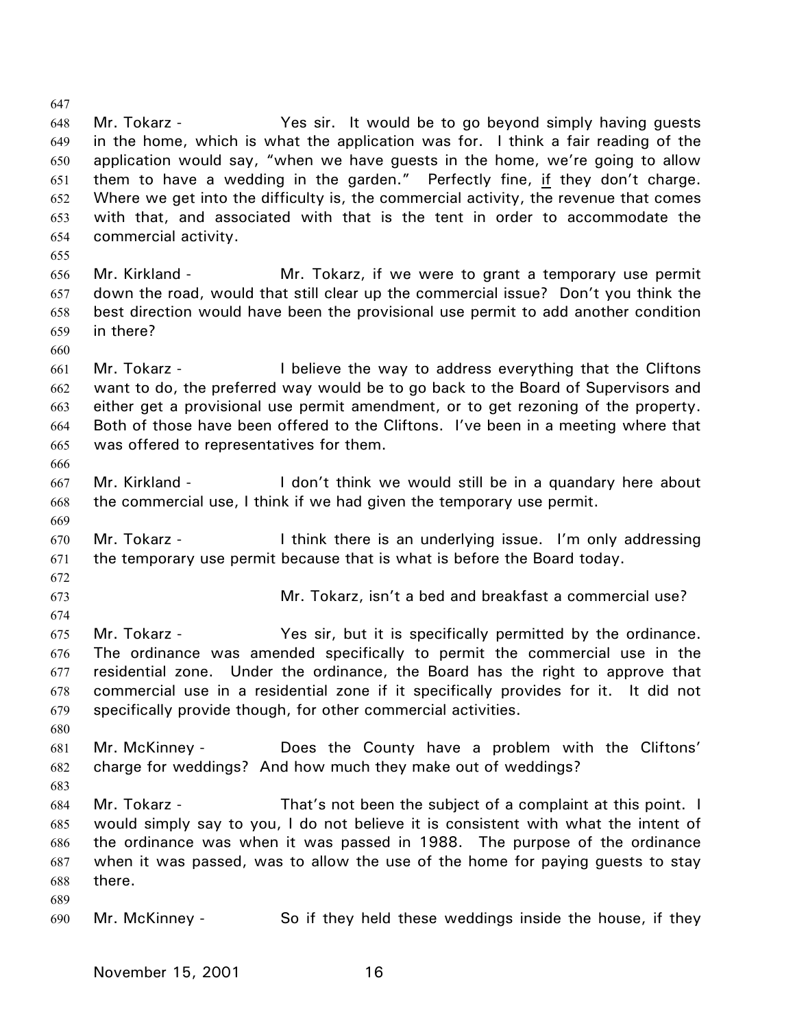Mr. Tokarz - Yes sir. It would be to go beyond simply having guests in the home, which is what the application was for. I think a fair reading of the application would say, "when we have guests in the home, we're going to allow them to have a wedding in the garden." Perfectly fine, if they don't charge. Where we get into the difficulty is, the commercial activity, the revenue that comes with that, and associated with that is the tent in order to accommodate the commercial activity.

Mr. Kirkland - Mr. Tokarz, if we were to grant a temporary use permit down the road, would that still clear up the commercial issue? Don't you think the best direction would have been the provisional use permit to add another condition in there?

Mr. Tokarz - I believe the way to address everything that the Cliftons want to do, the preferred way would be to go back to the Board of Supervisors and either get a provisional use permit amendment, or to get rezoning of the property. Both of those have been offered to the Cliftons. I've been in a meeting where that was offered to representatives for them.

Mr. Kirkland - I don't think we would still be in a quandary here about the commercial use, I think if we had given the temporary use permit.

Mr. Tokarz - I think there is an underlying issue. I'm only addressing the temporary use permit because that is what is before the Board today.

Mr. Tokarz, isn't a bed and breakfast a commercial use?

Mr. Tokarz - Yes sir, but it is specifically permitted by the ordinance. The ordinance was amended specifically to permit the commercial use in the residential zone. Under the ordinance, the Board has the right to approve that commercial use in a residential zone if it specifically provides for it. It did not specifically provide though, for other commercial activities.

Mr. McKinney - Does the County have a problem with the Cliftons' charge for weddings? And how much they make out of weddings?

Mr. Tokarz - That's not been the subject of a complaint at this point. I would simply say to you, I do not believe it is consistent with what the intent of the ordinance was when it was passed in 1988. The purpose of the ordinance when it was passed, was to allow the use of the home for paying guests to stay there.

Mr. McKinney - So if they held these weddings inside the house, if they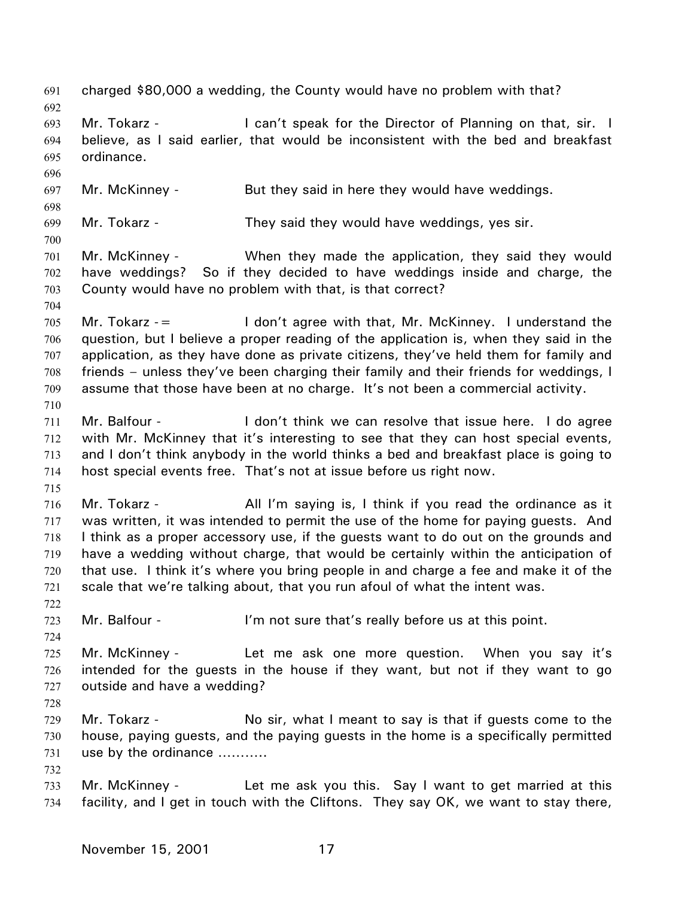charged $80,000 a wedding, the County would have no problem with that?

Mr. Tokarz - I can't speak for the Director of Planning on that, sir. I believe, as I said earlier, that would be inconsistent with the bed and breakfast ordinance.

Mr. McKinney - But they said in here they would have weddings.

Mr. Tokarz - They said they would have weddings, yes sir.

Mr. McKinney - When they made the application, they said they would have weddings? So if they decided to have weddings inside and charge, the County would have no problem with that, is that correct?

Mr. Tokarz -= I don't agree with that, Mr. McKinney. I understand the question, but I believe a proper reading of the application is, when they said in the application, as they have done as private citizens, they've held them for family and friends – unless they've been charging their family and their friends for weddings, I assume that those have been at no charge. It's not been a commercial activity.

Mr. Balfour - I don't think we can resolve that issue here. I do agree with Mr. McKinney that it's interesting to see that they can host special events, and I don't think anybody in the world thinks a bed and breakfast place is going to host special events free. That's not at issue before us right now.

Mr. Tokarz - All I'm saying is, I think if you read the ordinance as it was written, it was intended to permit the use of the home for paying guests. And I think as a proper accessory use, if the guests want to do out on the grounds and have a wedding without charge, that would be certainly within the anticipation of that use. I think it's where you bring people in and charge a fee and make it of the scale that we're talking about, that you run afoul of what the intent was.

Mr. Balfour - I'm not sure that's really before us at this point.

Mr. McKinney - Let me ask one more question. When you say it's intended for the guests in the house if they want, but not if they want to go outside and have a wedding?

Mr. Tokarz - No sir, what I meant to say is that if guests come to the house, paying guests, and the paying guests in the home is a specifically permitted use by the ordinance ...........

Mr. McKinney - Let me ask you this. Say I want to get married at this facility, and I get in touch with the Cliftons. They say OK, we want to stay there,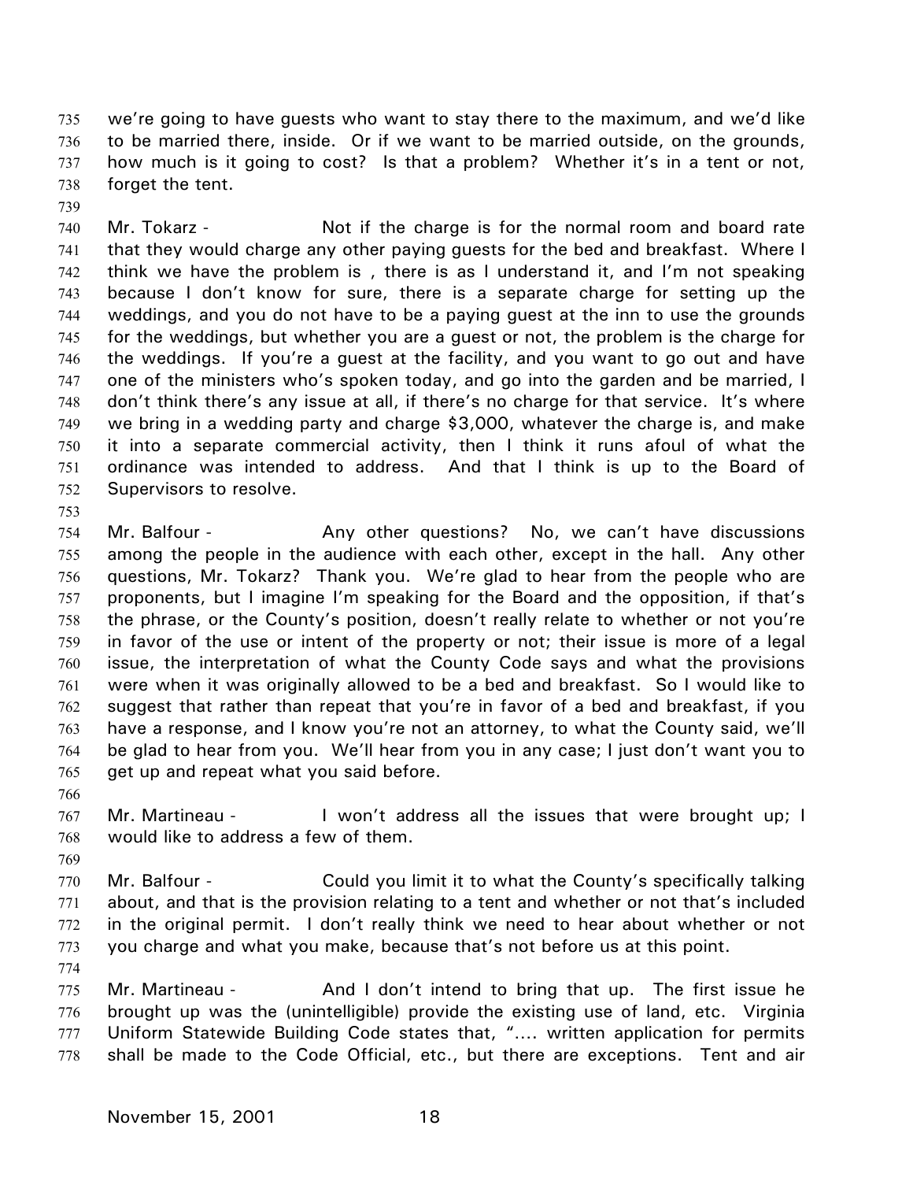we're going to have guests who want to stay there to the maximum, and we'd like to be married there, inside. Or if we want to be married outside, on the grounds, how much is it going to cost? Is that a problem? Whether it's in a tent or not, forget the tent.

Mr. Tokarz - Not if the charge is for the normal room and board rate that they would charge any other paying guests for the bed and breakfast. Where I think we have the problem is , there is as I understand it, and I'm not speaking because I don't know for sure, there is a separate charge for setting up the weddings, and you do not have to be a paying guest at the inn to use the grounds for the weddings, but whether you are a guest or not, the problem is the charge for the weddings. If you're a guest at the facility, and you want to go out and have one of the ministers who's spoken today, and go into the garden and be married, I don't think there's any issue at all, if there's no charge for that service. It's where we bring in a wedding party and charge $3,000, whatever the charge is, and make it into a separate commercial activity, then I think it runs afoul of what the ordinance was intended to address. And that I think is up to the Board of Supervisors to resolve.

Mr. Balfour - Any other questions? No, we can't have discussions among the people in the audience with each other, except in the hall. Any other questions, Mr. Tokarz? Thank you. We're glad to hear from the people who are proponents, but I imagine I'm speaking for the Board and the opposition, if that's the phrase, or the County's position, doesn't really relate to whether or not you're in favor of the use or intent of the property or not; their issue is more of a legal issue, the interpretation of what the County Code says and what the provisions were when it was originally allowed to be a bed and breakfast. So I would like to suggest that rather than repeat that you're in favor of a bed and breakfast, if you have a response, and I know you're not an attorney, to what the County said, we'll be glad to hear from you. We'll hear from you in any case; I just don't want you to get up and repeat what you said before.

Mr. Martineau - I won't address all the issues that were brought up; I would like to address a few of them.

Mr. Balfour - Could you limit it to what the County's specifically talking about, and that is the provision relating to a tent and whether or not that's included in the original permit. I don't really think we need to hear about whether or not you charge and what you make, because that's not before us at this point.

Mr. Martineau - And I don't intend to bring that up. The first issue he brought up was the (unintelligible) provide the existing use of land, etc. Virginia Uniform Statewide Building Code states that, ".... written application for permits shall be made to the Code Official, etc., but there are exceptions. Tent and air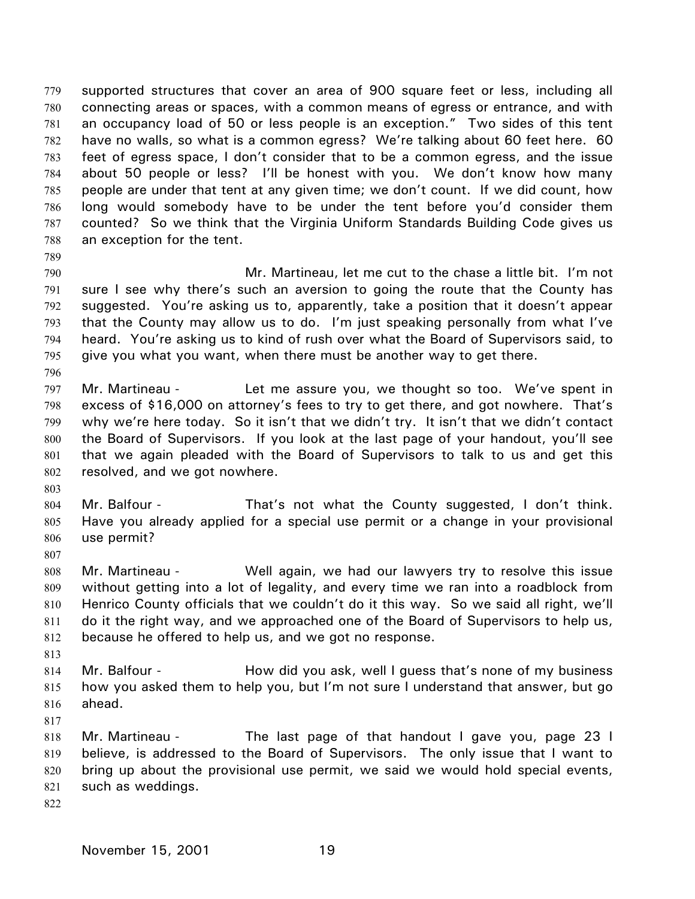supported structures that cover an area of 900 square feet or less, including all connecting areas or spaces, with a common means of egress or entrance, and with an occupancy load of 50 or less people is an exception." Two sides of this tent have no walls, so what is a common egress? We're talking about 60 feet here. 60 feet of egress space, I don't consider that to be a common egress, and the issue about 50 people or less? I'll be honest with you. We don't know how many people are under that tent at any given time; we don't count. If we did count, how long would somebody have to be under the tent before you'd consider them counted? So we think that the Virginia Uniform Standards Building Code gives us an exception for the tent.

Mr. Martineau, let me cut to the chase a little bit. I'm not sure I see why there's such an aversion to going the route that the County has suggested. You're asking us to, apparently, take a position that it doesn't appear that the County may allow us to do. I'm just speaking personally from what I've heard. You're asking us to kind of rush over what the Board of Supervisors said, to give you what you want, when there must be another way to get there.

Mr. Martineau - Let me assure you, we thought so too. We've spent in excess of $16,000 on attorney's fees to try to get there, and got nowhere. That's why we're here today. So it isn't that we didn't try. It isn't that we didn't contact the Board of Supervisors. If you look at the last page of your handout, you'll see that we again pleaded with the Board of Supervisors to talk to us and get this resolved, and we got nowhere.

Mr. Balfour - That's not what the County suggested, I don't think. Have you already applied for a special use permit or a change in your provisional use permit?

Mr. Martineau - Well again, we had our lawyers try to resolve this issue without getting into a lot of legality, and every time we ran into a roadblock from Henrico County officials that we couldn't do it this way. So we said all right, we'll do it the right way, and we approached one of the Board of Supervisors to help us, because he offered to help us, and we got no response.

Mr. Balfour - How did you ask, well I guess that's none of my business how you asked them to help you, but I'm not sure I understand that answer, but go ahead.

Mr. Martineau - The last page of that handout I gave you, page 23 I believe, is addressed to the Board of Supervisors. The only issue that I want to bring up about the provisional use permit, we said we would hold special events, such as weddings.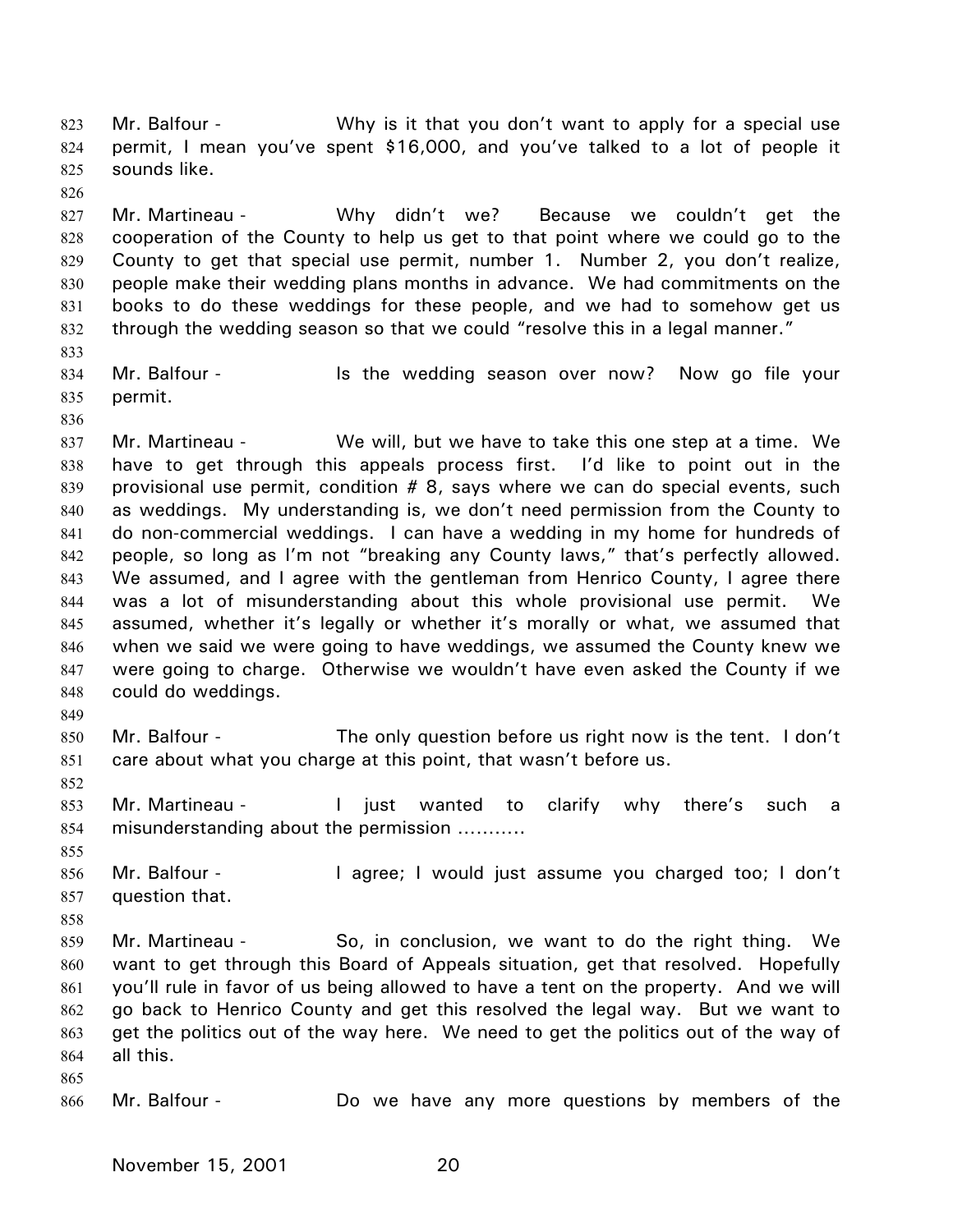Mr. Balfour - Why is it that you don't want to apply for a special use permit, I mean you've spent $16,000, and you've talked to a lot of people it sounds like.

Mr. Martineau - Why didn't we? Because we couldn't get the cooperation of the County to help us get to that point where we could go to the County to get that special use permit, number 1. Number 2, you don't realize, people make their wedding plans months in advance. We had commitments on the books to do these weddings for these people, and we had to somehow get us through the wedding season so that we could "resolve this in a legal manner."

Mr. Balfour - Is the wedding season over now? Now go file your permit.

Mr. Martineau - We will, but we have to take this one step at a time. We have to get through this appeals process first. I'd like to point out in the provisional use permit, condition # 8, says where we can do special events, such as weddings. My understanding is, we don't need permission from the County to do non-commercial weddings. I can have a wedding in my home for hundreds of people, so long as I'm not "breaking any County laws," that's perfectly allowed. We assumed, and I agree with the gentleman from Henrico County, I agree there was a lot of misunderstanding about this whole provisional use permit. We assumed, whether it's legally or whether it's morally or what, we assumed that when we said we were going to have weddings, we assumed the County knew we were going to charge. Otherwise we wouldn't have even asked the County if we could do weddings.

Mr. Balfour - The only question before us right now is the tent. I don't care about what you charge at this point, that wasn't before us.

Mr. Martineau - I just wanted to clarify why there's such a misunderstanding about the permission ...........

Mr. Balfour - I agree; I would just assume you charged too; I don't question that.

Mr. Martineau - So, in conclusion, we want to do the right thing. We want to get through this Board of Appeals situation, get that resolved. Hopefully you'll rule in favor of us being allowed to have a tent on the property. And we will go back to Henrico County and get this resolved the legal way. But we want to get the politics out of the way here. We need to get the politics out of the way of all this.

Mr. Balfour - Do we have any more questions by members of the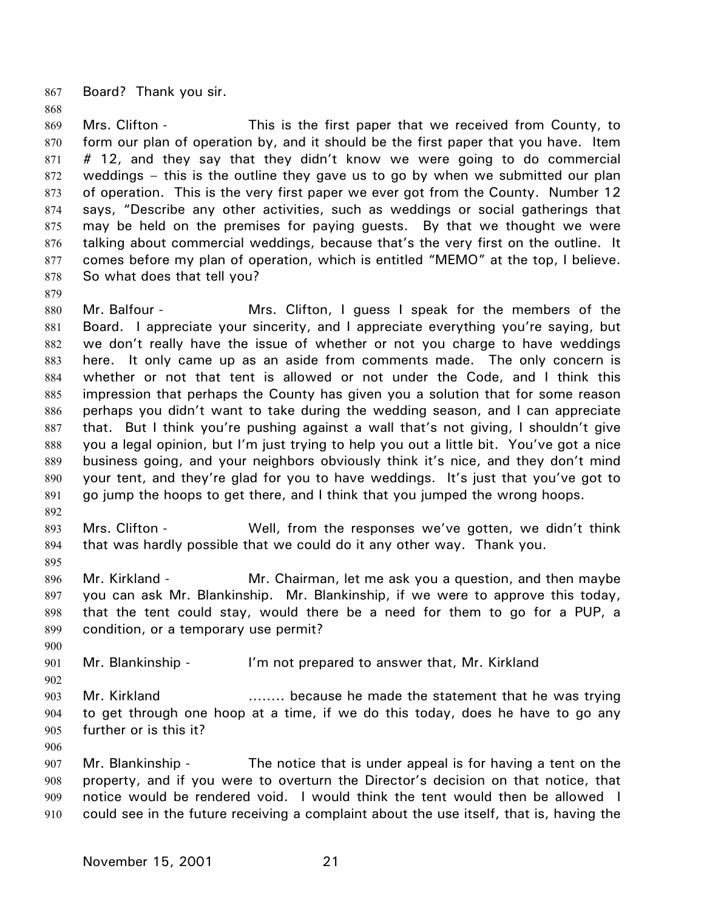Board? Thank you sir.

Mrs. Clifton - This is the first paper that we received from County, to form our plan of operation by, and it should be the first paper that you have. Item # 12, and they say that they didn't know we were going to do commercial weddings – this is the outline they gave us to go by when we submitted our plan of operation. This is the very first paper we ever got from the County. Number 12 says, "Describe any other activities, such as weddings or social gatherings that may be held on the premises for paying guests. By that we thought we were talking about commercial weddings, because that's the very first on the outline. It comes before my plan of operation, which is entitled "MEMO" at the top, I believe. So what does that tell you?

Mr. Balfour - Mrs. Clifton, I guess I speak for the members of the Board. I appreciate your sincerity, and I appreciate everything you're saying, but we don't really have the issue of whether or not you charge to have weddings here. It only came up as an aside from comments made. The only concern is whether or not that tent is allowed or not under the Code, and I think this impression that perhaps the County has given you a solution that for some reason perhaps you didn't want to take during the wedding season, and I can appreciate that. But I think you're pushing against a wall that's not giving, I shouldn't give you a legal opinion, but I'm just trying to help you out a little bit. You've got a nice business going, and your neighbors obviously think it's nice, and they don't mind your tent, and they're glad for you to have weddings. It's just that you've got to go jump the hoops to get there, and I think that you jumped the wrong hoops.

Mrs. Clifton - Well, from the responses we've gotten, we didn't think that was hardly possible that we could do it any other way. Thank you.

Mr. Kirkland - Mr. Chairman, let me ask you a question, and then maybe you can ask Mr. Blankinship. Mr. Blankinship, if we were to approve this today, that the tent could stay, would there be a need for them to go for a PUP, a condition, or a temporary use permit?

Mr. Blankinship - I'm not prepared to answer that, Mr. Kirkland

Mr. Kirkland ........ because he made the statement that he was trying to get through one hoop at a time, if we do this today, does he have to go any further or is this it?

Mr. Blankinship - The notice that is under appeal is for having a tent on the property, and if you were to overturn the Director's decision on that notice, that notice would be rendered void. I would think the tent would then be allowed I could see in the future receiving a complaint about the use itself, that is, having the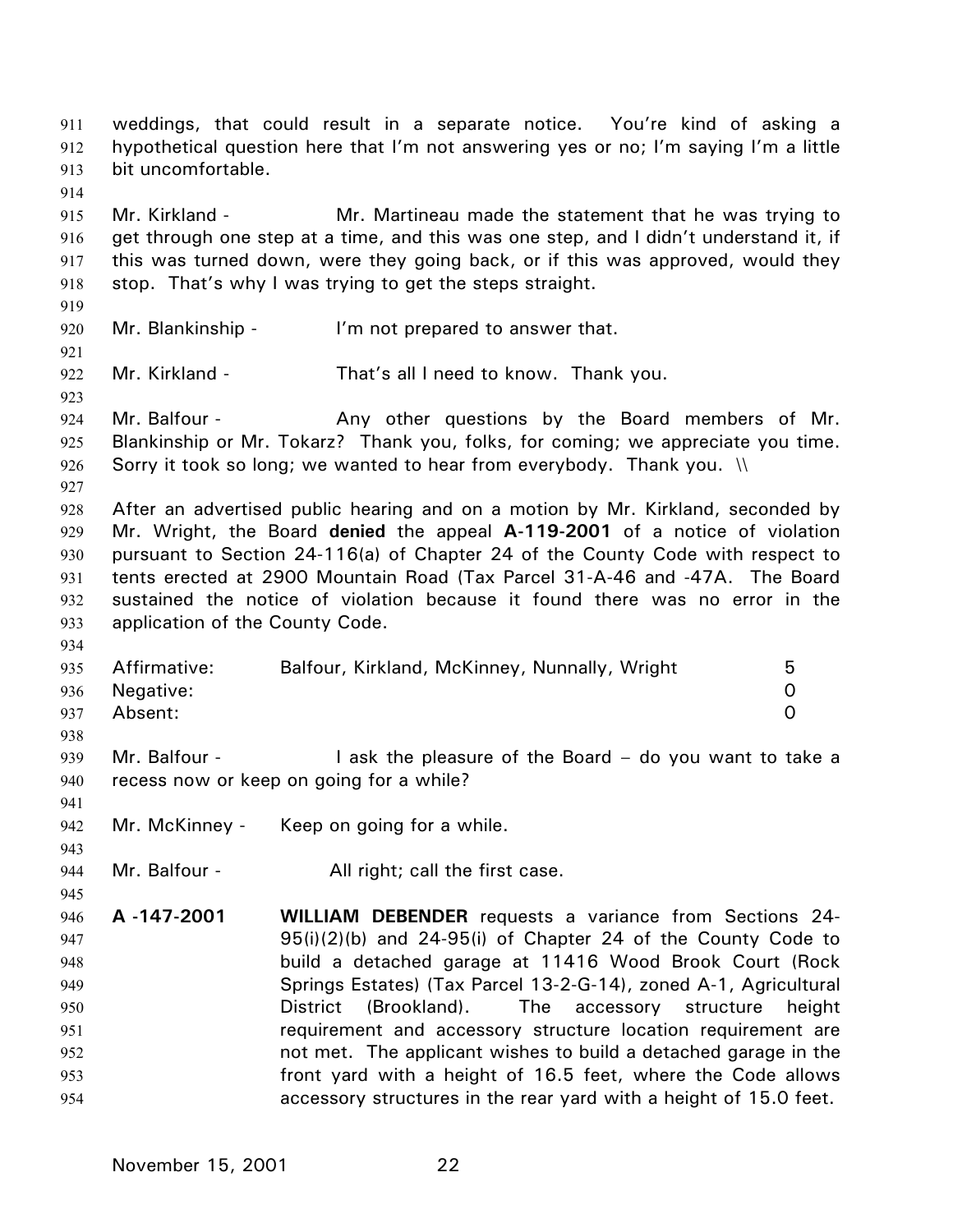weddings, that could result in a separate notice. You're kind of asking a hypothetical question here that I'm not answering yes or no; I'm saying I'm a little bit uncomfortable.

Mr. Kirkland - Mr. Martineau made the statement that he was trying to get through one step at a time, and this was one step, and I didn't understand it, if this was turned down, were they going back, or if this was approved, would they stop. That's why I was trying to get the steps straight.

Mr. Blankinship - I'm not prepared to answer that.

Mr. Kirkland - That's all I need to know. Thank you.

Mr. Balfour - Any other questions by the Board members of Mr. Blankinship or Mr. Tokarz? Thank you, folks, for coming; we appreciate you time. Sorry it took so long; we wanted to hear from everybody. Thank you. \\

After an advertised public hearing and on a motion by Mr. Kirkland, seconded by Mr. Wright, the Board **denied** the appeal **A-119-2001** of a notice of violation pursuant to Section 24-116(a) of Chapter 24 of the County Code with respect to tents erected at 2900 Mountain Road (Tax Parcel 31-A-46 and -47A. The Board sustained the notice of violation because it found there was no error in the application of the County Code.

| | | |
|---|---|---|
| Affirmative: | Balfour, Kirkland, McKinney, Nunnally, Wright | 5 |
| Negative: | | 0 |
| Absent: | | 0 |

Mr. Balfour - I ask the pleasure of the Board – do you want to take a recess now or keep on going for a while?

Mr. McKinney - Keep on going for a while.

Mr. Balfour - All right; call the first case.

**A -147-2001** **WILLIAM DEBENDER** requests a variance from Sections 24-95(i)(2)(b) and 24-95(i) of Chapter 24 of the County Code to build a detached garage at 11416 Wood Brook Court (Rock Springs Estates) (Tax Parcel 13-2-G-14), zoned A-1, Agricultural District (Brookland). The accessory structure height requirement and accessory structure location requirement are not met. The applicant wishes to build a detached garage in the front yard with a height of 16.5 feet, where the Code allows accessory structures in the rear yard with a height of 15.0 feet.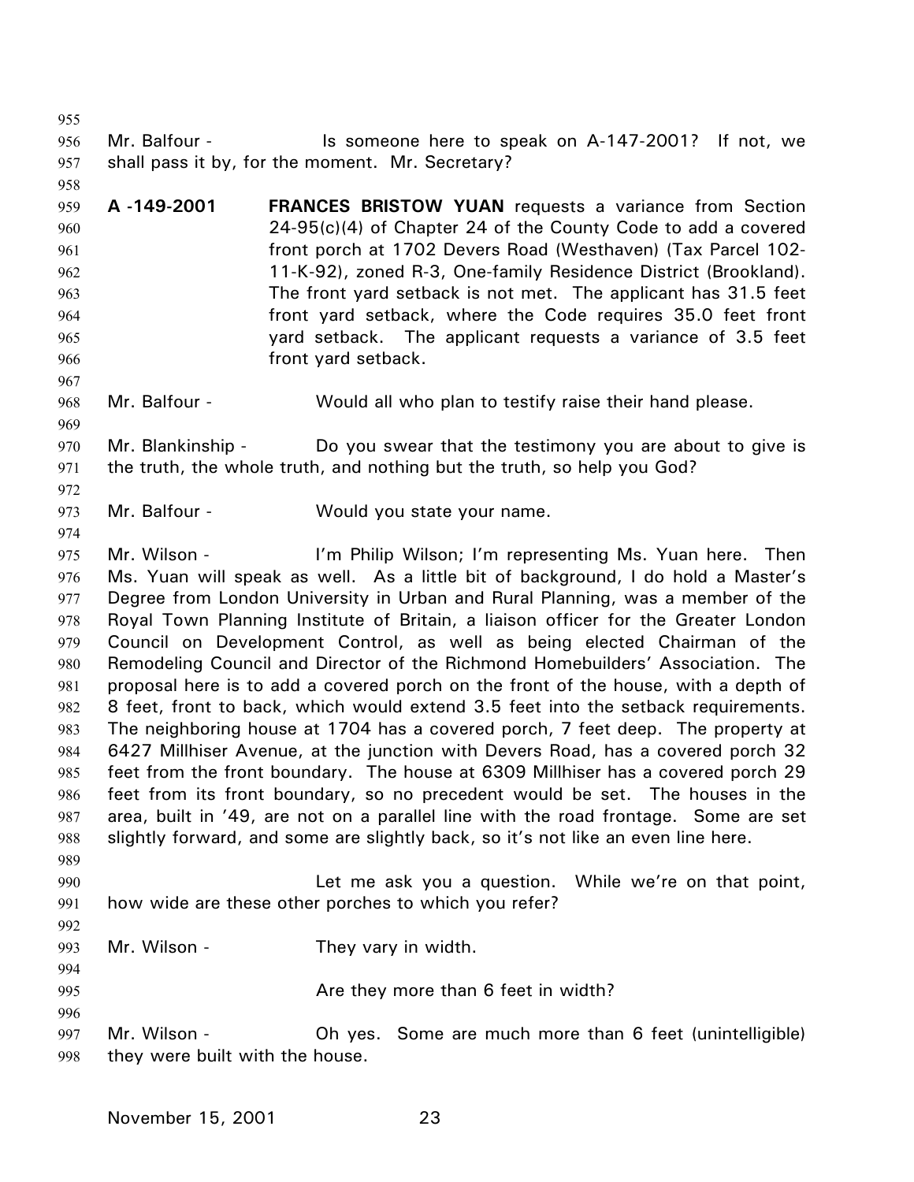Mr. Balfour - Is someone here to speak on A-147-2001? If not, we shall pass it by, for the moment. Mr. Secretary?

**A -149-2001** **FRANCES BRISTOW YUAN** requests a variance from Section 24-95(c)(4) of Chapter 24 of the County Code to add a covered front porch at 1702 Devers Road (Westhaven) (Tax Parcel 102-11-K-92), zoned R-3, One-family Residence District (Brookland). The front yard setback is not met. The applicant has 31.5 feet front yard setback, where the Code requires 35.0 feet front yard setback. The applicant requests a variance of 3.5 feet front yard setback.

Mr. Balfour - Would all who plan to testify raise their hand please.

Mr. Blankinship - Do you swear that the testimony you are about to give is the truth, the whole truth, and nothing but the truth, so help you God?

Mr. Balfour - Would you state your name.

Mr. Wilson - I'm Philip Wilson; I'm representing Ms. Yuan here. Then Ms. Yuan will speak as well. As a little bit of background, I do hold a Master's Degree from London University in Urban and Rural Planning, was a member of the Royal Town Planning Institute of Britain, a liaison officer for the Greater London Council on Development Control, as well as being elected Chairman of the Remodeling Council and Director of the Richmond Homebuilders' Association. The proposal here is to add a covered porch on the front of the house, with a depth of 8 feet, front to back, which would extend 3.5 feet into the setback requirements. The neighboring house at 1704 has a covered porch, 7 feet deep. The property at 6427 Millhiser Avenue, at the junction with Devers Road, has a covered porch 32 feet from the front boundary. The house at 6309 Millhiser has a covered porch 29 feet from its front boundary, so no precedent would be set. The houses in the area, built in '49, are not on a parallel line with the road frontage. Some are set slightly forward, and some are slightly back, so it's not like an even line here.

Let me ask you a question. While we're on that point, how wide are these other porches to which you refer?

Mr. Wilson - They vary in width.

Are they more than 6 feet in width?

Mr. Wilson - Oh yes. Some are much more than 6 feet (unintelligible) they were built with the house.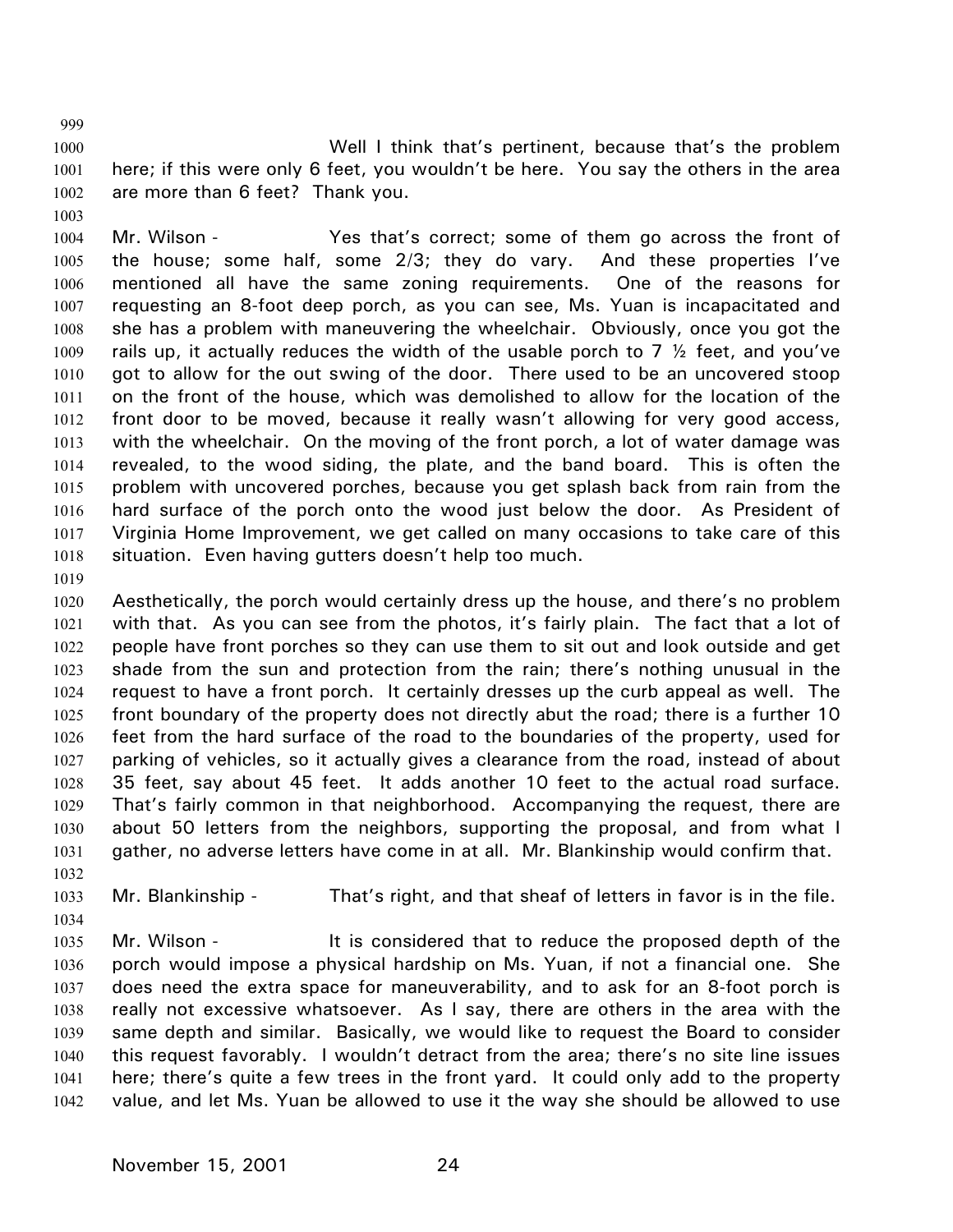Well I think that's pertinent, because that's the problem here; if this were only 6 feet, you wouldn't be here. You say the others in the area are more than 6 feet? Thank you.

Mr. Wilson - Yes that's correct; some of them go across the front of the house; some half, some 2/3; they do vary. And these properties I've mentioned all have the same zoning requirements. One of the reasons for requesting an 8-foot deep porch, as you can see, Ms. Yuan is incapacitated and she has a problem with maneuvering the wheelchair. Obviously, once you got the rails up, it actually reduces the width of the usable porch to 7 ½ feet, and you've got to allow for the out swing of the door. There used to be an uncovered stoop on the front of the house, which was demolished to allow for the location of the front door to be moved, because it really wasn't allowing for very good access, with the wheelchair. On the moving of the front porch, a lot of water damage was revealed, to the wood siding, the plate, and the band board. This is often the problem with uncovered porches, because you get splash back from rain from the hard surface of the porch onto the wood just below the door. As President of Virginia Home Improvement, we get called on many occasions to take care of this situation. Even having gutters doesn't help too much.

Aesthetically, the porch would certainly dress up the house, and there's no problem with that. As you can see from the photos, it's fairly plain. The fact that a lot of people have front porches so they can use them to sit out and look outside and get shade from the sun and protection from the rain; there's nothing unusual in the request to have a front porch. It certainly dresses up the curb appeal as well. The front boundary of the property does not directly abut the road; there is a further 10 feet from the hard surface of the road to the boundaries of the property, used for parking of vehicles, so it actually gives a clearance from the road, instead of about 35 feet, say about 45 feet. It adds another 10 feet to the actual road surface. That's fairly common in that neighborhood. Accompanying the request, there are about 50 letters from the neighbors, supporting the proposal, and from what I gather, no adverse letters have come in at all. Mr. Blankinship would confirm that.

Mr. Blankinship - That's right, and that sheaf of letters in favor is in the file.

Mr. Wilson - It is considered that to reduce the proposed depth of the porch would impose a physical hardship on Ms. Yuan, if not a financial one. She does need the extra space for maneuverability, and to ask for an 8-foot porch is really not excessive whatsoever. As I say, there are others in the area with the same depth and similar. Basically, we would like to request the Board to consider this request favorably. I wouldn't detract from the area; there's no site line issues here; there's quite a few trees in the front yard. It could only add to the property value, and let Ms. Yuan be allowed to use it the way she should be allowed to use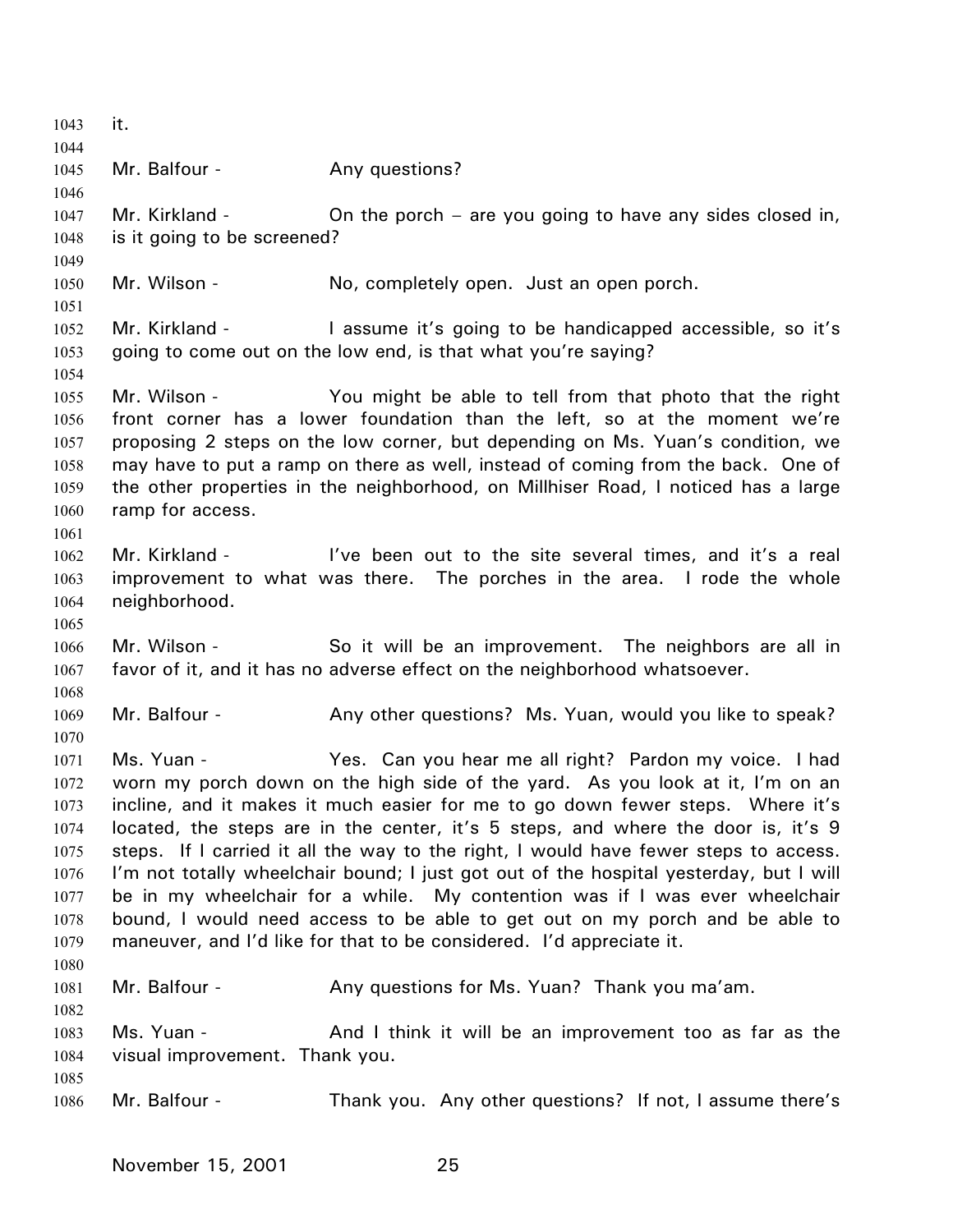it.

Mr. Balfour - Any questions?

Mr. Kirkland - On the porch – are you going to have any sides closed in, is it going to be screened?

Mr. Wilson - No, completely open. Just an open porch.

Mr. Kirkland - I assume it's going to be handicapped accessible, so it's going to come out on the low end, is that what you're saying?

Mr. Wilson - You might be able to tell from that photo that the right front corner has a lower foundation than the left, so at the moment we're proposing 2 steps on the low corner, but depending on Ms. Yuan's condition, we may have to put a ramp on there as well, instead of coming from the back. One of the other properties in the neighborhood, on Millhiser Road, I noticed has a large ramp for access.

Mr. Kirkland - I've been out to the site several times, and it's a real improvement to what was there. The porches in the area. I rode the whole neighborhood.

Mr. Wilson - So it will be an improvement. The neighbors are all in favor of it, and it has no adverse effect on the neighborhood whatsoever.

Mr. Balfour - Any other questions? Ms. Yuan, would you like to speak?

Ms. Yuan - Yes. Can you hear me all right? Pardon my voice. I had worn my porch down on the high side of the yard. As you look at it, I'm on an incline, and it makes it much easier for me to go down fewer steps. Where it's located, the steps are in the center, it's 5 steps, and where the door is, it's 9 steps. If I carried it all the way to the right, I would have fewer steps to access. I'm not totally wheelchair bound; I just got out of the hospital yesterday, but I will be in my wheelchair for a while. My contention was if I was ever wheelchair bound, I would need access to be able to get out on my porch and be able to maneuver, and I'd like for that to be considered. I'd appreciate it.

Mr. Balfour - Any questions for Ms. Yuan? Thank you ma'am.

Ms. Yuan - And I think it will be an improvement too as far as the visual improvement. Thank you.

Mr. Balfour - Thank you. Any other questions? If not, I assume there's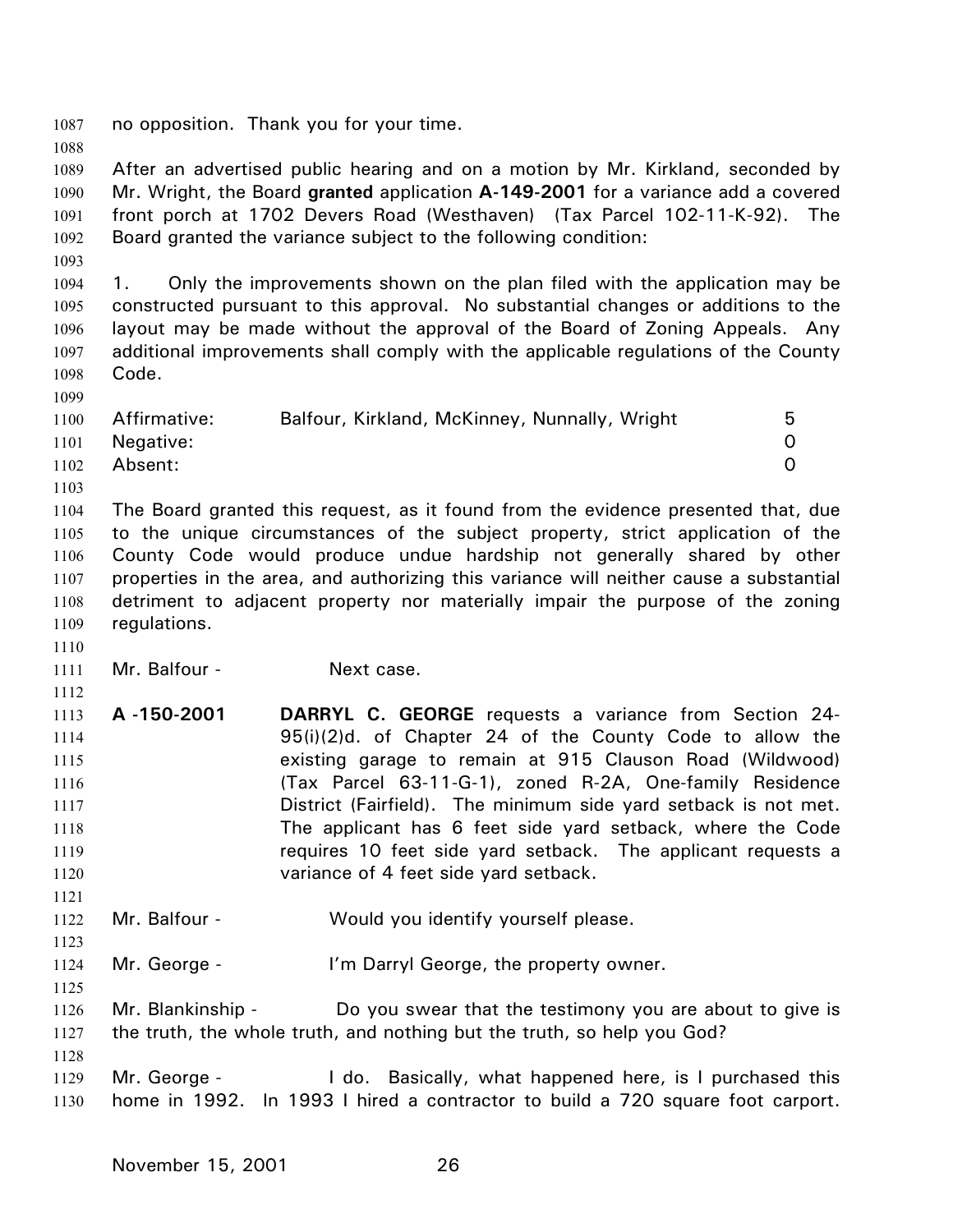no opposition. Thank you for your time.

After an advertised public hearing and on a motion by Mr. Kirkland, seconded by Mr. Wright, the Board **granted** application **A-149-2001** for a variance add a covered front porch at 1702 Devers Road (Westhaven) (Tax Parcel 102-11-K-92). The Board granted the variance subject to the following condition:

1. Only the improvements shown on the plan filed with the application may be constructed pursuant to this approval. No substantial changes or additions to the layout may be made without the approval of the Board of Zoning Appeals. Any additional improvements shall comply with the applicable regulations of the County Code.

| | | |
|---|---|---|
| Affirmative: | Balfour, Kirkland, McKinney, Nunnally, Wright | 5 |
| Negative: | | 0 |
| Absent: | | 0 |

The Board granted this request, as it found from the evidence presented that, due to the unique circumstances of the subject property, strict application of the County Code would produce undue hardship not generally shared by other properties in the area, and authorizing this variance will neither cause a substantial detriment to adjacent property nor materially impair the purpose of the zoning regulations.

Mr. Balfour - Next case.

**A -150-2001** **DARRYL C. GEORGE** requests a variance from Section 24-95(i)(2)d. of Chapter 24 of the County Code to allow the existing garage to remain at 915 Clauson Road (Wildwood) (Tax Parcel 63-11-G-1), zoned R-2A, One-family Residence District (Fairfield). The minimum side yard setback is not met. The applicant has 6 feet side yard setback, where the Code requires 10 feet side yard setback. The applicant requests a variance of 4 feet side yard setback.

Mr. Balfour - Would you identify yourself please.

Mr. George - I'm Darryl George, the property owner.

Mr. Blankinship - Do you swear that the testimony you are about to give is the truth, the whole truth, and nothing but the truth, so help you God?

Mr. George - I do. Basically, what happened here, is I purchased this home in 1992. In 1993 I hired a contractor to build a 720 square foot carport.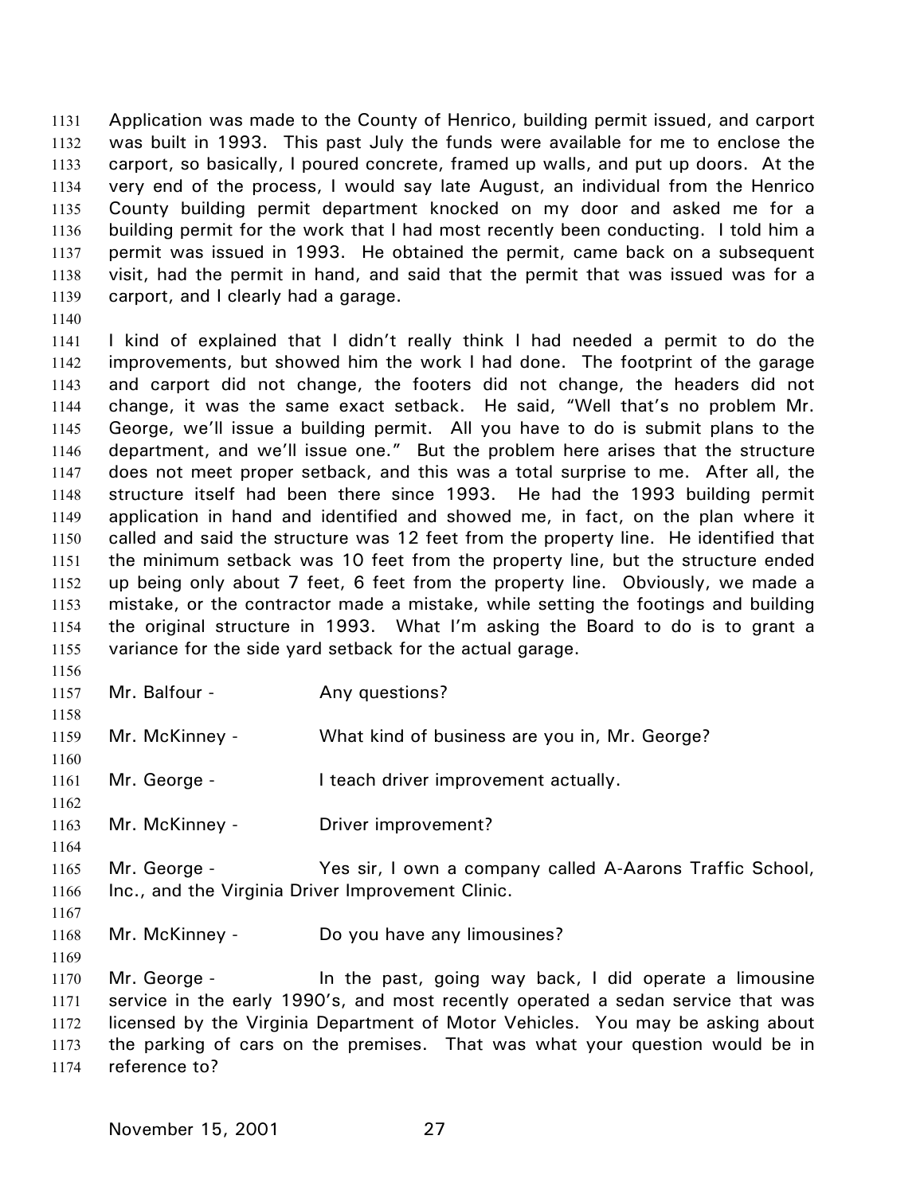Application was made to the County of Henrico, building permit issued, and carport was built in 1993. This past July the funds were available for me to enclose the carport, so basically, I poured concrete, framed up walls, and put up doors. At the very end of the process, I would say late August, an individual from the Henrico County building permit department knocked on my door and asked me for a building permit for the work that I had most recently been conducting. I told him a permit was issued in 1993. He obtained the permit, came back on a subsequent visit, had the permit in hand, and said that the permit that was issued was for a carport, and I clearly had a garage.

I kind of explained that I didn't really think I had needed a permit to do the improvements, but showed him the work I had done. The footprint of the garage and carport did not change, the footers did not change, the headers did not change, it was the same exact setback. He said, "Well that's no problem Mr. George, we'll issue a building permit. All you have to do is submit plans to the department, and we'll issue one." But the problem here arises that the structure does not meet proper setback, and this was a total surprise to me. After all, the structure itself had been there since 1993. He had the 1993 building permit application in hand and identified and showed me, in fact, on the plan where it called and said the structure was 12 feet from the property line. He identified that the minimum setback was 10 feet from the property line, but the structure ended up being only about 7 feet, 6 feet from the property line. Obviously, we made a mistake, or the contractor made a mistake, while setting the footings and building the original structure in 1993. What I'm asking the Board to do is to grant a variance for the side yard setback for the actual garage.

Mr. Balfour - Any questions?

Mr. McKinney - What kind of business are you in, Mr. George?

Mr. George - I teach driver improvement actually.

Mr. McKinney - Driver improvement?

Mr. George - Yes sir, I own a company called A-Aarons Traffic School, Inc., and the Virginia Driver Improvement Clinic.

Mr. McKinney - Do you have any limousines?

Mr. George - In the past, going way back, I did operate a limousine service in the early 1990's, and most recently operated a sedan service that was licensed by the Virginia Department of Motor Vehicles. You may be asking about the parking of cars on the premises. That was what your question would be in reference to?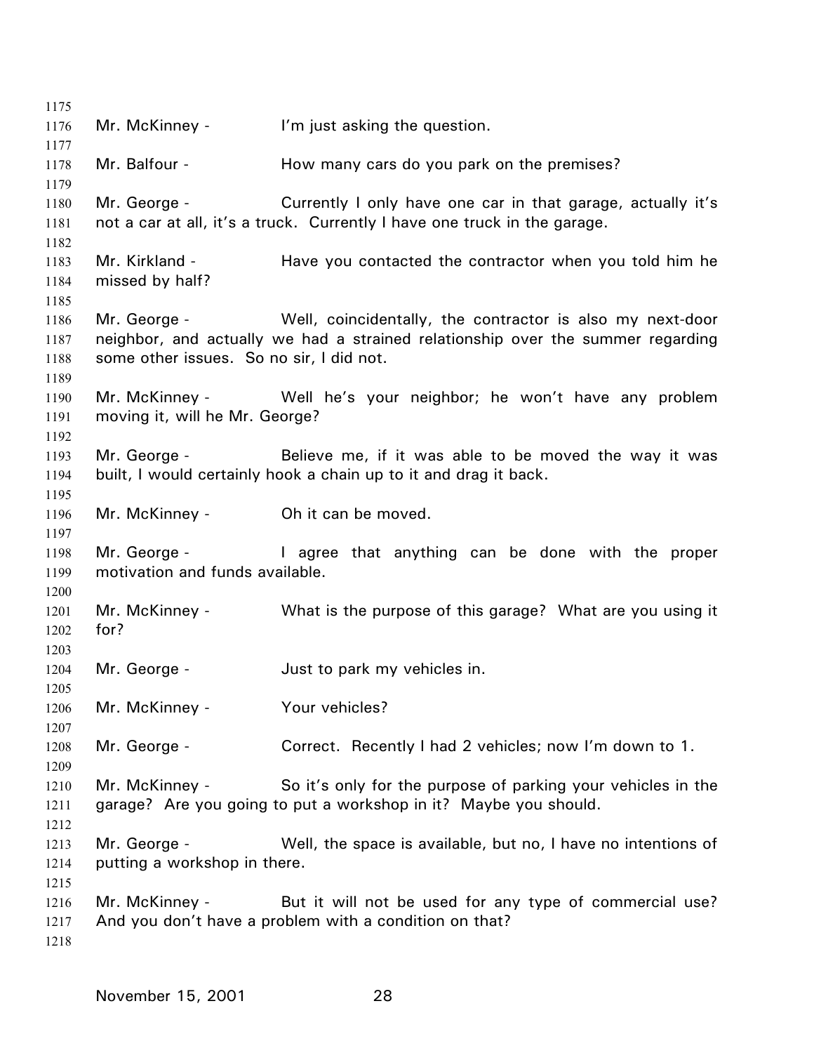Mr. McKinney - I'm just asking the question.

Mr. Balfour - How many cars do you park on the premises?

Mr. George - Currently I only have one car in that garage, actually it's not a car at all, it's a truck. Currently I have one truck in the garage.

Mr. Kirkland - Have you contacted the contractor when you told him he missed by half?

Mr. George - Well, coincidentally, the contractor is also my next-door neighbor, and actually we had a strained relationship over the summer regarding some other issues. So no sir, I did not.

Mr. McKinney - Well he's your neighbor; he won't have any problem moving it, will he Mr. George?

Mr. George - Believe me, if it was able to be moved the way it was built, I would certainly hook a chain up to it and drag it back.

Mr. McKinney - Oh it can be moved.

Mr. George - I agree that anything can be done with the proper motivation and funds available.

Mr. McKinney - What is the purpose of this garage? What are you using it for?

Mr. George - Just to park my vehicles in.

Mr. McKinney - Your vehicles?

Mr. George - Correct. Recently I had 2 vehicles; now I'm down to 1.

Mr. McKinney - So it's only for the purpose of parking your vehicles in the garage? Are you going to put a workshop in it? Maybe you should.

Mr. George - Well, the space is available, but no, I have no intentions of putting a workshop in there.

Mr. McKinney - But it will not be used for any type of commercial use? And you don't have a problem with a condition on that?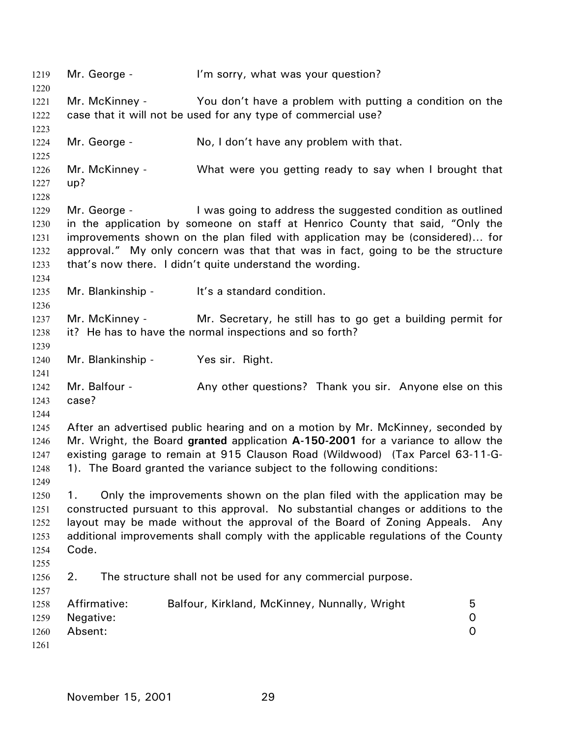Mr. George - I'm sorry, what was your question?

Mr. McKinney - You don't have a problem with putting a condition on the case that it will not be used for any type of commercial use?

Mr. George - No, I don't have any problem with that.

Mr. McKinney - What were you getting ready to say when I brought that up?

Mr. George - I was going to address the suggested condition as outlined in the application by someone on staff at Henrico County that said, "Only the improvements shown on the plan filed with application may be (considered)... for approval." My only concern was that that was in fact, going to be the structure that's now there. I didn't quite understand the wording.

Mr. Blankinship - It's a standard condition.

Mr. McKinney - Mr. Secretary, he still has to go get a building permit for it? He has to have the normal inspections and so forth?

Mr. Blankinship - Yes sir. Right.

Mr. Balfour - Any other questions? Thank you sir. Anyone else on this case?

After an advertised public hearing and on a motion by Mr. McKinney, seconded by Mr. Wright, the Board **granted** application **A-150-2001** for a variance to allow the existing garage to remain at 915 Clauson Road (Wildwood) (Tax Parcel 63-11-G-1). The Board granted the variance subject to the following conditions:

1. Only the improvements shown on the plan filed with the application may be constructed pursuant to this approval. No substantial changes or additions to the layout may be made without the approval of the Board of Zoning Appeals. Any additional improvements shall comply with the applicable regulations of the County Code.

2. The structure shall not be used for any commercial purpose.

| | | |
|---|---|---|
| Affirmative: | Balfour, Kirkland, McKinney, Nunnally, Wright | 5 |
| Negative: | | 0 |
| Absent: | | 0 |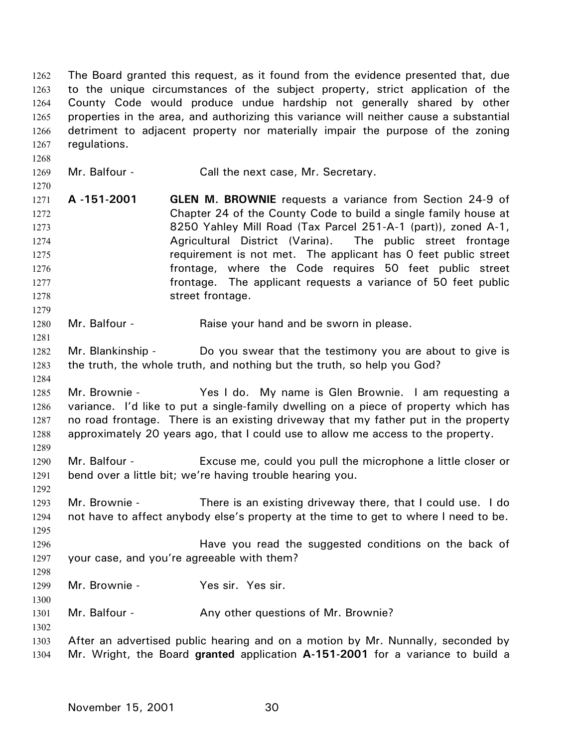The Board granted this request, as it found from the evidence presented that, due to the unique circumstances of the subject property, strict application of the County Code would produce undue hardship not generally shared by other properties in the area, and authorizing this variance will neither cause a substantial detriment to adjacent property nor materially impair the purpose of the zoning regulations.

Mr. Balfour - Call the next case, Mr. Secretary.

**A -151-2001** **GLEN M. BROWNIE** requests a variance from Section 24-9 of Chapter 24 of the County Code to build a single family house at 8250 Yahley Mill Road (Tax Parcel 251-A-1 (part)), zoned A-1, Agricultural District (Varina). The public street frontage requirement is not met. The applicant has 0 feet public street frontage, where the Code requires 50 feet public street frontage. The applicant requests a variance of 50 feet public street frontage.

Mr. Balfour - Raise your hand and be sworn in please.

Mr. Blankinship - Do you swear that the testimony you are about to give is the truth, the whole truth, and nothing but the truth, so help you God?

Mr. Brownie - Yes I do. My name is Glen Brownie. I am requesting a variance. I'd like to put a single-family dwelling on a piece of property which has no road frontage. There is an existing driveway that my father put in the property approximately 20 years ago, that I could use to allow me access to the property.

Mr. Balfour - Excuse me, could you pull the microphone a little closer or bend over a little bit; we're having trouble hearing you.

Mr. Brownie - There is an existing driveway there, that I could use. I do not have to affect anybody else's property at the time to get to where I need to be.

Have you read the suggested conditions on the back of your case, and you're agreeable with them?

Mr. Brownie - Yes sir. Yes sir.

Mr. Balfour - Any other questions of Mr. Brownie?

After an advertised public hearing and on a motion by Mr. Nunnally, seconded by Mr. Wright, the Board **granted** application **A-151-2001** for a variance to build a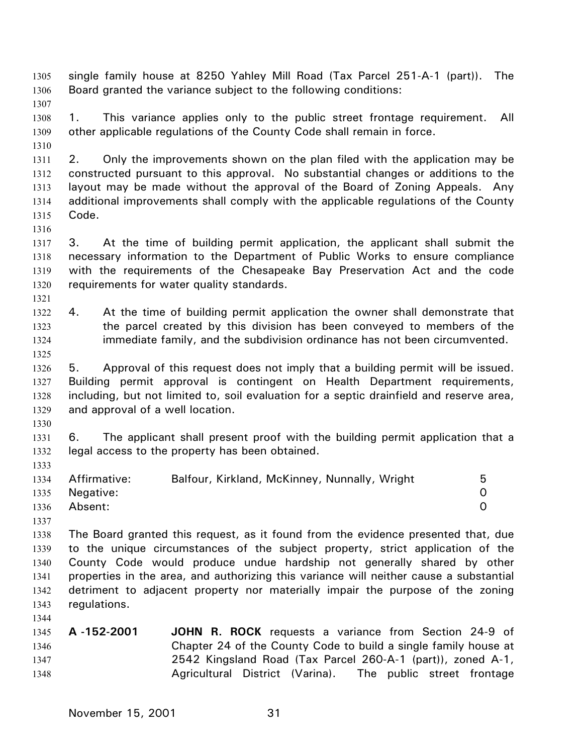single family house at 8250 Yahley Mill Road (Tax Parcel 251-A-1 (part)). The Board granted the variance subject to the following conditions:

1. This variance applies only to the public street frontage requirement. All other applicable regulations of the County Code shall remain in force.

2. Only the improvements shown on the plan filed with the application may be constructed pursuant to this approval. No substantial changes or additions to the layout may be made without the approval of the Board of Zoning Appeals. Any additional improvements shall comply with the applicable regulations of the County Code.

3. At the time of building permit application, the applicant shall submit the necessary information to the Department of Public Works to ensure compliance with the requirements of the Chesapeake Bay Preservation Act and the code requirements for water quality standards.

4. At the time of building permit application the owner shall demonstrate that the parcel created by this division has been conveyed to members of the immediate family, and the subdivision ordinance has not been circumvented.

5. Approval of this request does not imply that a building permit will be issued. Building permit approval is contingent on Health Department requirements, including, but not limited to, soil evaluation for a septic drainfield and reserve area, and approval of a well location.

6. The applicant shall present proof with the building permit application that a legal access to the property has been obtained.

| | | |
|---|---|---|
| Affirmative: | Balfour, Kirkland, McKinney, Nunnally, Wright | 5 |
| Negative: | | 0 |
| Absent: | | 0 |

The Board granted this request, as it found from the evidence presented that, due to the unique circumstances of the subject property, strict application of the County Code would produce undue hardship not generally shared by other properties in the area, and authorizing this variance will neither cause a substantial detriment to adjacent property nor materially impair the purpose of the zoning regulations.

**A -152-2001** **JOHN R. ROCK** requests a variance from Section 24-9 of Chapter 24 of the County Code to build a single family house at 2542 Kingsland Road (Tax Parcel 260-A-1 (part)), zoned A-1, Agricultural District (Varina). The public street frontage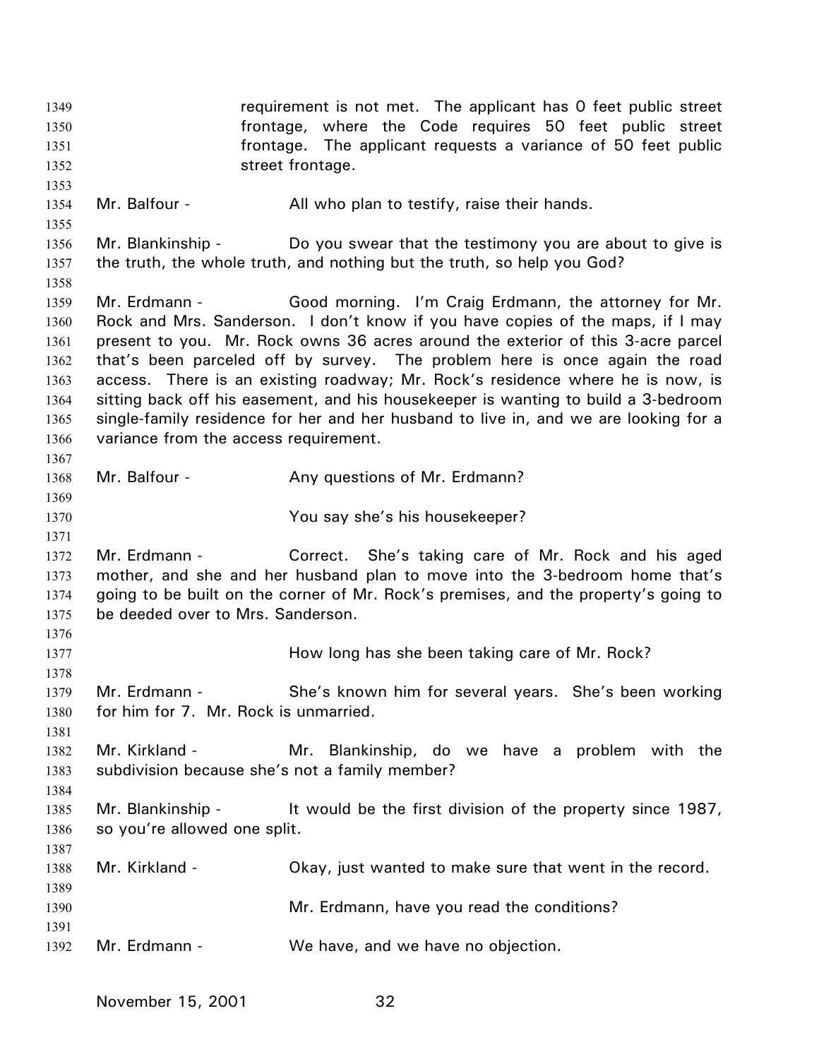requirement is not met. The applicant has 0 feet public street frontage, where the Code requires 50 feet public street frontage. The applicant requests a variance of 50 feet public street frontage.

Mr. Balfour - All who plan to testify, raise their hands.

Mr. Blankinship - Do you swear that the testimony you are about to give is the truth, the whole truth, and nothing but the truth, so help you God?

Mr. Erdmann - Good morning. I'm Craig Erdmann, the attorney for Mr. Rock and Mrs. Sanderson. I don't know if you have copies of the maps, if I may present to you. Mr. Rock owns 36 acres around the exterior of this 3-acre parcel that's been parceled off by survey. The problem here is once again the road access. There is an existing roadway; Mr. Rock's residence where he is now, is sitting back off his easement, and his housekeeper is wanting to build a 3-bedroom single-family residence for her and her husband to live in, and we are looking for a variance from the access requirement.

Mr. Balfour - Any questions of Mr. Erdmann?

You say she's his housekeeper?

Mr. Erdmann - Correct. She's taking care of Mr. Rock and his aged mother, and she and her husband plan to move into the 3-bedroom home that's going to be built on the corner of Mr. Rock's premises, and the property's going to be deeded over to Mrs. Sanderson.

How long has she been taking care of Mr. Rock?

Mr. Erdmann - She's known him for several years. She's been working for him for 7. Mr. Rock is unmarried.

Mr. Kirkland - Mr. Blankinship, do we have a problem with the subdivision because she's not a family member?

Mr. Blankinship - It would be the first division of the property since 1987, so you're allowed one split.

Mr. Kirkland - Okay, just wanted to make sure that went in the record.

Mr. Erdmann, have you read the conditions?

Mr. Erdmann - We have, and we have no objection.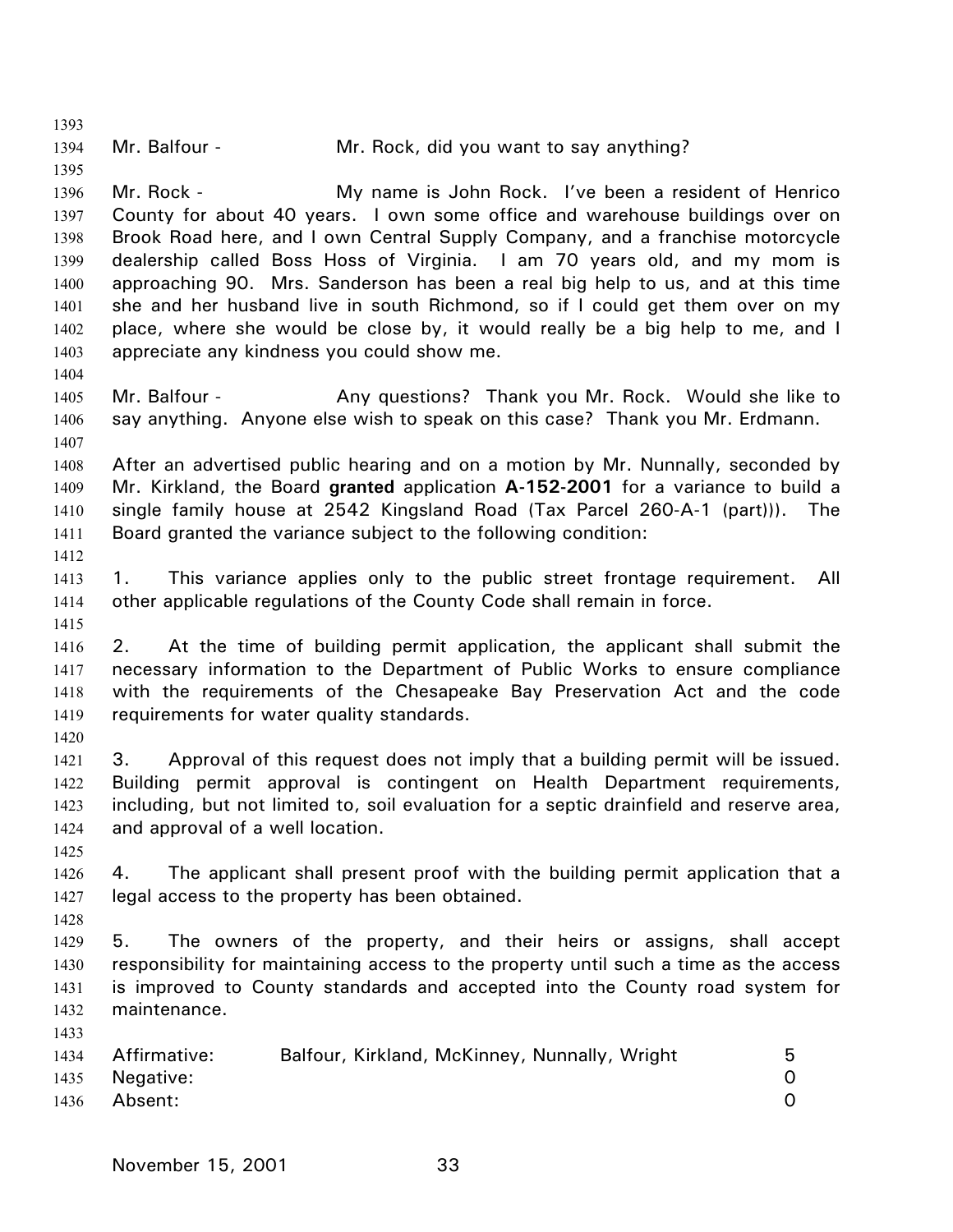Mr. Balfour - Mr. Rock, did you want to say anything?

Mr. Rock - My name is John Rock. I've been a resident of Henrico County for about 40 years. I own some office and warehouse buildings over on Brook Road here, and I own Central Supply Company, and a franchise motorcycle dealership called Boss Hoss of Virginia. I am 70 years old, and my mom is approaching 90. Mrs. Sanderson has been a real big help to us, and at this time she and her husband live in south Richmond, so if I could get them over on my place, where she would be close by, it would really be a big help to me, and I appreciate any kindness you could show me.

Mr. Balfour - Any questions? Thank you Mr. Rock. Would she like to say anything. Anyone else wish to speak on this case? Thank you Mr. Erdmann.

After an advertised public hearing and on a motion by Mr. Nunnally, seconded by Mr. Kirkland, the Board **granted** application **A-152-2001** for a variance to build a single family house at 2542 Kingsland Road (Tax Parcel 260-A-1 (part))). The Board granted the variance subject to the following condition:

1. This variance applies only to the public street frontage requirement. All other applicable regulations of the County Code shall remain in force.

2. At the time of building permit application, the applicant shall submit the necessary information to the Department of Public Works to ensure compliance with the requirements of the Chesapeake Bay Preservation Act and the code requirements for water quality standards.

3. Approval of this request does not imply that a building permit will be issued. Building permit approval is contingent on Health Department requirements, including, but not limited to, soil evaluation for a septic drainfield and reserve area, and approval of a well location.

4. The applicant shall present proof with the building permit application that a legal access to the property has been obtained.

5. The owners of the property, and their heirs or assigns, shall accept responsibility for maintaining access to the property until such a time as the access is improved to County standards and accepted into the County road system for maintenance.

| | | |
|---|---|---|
| Affirmative: | Balfour, Kirkland, McKinney, Nunnally, Wright | 5 |
| Negative: | | 0 |
| Absent: | | 0 |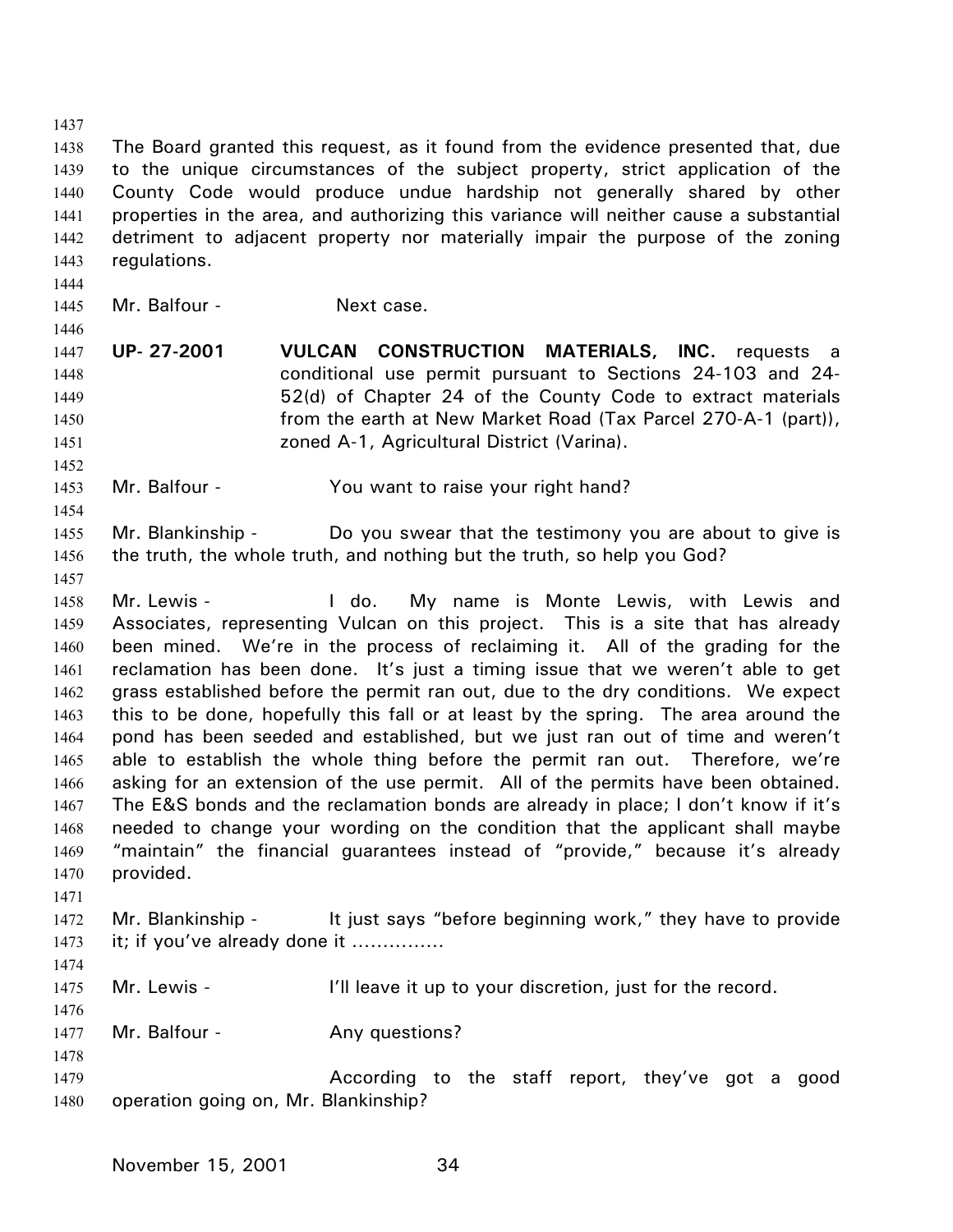The Board granted this request, as it found from the evidence presented that, due to the unique circumstances of the subject property, strict application of the County Code would produce undue hardship not generally shared by other properties in the area, and authorizing this variance will neither cause a substantial detriment to adjacent property nor materially impair the purpose of the zoning regulations.

Mr. Balfour - Next case.

**UP- 27-2001** **VULCAN CONSTRUCTION MATERIALS, INC.** requests a conditional use permit pursuant to Sections 24-103 and 24-52(d) of Chapter 24 of the County Code to extract materials from the earth at New Market Road (Tax Parcel 270-A-1 (part)), zoned A-1, Agricultural District (Varina).

Mr. Balfour - You want to raise your right hand?

Mr. Blankinship - Do you swear that the testimony you are about to give is the truth, the whole truth, and nothing but the truth, so help you God?

Mr. Lewis - I do. My name is Monte Lewis, with Lewis and Associates, representing Vulcan on this project. This is a site that has already been mined. We're in the process of reclaiming it. All of the grading for the reclamation has been done. It's just a timing issue that we weren't able to get grass established before the permit ran out, due to the dry conditions. We expect this to be done, hopefully this fall or at least by the spring. The area around the pond has been seeded and established, but we just ran out of time and weren't able to establish the whole thing before the permit ran out. Therefore, we're asking for an extension of the use permit. All of the permits have been obtained. The E&S bonds and the reclamation bonds are already in place; I don't know if it's needed to change your wording on the condition that the applicant shall maybe "maintain" the financial guarantees instead of "provide," because it's already provided.

Mr. Blankinship - It just says "before beginning work," they have to provide it; if you've already done it ..............

Mr. Lewis - I'll leave it up to your discretion, just for the record.

Mr. Balfour - Any questions?

According to the staff report, they've got a good operation going on, Mr. Blankinship?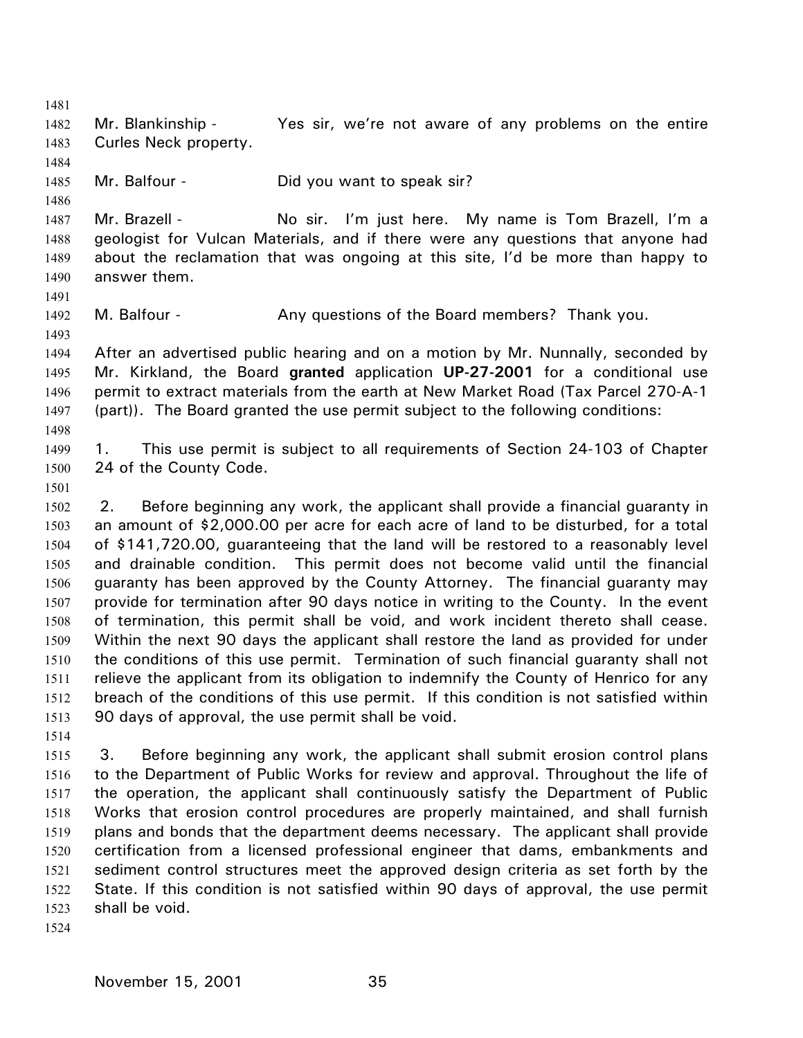Mr. Blankinship - Yes sir, we're not aware of any problems on the entire Curles Neck property.

Mr. Balfour - Did you want to speak sir?

Mr. Brazell - No sir. I'm just here. My name is Tom Brazell, I'm a geologist for Vulcan Materials, and if there were any questions that anyone had about the reclamation that was ongoing at this site, I'd be more than happy to answer them.

M. Balfour - Any questions of the Board members? Thank you.

After an advertised public hearing and on a motion by Mr. Nunnally, seconded by Mr. Kirkland, the Board **granted** application **UP-27-2001** for a conditional use permit to extract materials from the earth at New Market Road (Tax Parcel 270-A-1 (part)). The Board granted the use permit subject to the following conditions:

1. This use permit is subject to all requirements of Section 24-103 of Chapter 24 of the County Code.

2. Before beginning any work, the applicant shall provide a financial guaranty in an amount of $2,000.00 per acre for each acre of land to be disturbed, for a total of $141,720.00, guaranteeing that the land will be restored to a reasonably level and drainable condition. This permit does not become valid until the financial guaranty has been approved by the County Attorney. The financial guaranty may provide for termination after 90 days notice in writing to the County. In the event of termination, this permit shall be void, and work incident thereto shall cease. Within the next 90 days the applicant shall restore the land as provided for under the conditions of this use permit. Termination of such financial guaranty shall not relieve the applicant from its obligation to indemnify the County of Henrico for any breach of the conditions of this use permit. If this condition is not satisfied within 90 days of approval, the use permit shall be void.

3. Before beginning any work, the applicant shall submit erosion control plans to the Department of Public Works for review and approval. Throughout the life of the operation, the applicant shall continuously satisfy the Department of Public Works that erosion control procedures are properly maintained, and shall furnish plans and bonds that the department deems necessary. The applicant shall provide certification from a licensed professional engineer that dams, embankments and sediment control structures meet the approved design criteria as set forth by the State. If this condition is not satisfied within 90 days of approval, the use permit shall be void.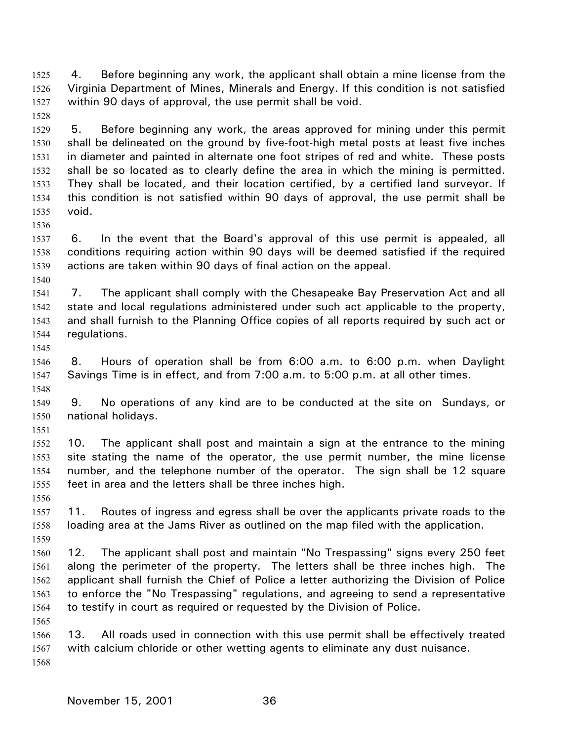4. Before beginning any work, the applicant shall obtain a mine license from the Virginia Department of Mines, Minerals and Energy. If this condition is not satisfied within 90 days of approval, the use permit shall be void.

5. Before beginning any work, the areas approved for mining under this permit shall be delineated on the ground by five-foot-high metal posts at least five inches in diameter and painted in alternate one foot stripes of red and white. These posts shall be so located as to clearly define the area in which the mining is permitted. They shall be located, and their location certified, by a certified land surveyor. If this condition is not satisfied within 90 days of approval, the use permit shall be void.

6. In the event that the Board's approval of this use permit is appealed, all conditions requiring action within 90 days will be deemed satisfied if the required actions are taken within 90 days of final action on the appeal.

7. The applicant shall comply with the Chesapeake Bay Preservation Act and all state and local regulations administered under such act applicable to the property, and shall furnish to the Planning Office copies of all reports required by such act or regulations.

8. Hours of operation shall be from 6:00 a.m. to 6:00 p.m. when Daylight Savings Time is in effect, and from 7:00 a.m. to 5:00 p.m. at all other times.

9. No operations of any kind are to be conducted at the site on Sundays, or national holidays.

10. The applicant shall post and maintain a sign at the entrance to the mining site stating the name of the operator, the use permit number, the mine license number, and the telephone number of the operator. The sign shall be 12 square feet in area and the letters shall be three inches high.

11. Routes of ingress and egress shall be over the applicants private roads to the loading area at the Jams River as outlined on the map filed with the application.

12. The applicant shall post and maintain "No Trespassing" signs every 250 feet along the perimeter of the property. The letters shall be three inches high. The applicant shall furnish the Chief of Police a letter authorizing the Division of Police to enforce the "No Trespassing" regulations, and agreeing to send a representative to testify in court as required or requested by the Division of Police.

13. All roads used in connection with this use permit shall be effectively treated with calcium chloride or other wetting agents to eliminate any dust nuisance.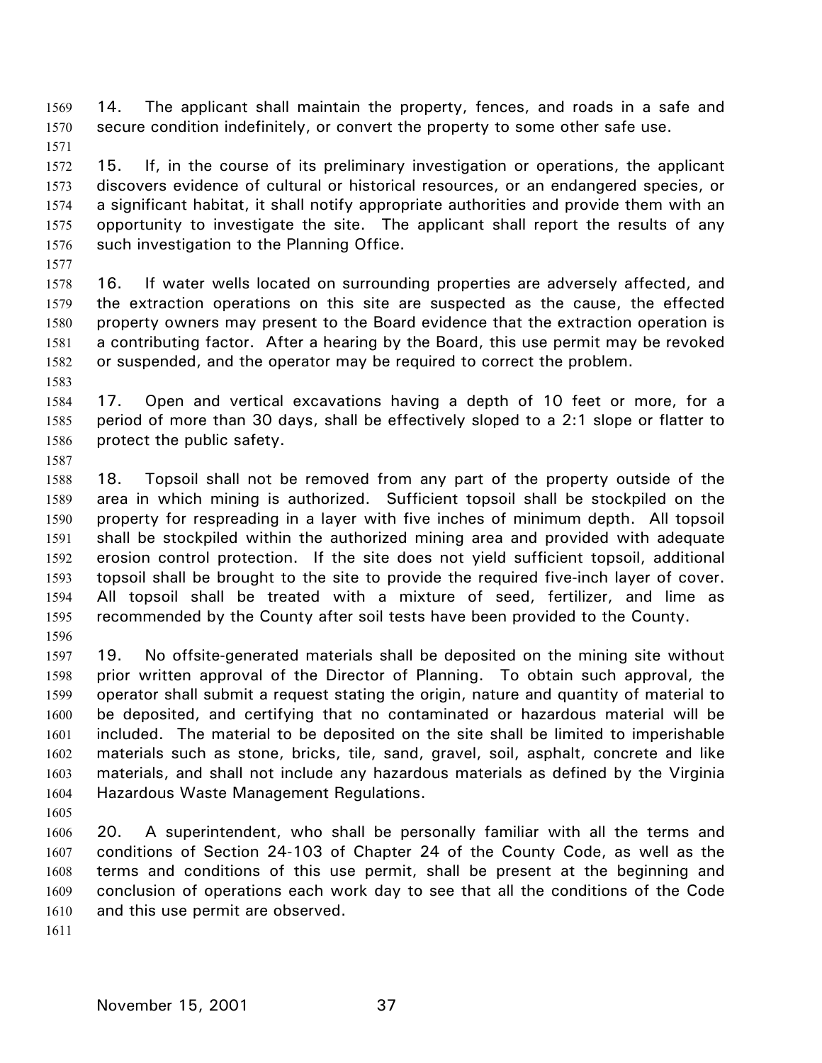14. The applicant shall maintain the property, fences, and roads in a safe and secure condition indefinitely, or convert the property to some other safe use.

15. If, in the course of its preliminary investigation or operations, the applicant discovers evidence of cultural or historical resources, or an endangered species, or a significant habitat, it shall notify appropriate authorities and provide them with an opportunity to investigate the site. The applicant shall report the results of any such investigation to the Planning Office.

16. If water wells located on surrounding properties are adversely affected, and the extraction operations on this site are suspected as the cause, the effected property owners may present to the Board evidence that the extraction operation is a contributing factor. After a hearing by the Board, this use permit may be revoked or suspended, and the operator may be required to correct the problem.

17. Open and vertical excavations having a depth of 10 feet or more, for a period of more than 30 days, shall be effectively sloped to a 2:1 slope or flatter to protect the public safety.

18. Topsoil shall not be removed from any part of the property outside of the area in which mining is authorized. Sufficient topsoil shall be stockpiled on the property for respreading in a layer with five inches of minimum depth. All topsoil shall be stockpiled within the authorized mining area and provided with adequate erosion control protection. If the site does not yield sufficient topsoil, additional topsoil shall be brought to the site to provide the required five-inch layer of cover. All topsoil shall be treated with a mixture of seed, fertilizer, and lime as recommended by the County after soil tests have been provided to the County.

19. No offsite-generated materials shall be deposited on the mining site without prior written approval of the Director of Planning. To obtain such approval, the operator shall submit a request stating the origin, nature and quantity of material to be deposited, and certifying that no contaminated or hazardous material will be included. The material to be deposited on the site shall be limited to imperishable materials such as stone, bricks, tile, sand, gravel, soil, asphalt, concrete and like materials, and shall not include any hazardous materials as defined by the Virginia Hazardous Waste Management Regulations.

20. A superintendent, who shall be personally familiar with all the terms and conditions of Section 24-103 of Chapter 24 of the County Code, as well as the terms and conditions of this use permit, shall be present at the beginning and conclusion of operations each work day to see that all the conditions of the Code and this use permit are observed.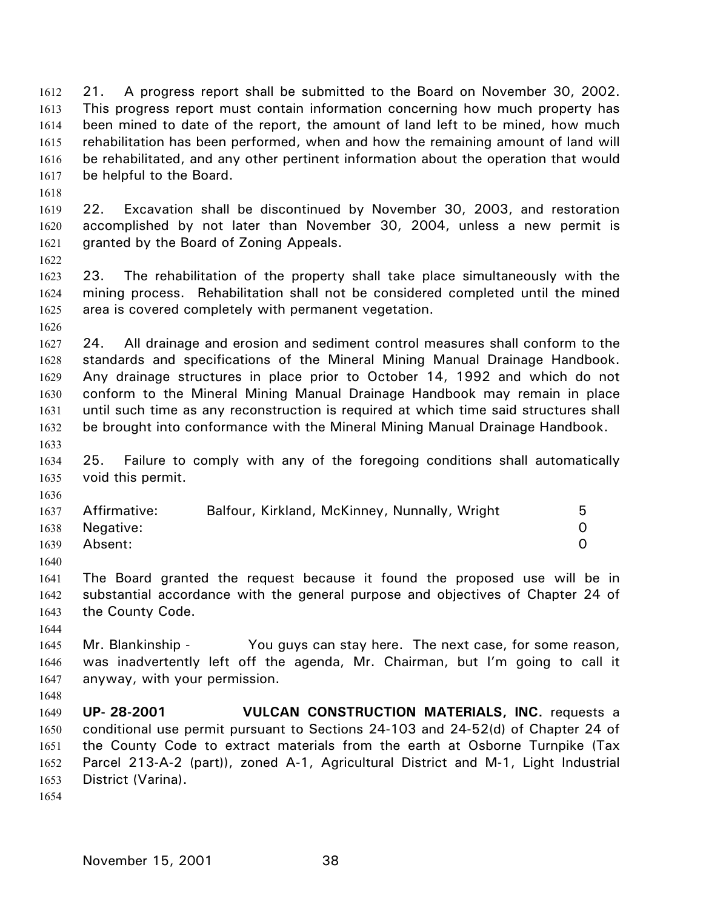21. A progress report shall be submitted to the Board on November 30, 2002. This progress report must contain information concerning how much property has been mined to date of the report, the amount of land left to be mined, how much rehabilitation has been performed, when and how the remaining amount of land will be rehabilitated, and any other pertinent information about the operation that would be helpful to the Board.

22. Excavation shall be discontinued by November 30, 2003, and restoration accomplished by not later than November 30, 2004, unless a new permit is granted by the Board of Zoning Appeals.

23. The rehabilitation of the property shall take place simultaneously with the mining process. Rehabilitation shall not be considered completed until the mined area is covered completely with permanent vegetation.

24. All drainage and erosion and sediment control measures shall conform to the standards and specifications of the Mineral Mining Manual Drainage Handbook. Any drainage structures in place prior to October 14, 1992 and which do not conform to the Mineral Mining Manual Drainage Handbook may remain in place until such time as any reconstruction is required at which time said structures shall be brought into conformance with the Mineral Mining Manual Drainage Handbook.

25. Failure to comply with any of the foregoing conditions shall automatically void this permit.

| | | |
|---|---|---|
| Affirmative: | Balfour, Kirkland, McKinney, Nunnally, Wright | 5 |
| Negative: | | 0 |
| Absent: | | 0 |

The Board granted the request because it found the proposed use will be in substantial accordance with the general purpose and objectives of Chapter 24 of the County Code.

Mr. Blankinship - You guys can stay here. The next case, for some reason, was inadvertently left off the agenda, Mr. Chairman, but I'm going to call it anyway, with your permission.

**UP- 28-2001** **VULCAN CONSTRUCTION MATERIALS, INC.** requests a conditional use permit pursuant to Sections 24-103 and 24-52(d) of Chapter 24 of the County Code to extract materials from the earth at Osborne Turnpike (Tax Parcel 213-A-2 (part)), zoned A-1, Agricultural District and M-1, Light Industrial District (Varina).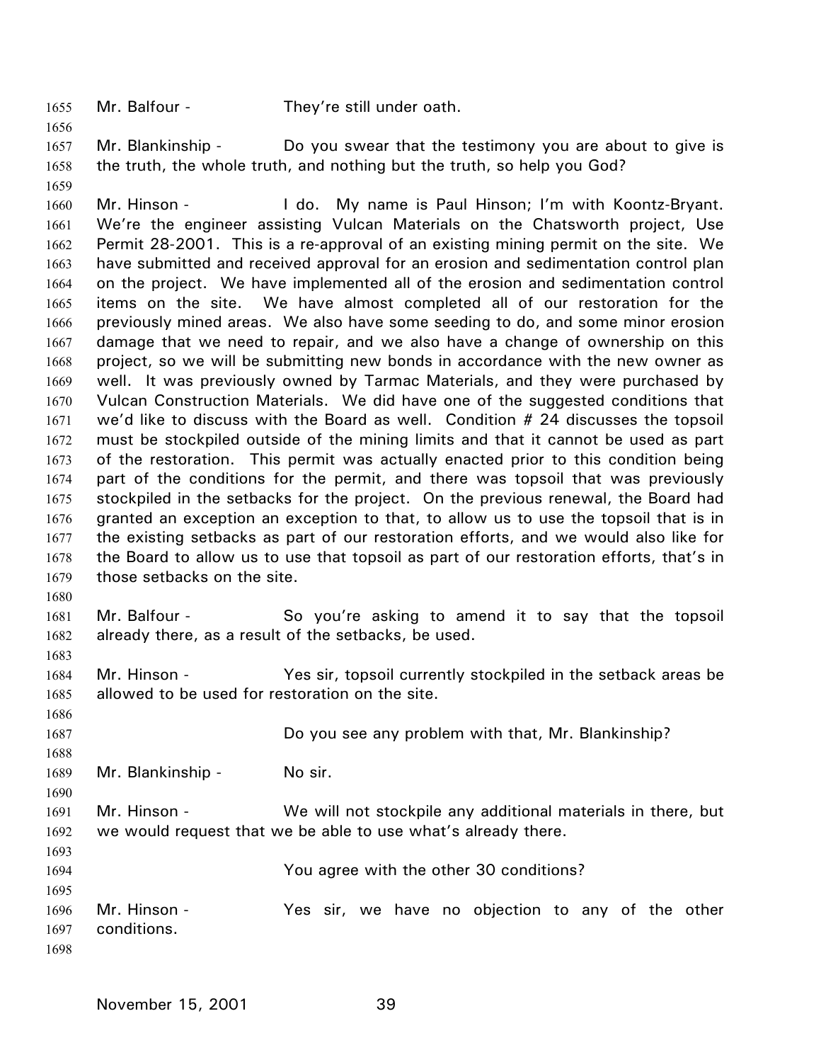Mr. Balfour - They're still under oath.

Mr. Blankinship - Do you swear that the testimony you are about to give is the truth, the whole truth, and nothing but the truth, so help you God?

Mr. Hinson - I do. My name is Paul Hinson; I'm with Koontz-Bryant. We're the engineer assisting Vulcan Materials on the Chatsworth project, Use Permit 28-2001. This is a re-approval of an existing mining permit on the site. We have submitted and received approval for an erosion and sedimentation control plan on the project. We have implemented all of the erosion and sedimentation control items on the site. We have almost completed all of our restoration for the previously mined areas. We also have some seeding to do, and some minor erosion damage that we need to repair, and we also have a change of ownership on this project, so we will be submitting new bonds in accordance with the new owner as well. It was previously owned by Tarmac Materials, and they were purchased by Vulcan Construction Materials. We did have one of the suggested conditions that we'd like to discuss with the Board as well. Condition # 24 discusses the topsoil must be stockpiled outside of the mining limits and that it cannot be used as part of the restoration. This permit was actually enacted prior to this condition being part of the conditions for the permit, and there was topsoil that was previously stockpiled in the setbacks for the project. On the previous renewal, the Board had granted an exception an exception to that, to allow us to use the topsoil that is in the existing setbacks as part of our restoration efforts, and we would also like for the Board to allow us to use that topsoil as part of our restoration efforts, that's in those setbacks on the site.

Mr. Balfour - So you're asking to amend it to say that the topsoil already there, as a result of the setbacks, be used.

Mr. Hinson - Yes sir, topsoil currently stockpiled in the setback areas be allowed to be used for restoration on the site.

Do you see any problem with that, Mr. Blankinship?

Mr. Blankinship - No sir.

Mr. Hinson - We will not stockpile any additional materials in there, but we would request that we be able to use what's already there.

You agree with the other 30 conditions?

Mr. Hinson - Yes sir, we have no objection to any of the other conditions.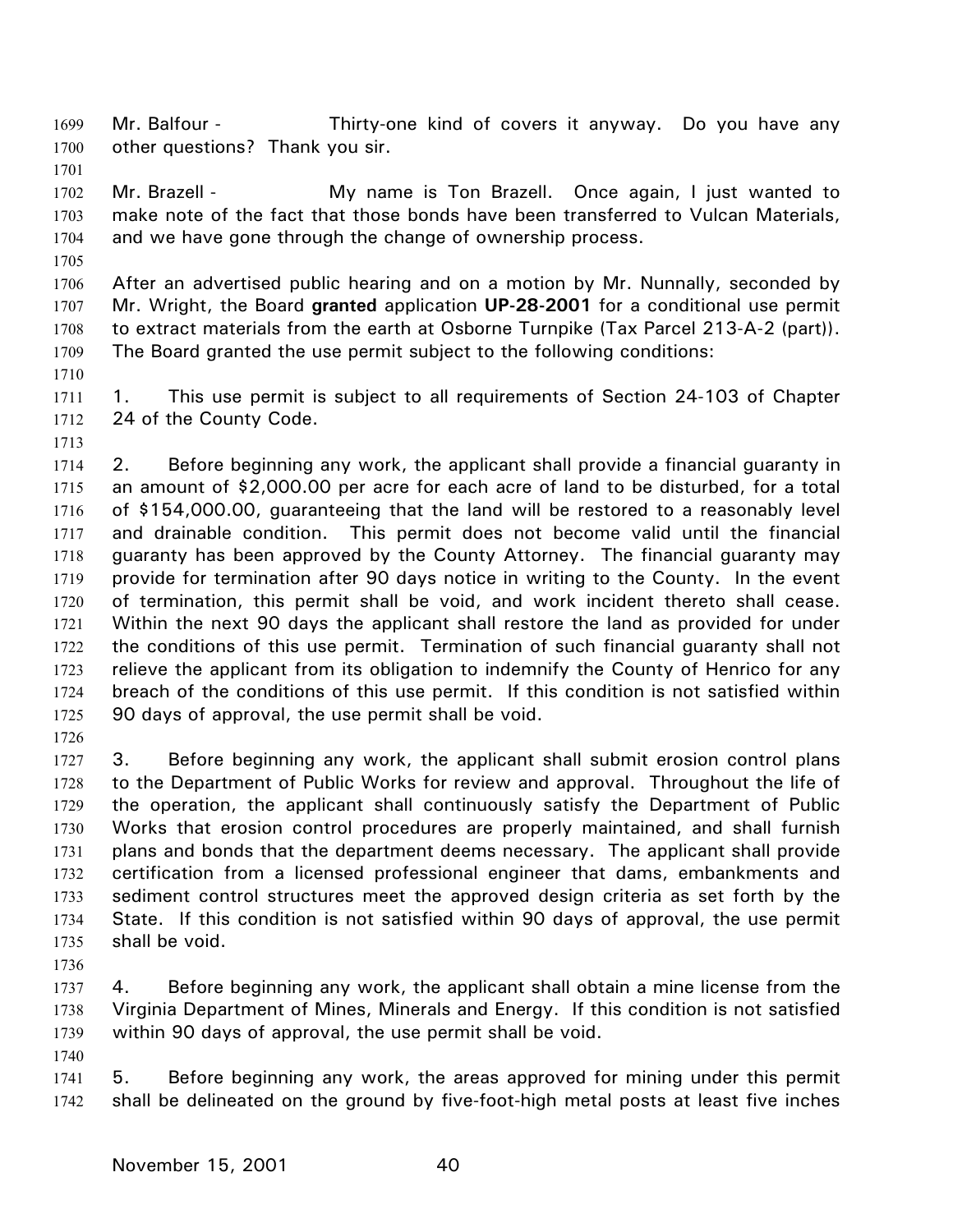Mr. Balfour - Thirty-one kind of covers it anyway. Do you have any other questions? Thank you sir.

Mr. Brazell - My name is Ton Brazell. Once again, I just wanted to make note of the fact that those bonds have been transferred to Vulcan Materials, and we have gone through the change of ownership process.

After an advertised public hearing and on a motion by Mr. Nunnally, seconded by Mr. Wright, the Board **granted** application **UP-28-2001** for a conditional use permit to extract materials from the earth at Osborne Turnpike (Tax Parcel 213-A-2 (part)). The Board granted the use permit subject to the following conditions:

1. This use permit is subject to all requirements of Section 24-103 of Chapter 24 of the County Code.

2. Before beginning any work, the applicant shall provide a financial guaranty in an amount of $2,000.00 per acre for each acre of land to be disturbed, for a total of $154,000.00, guaranteeing that the land will be restored to a reasonably level and drainable condition. This permit does not become valid until the financial guaranty has been approved by the County Attorney. The financial guaranty may provide for termination after 90 days notice in writing to the County. In the event of termination, this permit shall be void, and work incident thereto shall cease. Within the next 90 days the applicant shall restore the land as provided for under the conditions of this use permit. Termination of such financial guaranty shall not relieve the applicant from its obligation to indemnify the County of Henrico for any breach of the conditions of this use permit. If this condition is not satisfied within 90 days of approval, the use permit shall be void.

3. Before beginning any work, the applicant shall submit erosion control plans to the Department of Public Works for review and approval. Throughout the life of the operation, the applicant shall continuously satisfy the Department of Public Works that erosion control procedures are properly maintained, and shall furnish plans and bonds that the department deems necessary. The applicant shall provide certification from a licensed professional engineer that dams, embankments and sediment control structures meet the approved design criteria as set forth by the State. If this condition is not satisfied within 90 days of approval, the use permit shall be void.

4. Before beginning any work, the applicant shall obtain a mine license from the Virginia Department of Mines, Minerals and Energy. If this condition is not satisfied within 90 days of approval, the use permit shall be void.

5. Before beginning any work, the areas approved for mining under this permit shall be delineated on the ground by five-foot-high metal posts at least five inches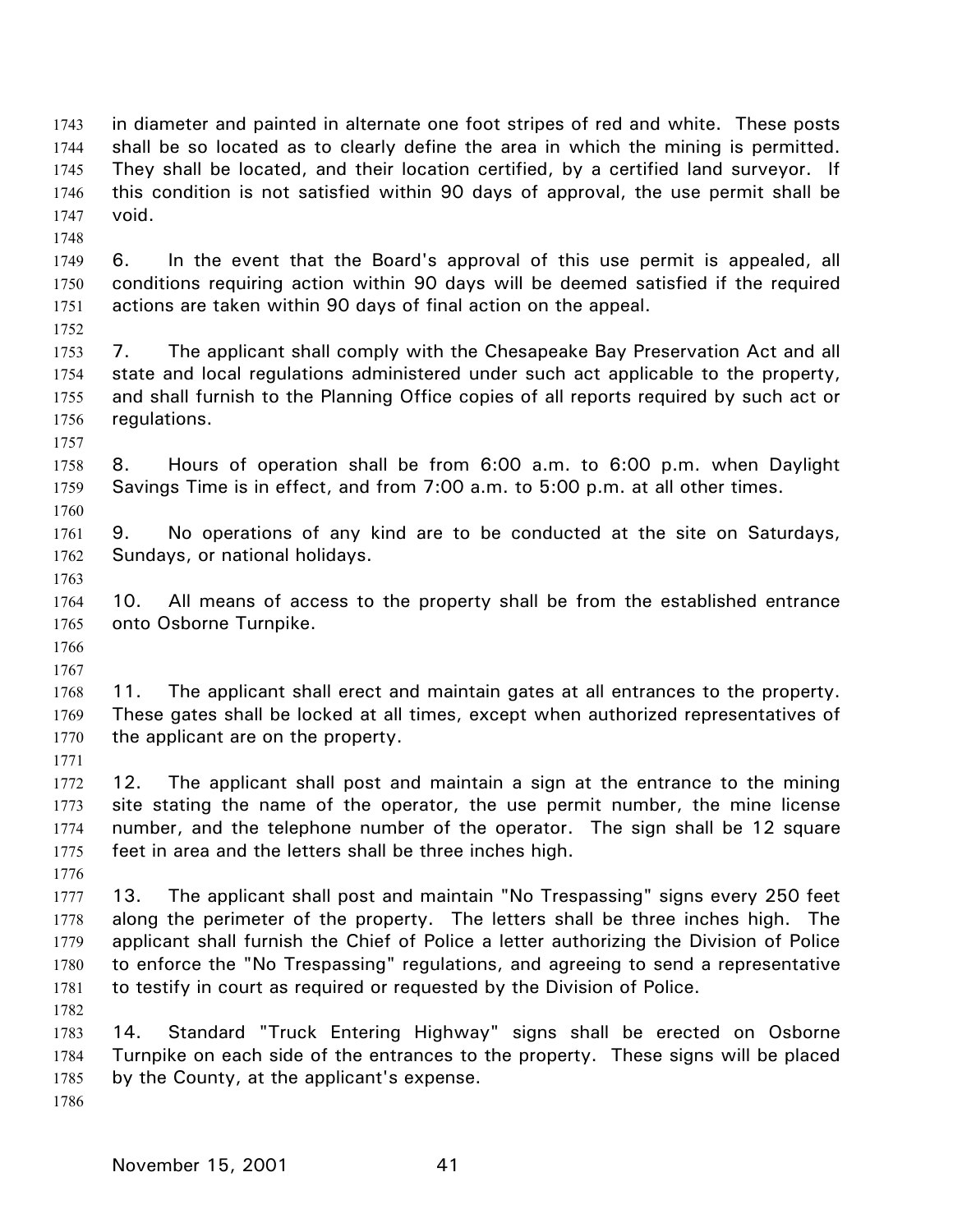in diameter and painted in alternate one foot stripes of red and white. These posts shall be so located as to clearly define the area in which the mining is permitted. They shall be located, and their location certified, by a certified land surveyor. If this condition is not satisfied within 90 days of approval, the use permit shall be void.

6. In the event that the Board's approval of this use permit is appealed, all conditions requiring action within 90 days will be deemed satisfied if the required actions are taken within 90 days of final action on the appeal.

7. The applicant shall comply with the Chesapeake Bay Preservation Act and all state and local regulations administered under such act applicable to the property, and shall furnish to the Planning Office copies of all reports required by such act or regulations.

8. Hours of operation shall be from 6:00 a.m. to 6:00 p.m. when Daylight Savings Time is in effect, and from 7:00 a.m. to 5:00 p.m. at all other times.

9. No operations of any kind are to be conducted at the site on Saturdays, Sundays, or national holidays.

10. All means of access to the property shall be from the established entrance onto Osborne Turnpike.

11. The applicant shall erect and maintain gates at all entrances to the property. These gates shall be locked at all times, except when authorized representatives of the applicant are on the property.

12. The applicant shall post and maintain a sign at the entrance to the mining site stating the name of the operator, the use permit number, the mine license number, and the telephone number of the operator. The sign shall be 12 square feet in area and the letters shall be three inches high.

13. The applicant shall post and maintain "No Trespassing" signs every 250 feet along the perimeter of the property. The letters shall be three inches high. The applicant shall furnish the Chief of Police a letter authorizing the Division of Police to enforce the "No Trespassing" regulations, and agreeing to send a representative to testify in court as required or requested by the Division of Police.

14. Standard "Truck Entering Highway" signs shall be erected on Osborne Turnpike on each side of the entrances to the property. These signs will be placed by the County, at the applicant's expense.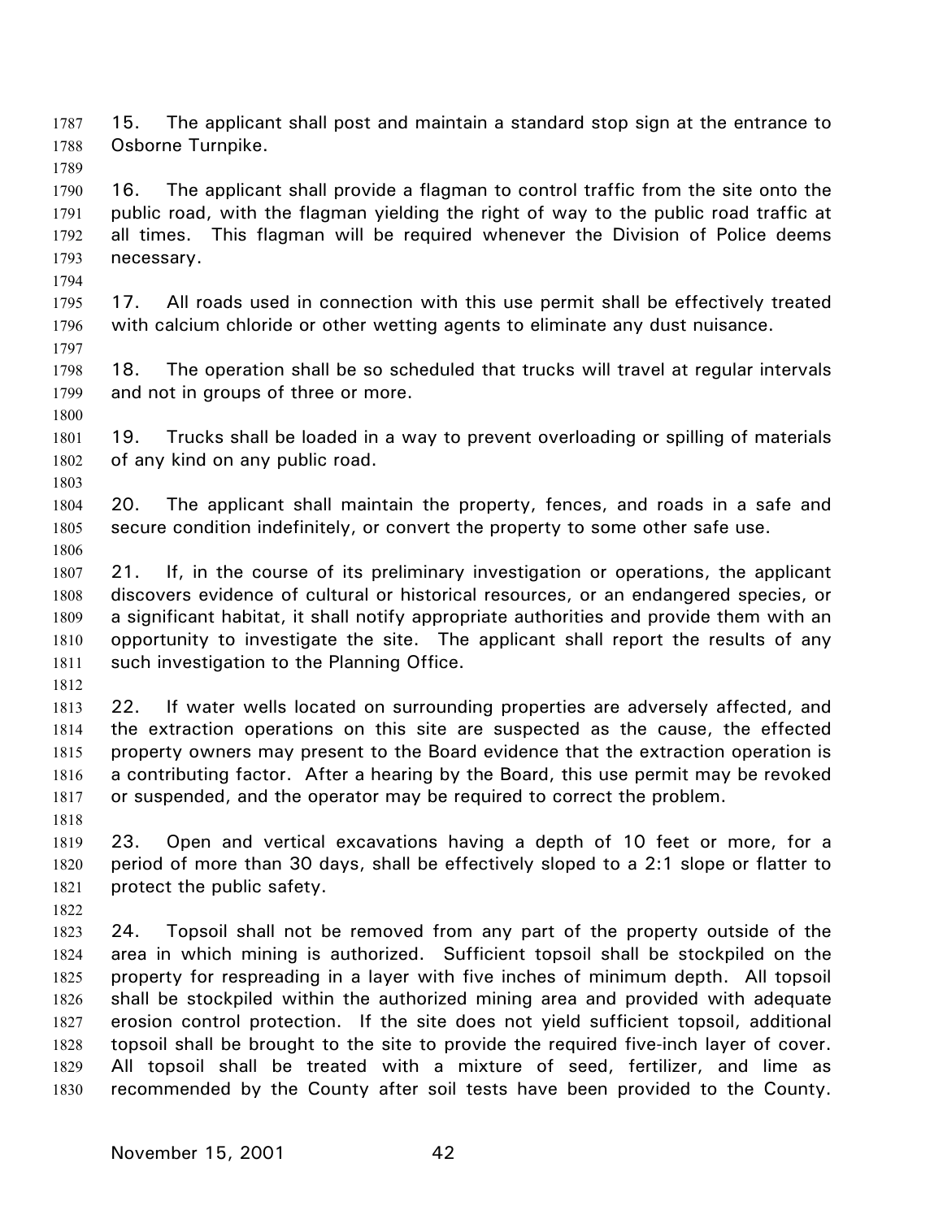15. The applicant shall post and maintain a standard stop sign at the entrance to Osborne Turnpike.

16. The applicant shall provide a flagman to control traffic from the site onto the public road, with the flagman yielding the right of way to the public road traffic at all times. This flagman will be required whenever the Division of Police deems necessary.

17. All roads used in connection with this use permit shall be effectively treated with calcium chloride or other wetting agents to eliminate any dust nuisance.

18. The operation shall be so scheduled that trucks will travel at regular intervals and not in groups of three or more.

19. Trucks shall be loaded in a way to prevent overloading or spilling of materials of any kind on any public road.

20. The applicant shall maintain the property, fences, and roads in a safe and secure condition indefinitely, or convert the property to some other safe use.

21. If, in the course of its preliminary investigation or operations, the applicant discovers evidence of cultural or historical resources, or an endangered species, or a significant habitat, it shall notify appropriate authorities and provide them with an opportunity to investigate the site. The applicant shall report the results of any such investigation to the Planning Office.

22. If water wells located on surrounding properties are adversely affected, and the extraction operations on this site are suspected as the cause, the effected property owners may present to the Board evidence that the extraction operation is a contributing factor. After a hearing by the Board, this use permit may be revoked or suspended, and the operator may be required to correct the problem.

23. Open and vertical excavations having a depth of 10 feet or more, for a period of more than 30 days, shall be effectively sloped to a 2:1 slope or flatter to protect the public safety.

24. Topsoil shall not be removed from any part of the property outside of the area in which mining is authorized. Sufficient topsoil shall be stockpiled on the property for respreading in a layer with five inches of minimum depth. All topsoil shall be stockpiled within the authorized mining area and provided with adequate erosion control protection. If the site does not yield sufficient topsoil, additional topsoil shall be brought to the site to provide the required five-inch layer of cover. All topsoil shall be treated with a mixture of seed, fertilizer, and lime as recommended by the County after soil tests have been provided to the County.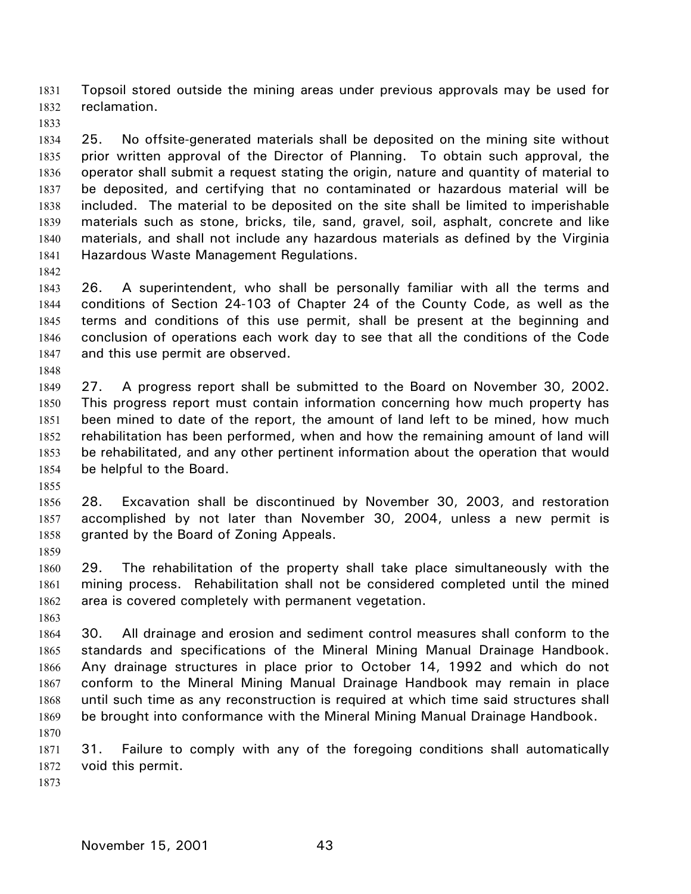Topsoil stored outside the mining areas under previous approvals may be used for reclamation.

25. No offsite-generated materials shall be deposited on the mining site without prior written approval of the Director of Planning. To obtain such approval, the operator shall submit a request stating the origin, nature and quantity of material to be deposited, and certifying that no contaminated or hazardous material will be included. The material to be deposited on the site shall be limited to imperishable materials such as stone, bricks, tile, sand, gravel, soil, asphalt, concrete and like materials, and shall not include any hazardous materials as defined by the Virginia Hazardous Waste Management Regulations.

26. A superintendent, who shall be personally familiar with all the terms and conditions of Section 24-103 of Chapter 24 of the County Code, as well as the terms and conditions of this use permit, shall be present at the beginning and conclusion of operations each work day to see that all the conditions of the Code and this use permit are observed.

27. A progress report shall be submitted to the Board on November 30, 2002. This progress report must contain information concerning how much property has been mined to date of the report, the amount of land left to be mined, how much rehabilitation has been performed, when and how the remaining amount of land will be rehabilitated, and any other pertinent information about the operation that would be helpful to the Board.

28. Excavation shall be discontinued by November 30, 2003, and restoration accomplished by not later than November 30, 2004, unless a new permit is granted by the Board of Zoning Appeals.

29. The rehabilitation of the property shall take place simultaneously with the mining process. Rehabilitation shall not be considered completed until the mined area is covered completely with permanent vegetation.

30. All drainage and erosion and sediment control measures shall conform to the standards and specifications of the Mineral Mining Manual Drainage Handbook. Any drainage structures in place prior to October 14, 1992 and which do not conform to the Mineral Mining Manual Drainage Handbook may remain in place until such time as any reconstruction is required at which time said structures shall be brought into conformance with the Mineral Mining Manual Drainage Handbook.

31. Failure to comply with any of the foregoing conditions shall automatically void this permit.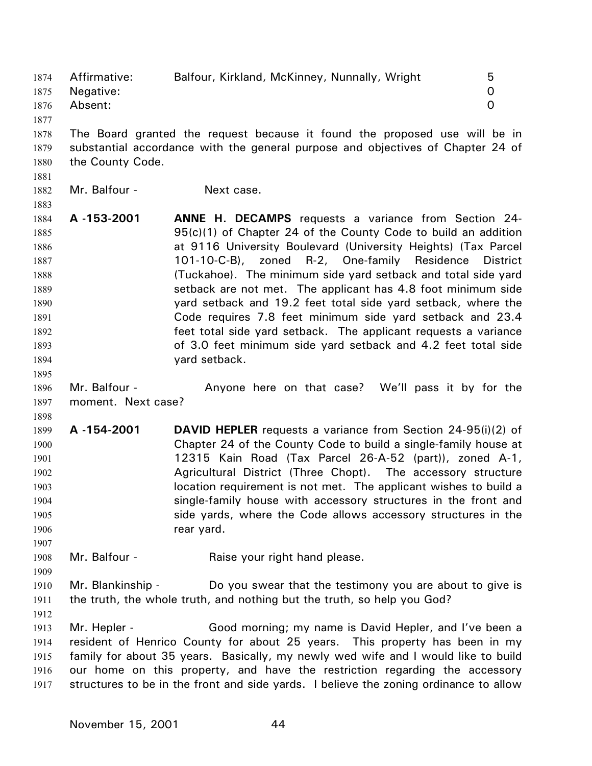| | | |
|---|---|---|
| Affirmative: | Balfour, Kirkland, McKinney, Nunnally, Wright | 5 |
| Negative: | | 0 |
| Absent: | | 0 |

The Board granted the request because it found the proposed use will be in substantial accordance with the general purpose and objectives of Chapter 24 of the County Code.

Mr. Balfour - Next case.

**A -153-2001** **ANNE H. DECAMPS** requests a variance from Section 24-95(c)(1) of Chapter 24 of the County Code to build an addition at 9116 University Boulevard (University Heights) (Tax Parcel 101-10-C-B), zoned R-2, One-family Residence District (Tuckahoe). The minimum side yard setback and total side yard setback are not met. The applicant has 4.8 foot minimum side yard setback and 19.2 feet total side yard setback, where the Code requires 7.8 feet minimum side yard setback and 23.4 feet total side yard setback. The applicant requests a variance of 3.0 feet minimum side yard setback and 4.2 feet total side yard setback.

Mr. Balfour - Anyone here on that case? We'll pass it by for the moment. Next case?

**A -154-2001** **DAVID HEPLER** requests a variance from Section 24-95(i)(2) of Chapter 24 of the County Code to build a single-family house at 12315 Kain Road (Tax Parcel 26-A-52 (part)), zoned A-1, Agricultural District (Three Chopt). The accessory structure location requirement is not met. The applicant wishes to build a single-family house with accessory structures in the front and side yards, where the Code allows accessory structures in the rear yard.

Mr. Balfour - Raise your right hand please.

Mr. Blankinship - Do you swear that the testimony you are about to give is the truth, the whole truth, and nothing but the truth, so help you God?

Mr. Hepler - Good morning; my name is David Hepler, and I've been a resident of Henrico County for about 25 years. This property has been in my family for about 35 years. Basically, my newly wed wife and I would like to build our home on this property, and have the restriction regarding the accessory structures to be in the front and side yards. I believe the zoning ordinance to allow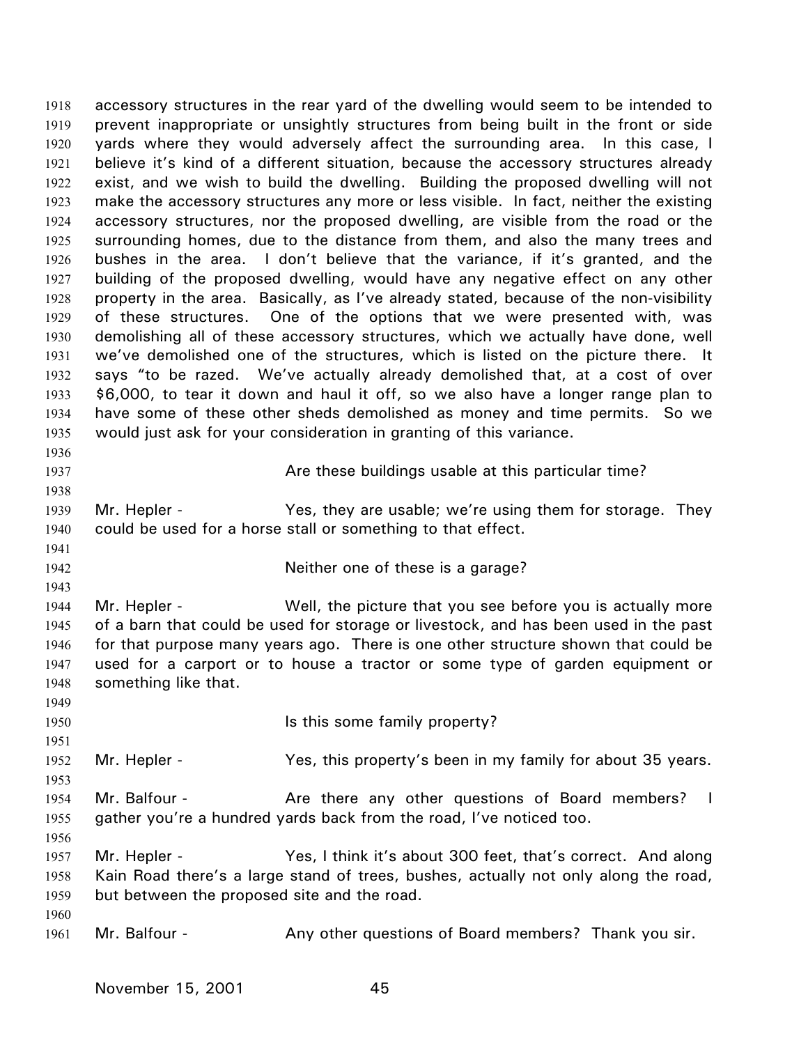accessory structures in the rear yard of the dwelling would seem to be intended to prevent inappropriate or unsightly structures from being built in the front or side yards where they would adversely affect the surrounding area. In this case, I believe it's kind of a different situation, because the accessory structures already exist, and we wish to build the dwelling. Building the proposed dwelling will not make the accessory structures any more or less visible. In fact, neither the existing accessory structures, nor the proposed dwelling, are visible from the road or the surrounding homes, due to the distance from them, and also the many trees and bushes in the area. I don't believe that the variance, if it's granted, and the building of the proposed dwelling, would have any negative effect on any other property in the area. Basically, as I've already stated, because of the non-visibility of these structures. One of the options that we were presented with, was demolishing all of these accessory structures, which we actually have done, well we've demolished one of the structures, which is listed on the picture there. It says "to be razed. We've actually already demolished that, at a cost of over $6,000, to tear it down and haul it off, so we also have a longer range plan to have some of these other sheds demolished as money and time permits. So we would just ask for your consideration in granting of this variance.

Are these buildings usable at this particular time?

Mr. Hepler - Yes, they are usable; we're using them for storage. They could be used for a horse stall or something to that effect.

Neither one of these is a garage?

Mr. Hepler - Well, the picture that you see before you is actually more of a barn that could be used for storage or livestock, and has been used in the past for that purpose many years ago. There is one other structure shown that could be used for a carport or to house a tractor or some type of garden equipment or something like that.

Is this some family property?

Mr. Hepler - Yes, this property's been in my family for about 35 years.

Mr. Balfour - Are there any other questions of Board members? I gather you're a hundred yards back from the road, I've noticed too.

Mr. Hepler - Yes, I think it's about 300 feet, that's correct. And along Kain Road there's a large stand of trees, bushes, actually not only along the road, but between the proposed site and the road.

Mr. Balfour - Any other questions of Board members? Thank you sir.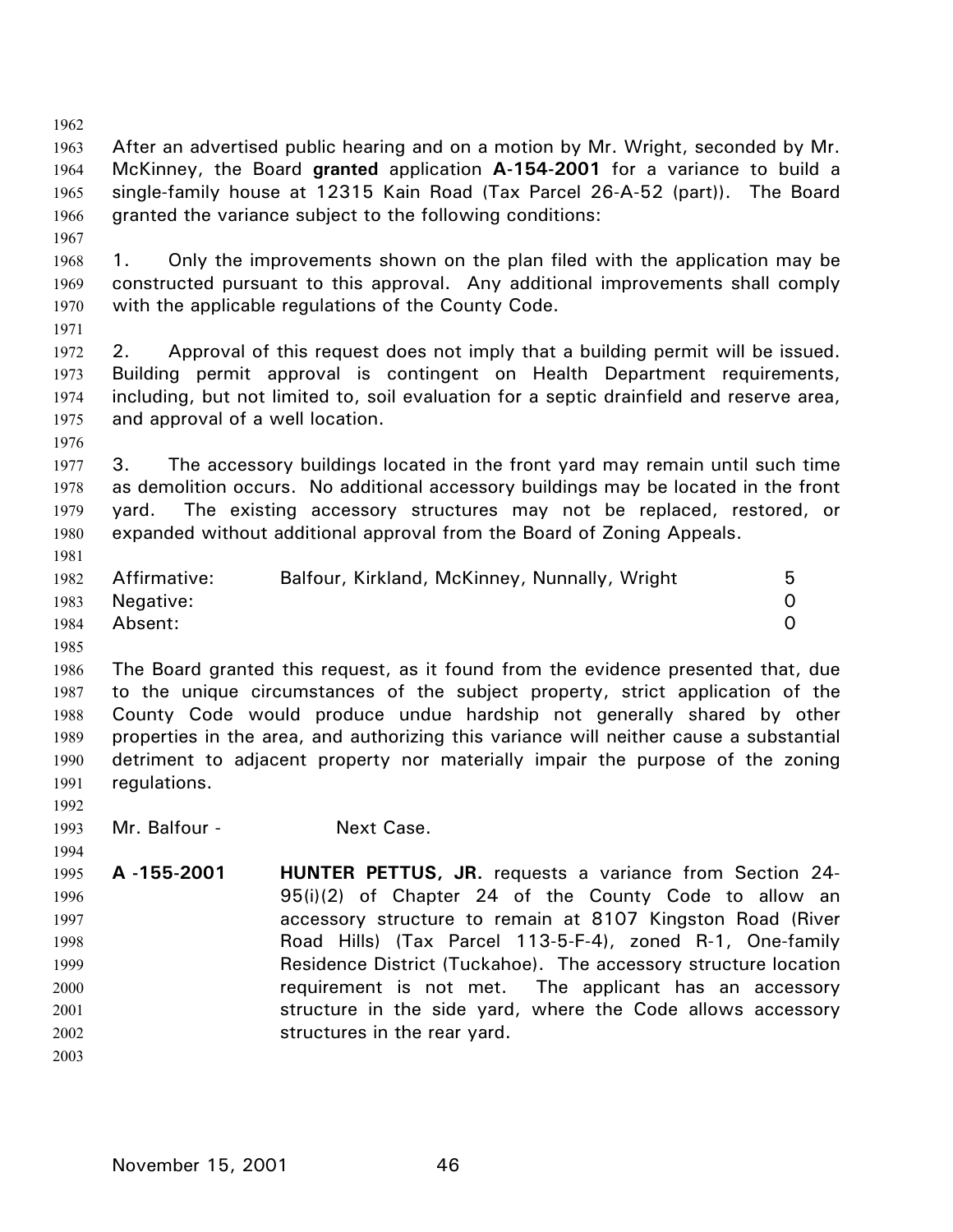After an advertised public hearing and on a motion by Mr. Wright, seconded by Mr. McKinney, the Board **granted** application **A-154-2001** for a variance to build a single-family house at 12315 Kain Road (Tax Parcel 26-A-52 (part)). The Board granted the variance subject to the following conditions:

1. Only the improvements shown on the plan filed with the application may be constructed pursuant to this approval. Any additional improvements shall comply with the applicable regulations of the County Code.

2. Approval of this request does not imply that a building permit will be issued. Building permit approval is contingent on Health Department requirements, including, but not limited to, soil evaluation for a septic drainfield and reserve area, and approval of a well location.

3. The accessory buildings located in the front yard may remain until such time as demolition occurs. No additional accessory buildings may be located in the front yard. The existing accessory structures may not be replaced, restored, or expanded without additional approval from the Board of Zoning Appeals.

| | | |
|---|---|---|
| Affirmative: | Balfour, Kirkland, McKinney, Nunnally, Wright | 5 |
| Negative: | | 0 |
| Absent: | | 0 |

The Board granted this request, as it found from the evidence presented that, due to the unique circumstances of the subject property, strict application of the County Code would produce undue hardship not generally shared by other properties in the area, and authorizing this variance will neither cause a substantial detriment to adjacent property nor materially impair the purpose of the zoning regulations.

Mr. Balfour - Next Case.

**A -155-2001** **HUNTER PETTUS, JR.** requests a variance from Section 24-95(i)(2) of Chapter 24 of the County Code to allow an accessory structure to remain at 8107 Kingston Road (River Road Hills) (Tax Parcel 113-5-F-4), zoned R-1, One-family Residence District (Tuckahoe). The accessory structure location requirement is not met. The applicant has an accessory structure in the side yard, where the Code allows accessory structures in the rear yard.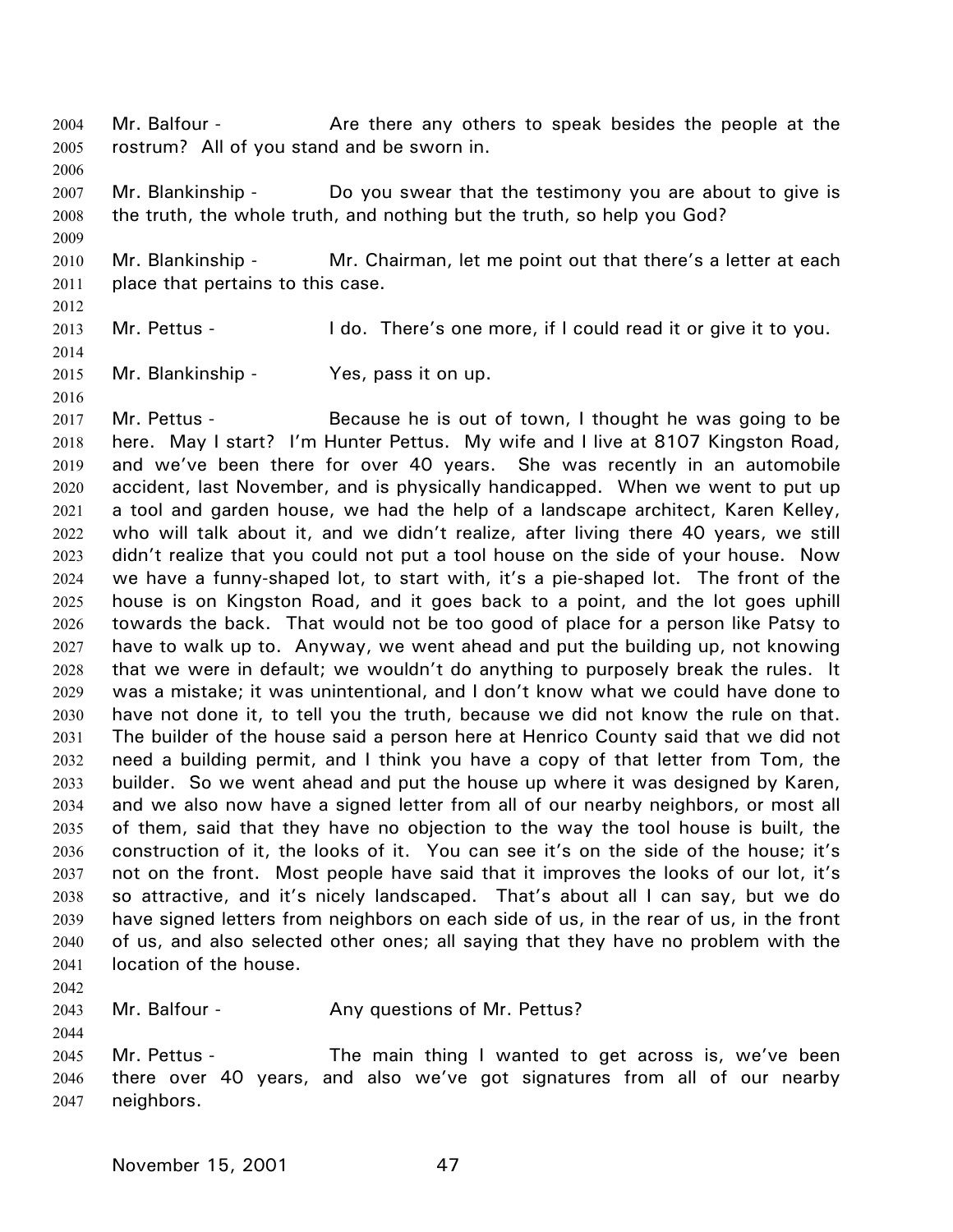Mr. Balfour - Are there any others to speak besides the people at the rostrum? All of you stand and be sworn in.

Mr. Blankinship - Do you swear that the testimony you are about to give is the truth, the whole truth, and nothing but the truth, so help you God?

Mr. Blankinship - Mr. Chairman, let me point out that there's a letter at each place that pertains to this case.

Mr. Pettus - I do. There's one more, if I could read it or give it to you.

Mr. Blankinship - Yes, pass it on up.

Mr. Pettus - Because he is out of town, I thought he was going to be here. May I start? I'm Hunter Pettus. My wife and I live at 8107 Kingston Road, and we've been there for over 40 years. She was recently in an automobile accident, last November, and is physically handicapped. When we went to put up a tool and garden house, we had the help of a landscape architect, Karen Kelley, who will talk about it, and we didn't realize, after living there 40 years, we still didn't realize that you could not put a tool house on the side of your house. Now we have a funny-shaped lot, to start with, it's a pie-shaped lot. The front of the house is on Kingston Road, and it goes back to a point, and the lot goes uphill towards the back. That would not be too good of place for a person like Patsy to have to walk up to. Anyway, we went ahead and put the building up, not knowing that we were in default; we wouldn't do anything to purposely break the rules. It was a mistake; it was unintentional, and I don't know what we could have done to have not done it, to tell you the truth, because we did not know the rule on that. The builder of the house said a person here at Henrico County said that we did not need a building permit, and I think you have a copy of that letter from Tom, the builder. So we went ahead and put the house up where it was designed by Karen, and we also now have a signed letter from all of our nearby neighbors, or most all of them, said that they have no objection to the way the tool house is built, the construction of it, the looks of it. You can see it's on the side of the house; it's not on the front. Most people have said that it improves the looks of our lot, it's so attractive, and it's nicely landscaped. That's about all I can say, but we do have signed letters from neighbors on each side of us, in the rear of us, in the front of us, and also selected other ones; all saying that they have no problem with the location of the house.

Mr. Balfour - Any questions of Mr. Pettus?

Mr. Pettus - The main thing I wanted to get across is, we've been there over 40 years, and also we've got signatures from all of our nearby neighbors.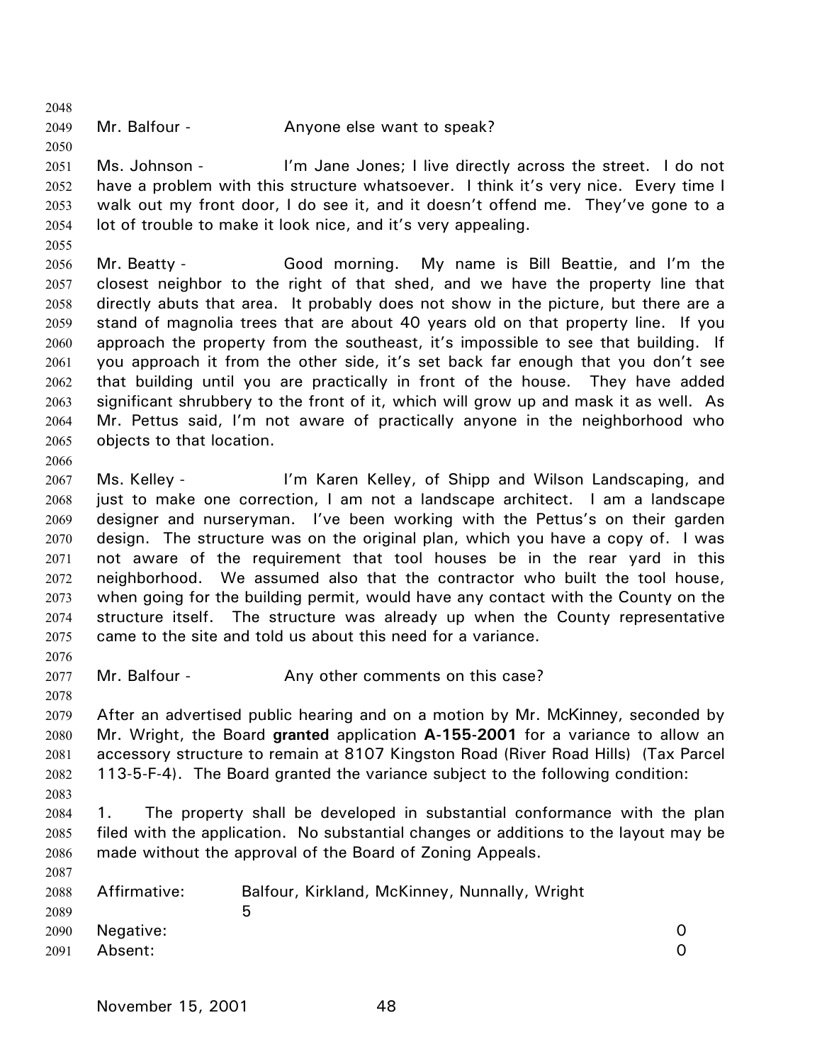Mr. Balfour - Anyone else want to speak?

Ms. Johnson - I'm Jane Jones; I live directly across the street. I do not have a problem with this structure whatsoever. I think it's very nice. Every time I walk out my front door, I do see it, and it doesn't offend me. They've gone to a lot of trouble to make it look nice, and it's very appealing.

Mr. Beatty - Good morning. My name is Bill Beattie, and I'm the closest neighbor to the right of that shed, and we have the property line that directly abuts that area. It probably does not show in the picture, but there are a stand of magnolia trees that are about 40 years old on that property line. If you approach the property from the southeast, it's impossible to see that building. If you approach it from the other side, it's set back far enough that you don't see that building until you are practically in front of the house. They have added significant shrubbery to the front of it, which will grow up and mask it as well. As Mr. Pettus said, I'm not aware of practically anyone in the neighborhood who objects to that location.

Ms. Kelley - I'm Karen Kelley, of Shipp and Wilson Landscaping, and just to make one correction, I am not a landscape architect. I am a landscape designer and nurseryman. I've been working with the Pettus's on their garden design. The structure was on the original plan, which you have a copy of. I was not aware of the requirement that tool houses be in the rear yard in this neighborhood. We assumed also that the contractor who built the tool house, when going for the building permit, would have any contact with the County on the structure itself. The structure was already up when the County representative came to the site and told us about this need for a variance.

Mr. Balfour - Any other comments on this case?

After an advertised public hearing and on a motion by Mr. McKinney, seconded by Mr. Wright, the Board **granted** application **A-155-2001** for a variance to allow an accessory structure to remain at 8107 Kingston Road (River Road Hills) (Tax Parcel 113-5-F-4). The Board granted the variance subject to the following condition:

1. The property shall be developed in substantial conformance with the plan filed with the application. No substantial changes or additions to the layout may be made without the approval of the Board of Zoning Appeals.

Affirmative: Balfour, Kirkland, McKinney, Nunnally, Wright 5
Negative: 0
Absent: 0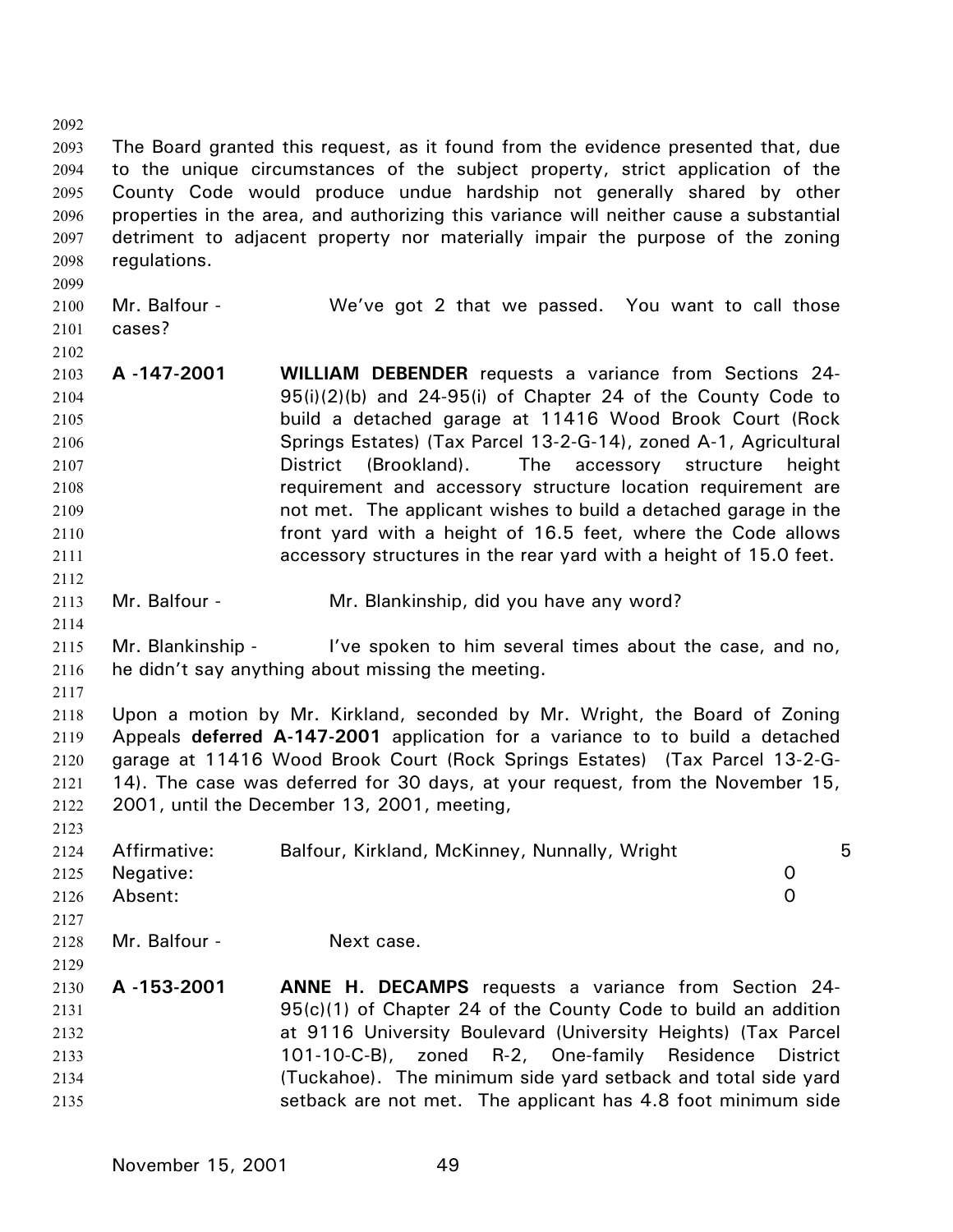The Board granted this request, as it found from the evidence presented that, due to the unique circumstances of the subject property, strict application of the County Code would produce undue hardship not generally shared by other properties in the area, and authorizing this variance will neither cause a substantial detriment to adjacent property nor materially impair the purpose of the zoning regulations.

Mr. Balfour - We've got 2 that we passed. You want to call those cases?

**A -147-2001** **WILLIAM DEBENDER** requests a variance from Sections 24-95(i)(2)(b) and 24-95(i) of Chapter 24 of the County Code to build a detached garage at 11416 Wood Brook Court (Rock Springs Estates) (Tax Parcel 13-2-G-14), zoned A-1, Agricultural District (Brookland). The accessory structure height requirement and accessory structure location requirement are not met. The applicant wishes to build a detached garage in the front yard with a height of 16.5 feet, where the Code allows accessory structures in the rear yard with a height of 15.0 feet.

Mr. Balfour - Mr. Blankinship, did you have any word?

Mr. Blankinship - I've spoken to him several times about the case, and no, he didn't say anything about missing the meeting.

Upon a motion by Mr. Kirkland, seconded by Mr. Wright, the Board of Zoning Appeals **deferred A-147-2001** application for a variance to to build a detached garage at 11416 Wood Brook Court (Rock Springs Estates) (Tax Parcel 13-2-G-14). The case was deferred for 30 days, at your request, from the November 15, 2001, until the December 13, 2001, meeting,

| | | |
|---|---|---|
| Affirmative: | Balfour, Kirkland, McKinney, Nunnally, Wright | 5 |
| Negative: | | 0 |
| Absent: | | 0 |

Mr. Balfour - Next case.

**A -153-2001** **ANNE H. DECAMPS** requests a variance from Section 24-95(c)(1) of Chapter 24 of the County Code to build an addition at 9116 University Boulevard (University Heights) (Tax Parcel 101-10-C-B), zoned R-2, One-family Residence District (Tuckahoe). The minimum side yard setback and total side yard setback are not met. The applicant has 4.8 foot minimum side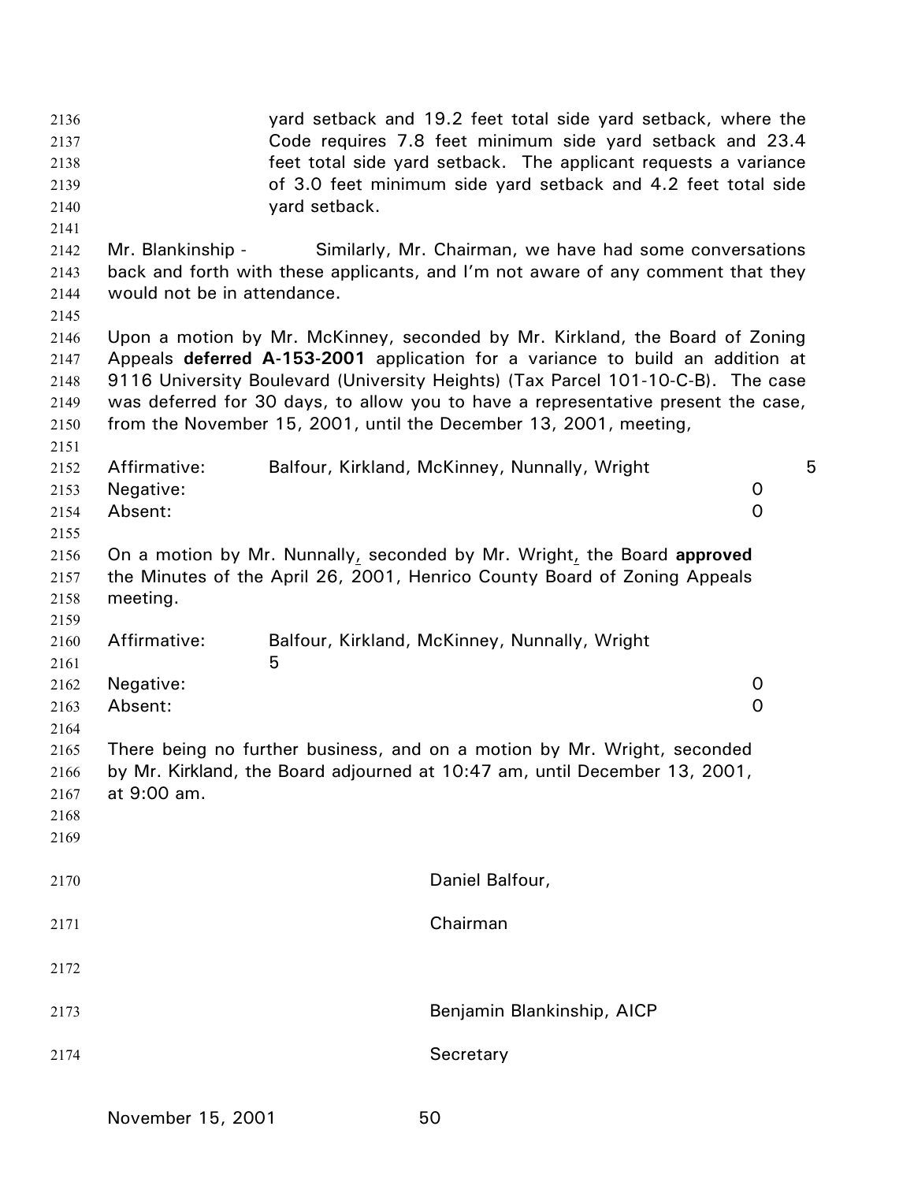yard setback and 19.2 feet total side yard setback, where the Code requires 7.8 feet minimum side yard setback and 23.4 feet total side yard setback. The applicant requests a variance of 3.0 feet minimum side yard setback and 4.2 feet total side yard setback.

Mr. Blankinship - Similarly, Mr. Chairman, we have had some conversations back and forth with these applicants, and I'm not aware of any comment that they would not be in attendance.

Upon a motion by Mr. McKinney, seconded by Mr. Kirkland, the Board of Zoning Appeals **deferred A-153-2001** application for a variance to build an addition at 9116 University Boulevard (University Heights) (Tax Parcel 101-10-C-B). The case was deferred for 30 days, to allow you to have a representative present the case, from the November 15, 2001, until the December 13, 2001, meeting,

| | | |
|---|---|---|
| Affirmative: | Balfour, Kirkland, McKinney, Nunnally, Wright | 5 |
| Negative: | | 0 |
| Absent: | | 0 |

On a motion by Mr. Nunnally, seconded by Mr. Wright, the Board **approved** the Minutes of the April 26, 2001, Henrico County Board of Zoning Appeals meeting.

| | | |
|---|---|---|
| Affirmative: | Balfour, Kirkland, McKinney, Nunnally, Wright 5 | |
| Negative: | | 0 |
| Absent: | | 0 |

There being no further business, and on a motion by Mr. Wright, seconded by Mr. Kirkland, the Board adjourned at 10:47 am, until December 13, 2001, at 9:00 am.

Daniel Balfour,

Chairman

Benjamin Blankinship, AICP

Secretary